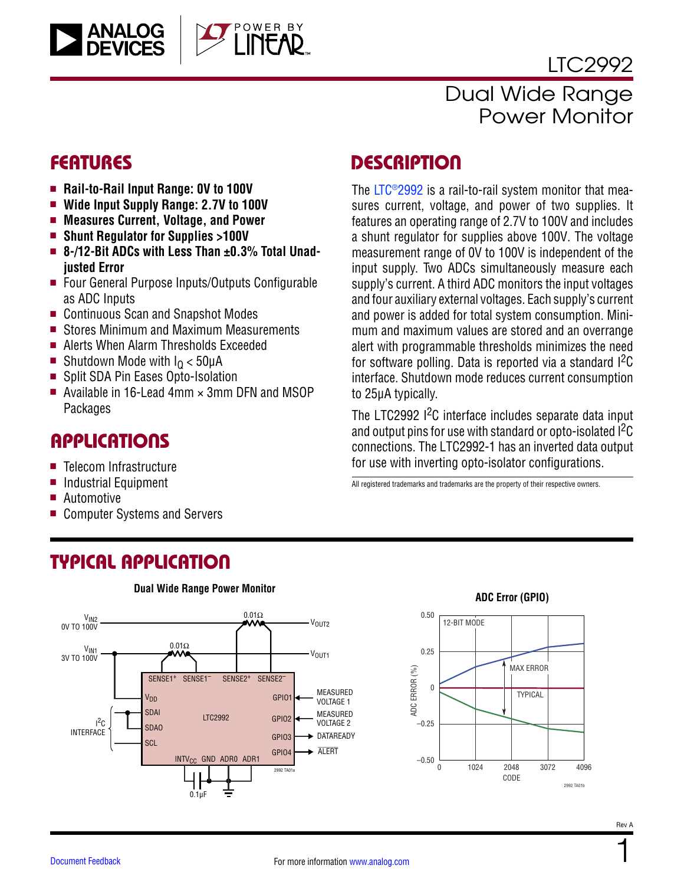# LTC2992

## Dual Wide Range Power Monitor

## FEATURES

- **Rail-to-Rail Input Range: 0V to 100V**
- **Wide Input Supply Range: 2.7V to 100V**
- **Measures Current, Voltage, and Power**
- **Shunt Regulator for Supplies >100V**
- **8-/12-Bit ADCs with Less Than ±0.3% Total Unadjusted Error**
- Four General Purpose Inputs/Outputs Configurable as ADC Inputs
- Continuous Scan and Snapshot Modes
- Stores Minimum and Maximum Measurements
- Alerts When Alarm Thresholds Exceeded
- Shutdown Mode with $I_Q$ < 50μA
- Split SDA Pin Eases Opto-Isolation
- Available in 16-Lead 4mm × 3mm DFN and MSOP Packages

## APPLICATIONS

- Telecom Infrastructure
- Industrial Equipment
- Automotive
- Computer Systems and Servers

## DESCRIPTION

The LTC®2992 is a rail-to-rail system monitor that measures current, voltage, and power of two supplies. It features an operating range of 2.7V to 100V and includes a shunt regulator for supplies above 100V. The voltage measurement range of 0V to 100V is independent of the input supply. Two ADCs simultaneously measure each supply's current. A third ADC monitors the input voltages and four auxiliary external voltages. Each supply's current and power is added for total system consumption. Minimum and maximum values are stored and an overrange alert with programmable thresholds minimizes the need for software polling. Data is reported via a standard I²C interface. Shutdown mode reduces current consumption to 25μA typically.

The LTC2992 I²C interface includes separate data input and output pins for use with standard or opto-isolated I²C connections. The LTC2992-1 has an inverted data output for use with inverting opto-isolator configurations.

All registered trademarks and trademarks are the property of their respective owners.

## TYPICAL APPLICATION

**Dual Wide Range Power Monitor**

**ADC Error (GPIO)**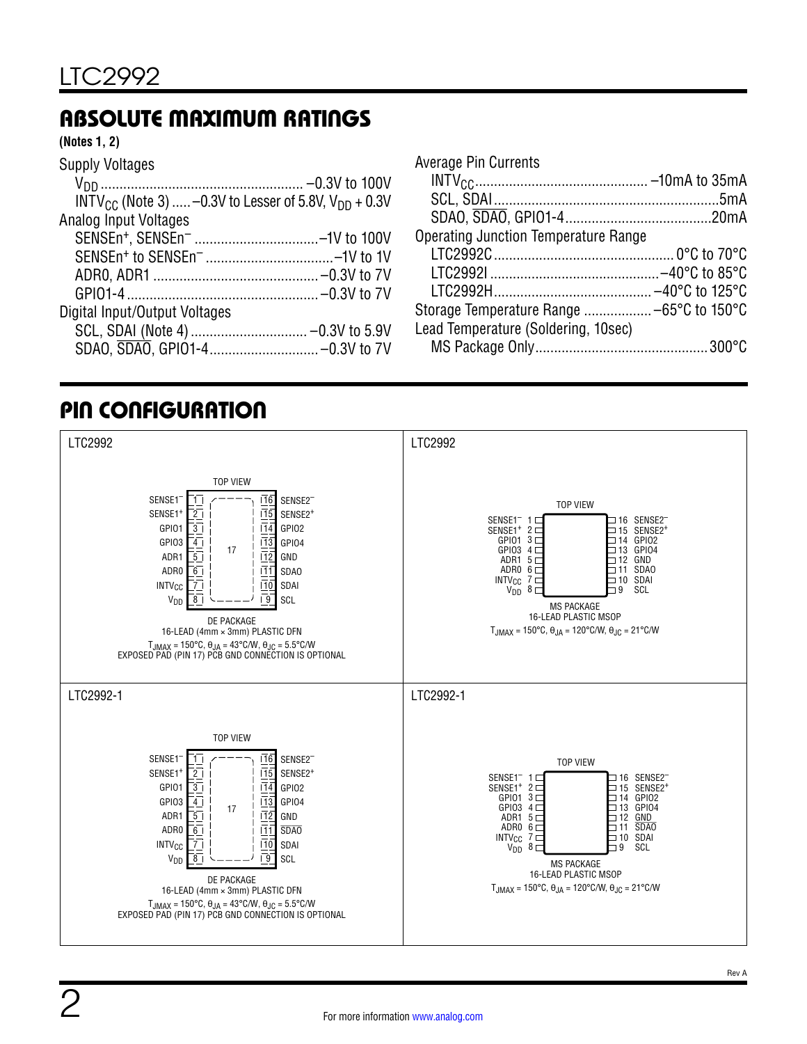## ABSOLUTE MAXIMUM RATINGS

**(Notes 1, 2)**

Supply Voltages
- $V_{DD}$ .................................................. –0.3V to 100V
- $INTV_{CC}$ (Note 3) ..... –0.3V to Lesser of 5.8V, $V_{DD}$ + 0.3V

Analog Input Voltages
- SENSEn$^+$, SENSEn$^-$ ................................ –1V to 100V
- SENSEn$^+$ to SENSEn$^-$ ................................ –1V to 1V
- ADR0, ADR1 ........................................... –0.3V to 7V
- GPIO1-4 ................................................ –0.3V to 7V

Digital Input/Output Voltages
- SCL, SDAI (Note 4) .............................. –0.3V to 5.9V
- SDAO, $\overline{SDAO}$, GPIO1-4 ............................ –0.3V to 7V

Average Pin Currents
- $INTV_{CC}$ ............................................ –10mA to 35mA
- SCL, SDAI ........................................................... 5mA
- SDAO, $\overline{SDAO}$, GPIO1-4 .................................... 20mA

Operating Junction Temperature Range
- LTC2992C ............................................. 0°C to 70°C
- LTC2992I ........................................... –40°C to 85°C
- LTC2992H ......................................... –40°C to 125°C

Storage Temperature Range .................. –65°C to 150°C

Lead Temperature (Soldering, 10sec)
- MS Package Only ............................................. 300°C

## PIN CONFIGURATION

**LTC2992**

TOP VIEW

| Pin | Name | Pin | Name |
|---|---|---|---|
| 1 | SENSE1$^-$ | 16 | SENSE2$^-$ |
| 2 | SENSE1$^+$ | 15 | SENSE2$^+$ |
| 3 | GPIO1 | 14 | GPIO2 |
| 4 | GPIO3 | 13 | GPIO4 |
| 5 | ADR1 | 12 | GND |
| 6 | ADR0 | 11 | SDAO |
| 7 | $INTV_{CC}$ | 10 | SDAI |
| 8 | $V_{DD}$ | 9 | SCL |

DE PACKAGE
16-LEAD (4mm × 3mm) PLASTIC DFN
$T_{JMAX}$ = 150°C, $\theta_{JA}$ = 43°C/W, $\theta_{JC}$ = 5.5°C/W
EXPOSED PAD (PIN 17) PCB GND CONNECTION IS OPTIONAL

MS PACKAGE
16-LEAD PLASTIC MSOP
$T_{JMAX}$ = 150°C, $\theta_{JA}$ = 120°C/W, $\theta_{JC}$ = 21°C/W

**LTC2992-1**

TOP VIEW

| Pin | Name | Pin | Name |
|---|---|---|---|
| 1 | SENSE1$^-$ | 16 | SENSE2$^-$ |
| 2 | SENSE1$^+$ | 15 | SENSE2$^+$ |
| 3 | GPIO1 | 14 | GPIO2 |
| 4 | GPIO3 | 13 | GPIO4 |
| 5 | ADR1 | 12 | GND |
| 6 | ADR0 | 11 | $\overline{SDAO}$ |
| 7 | $INTV_{CC}$ | 10 | SDAI |
| 8 | $V_{DD}$ | 9 | SCL |

DE PACKAGE
16-LEAD (4mm × 3mm) PLASTIC DFN
$T_{JMAX}$ = 150°C, $\theta_{JA}$ = 43°C/W, $\theta_{JC}$ = 5.5°C/W
EXPOSED PAD (PIN 17) PCB GND CONNECTION IS OPTIONAL

MS PACKAGE
16-LEAD PLASTIC MSOP
$T_{JMAX}$ = 150°C, $\theta_{JA}$ = 120°C/W, $\theta_{JC}$ = 21°C/W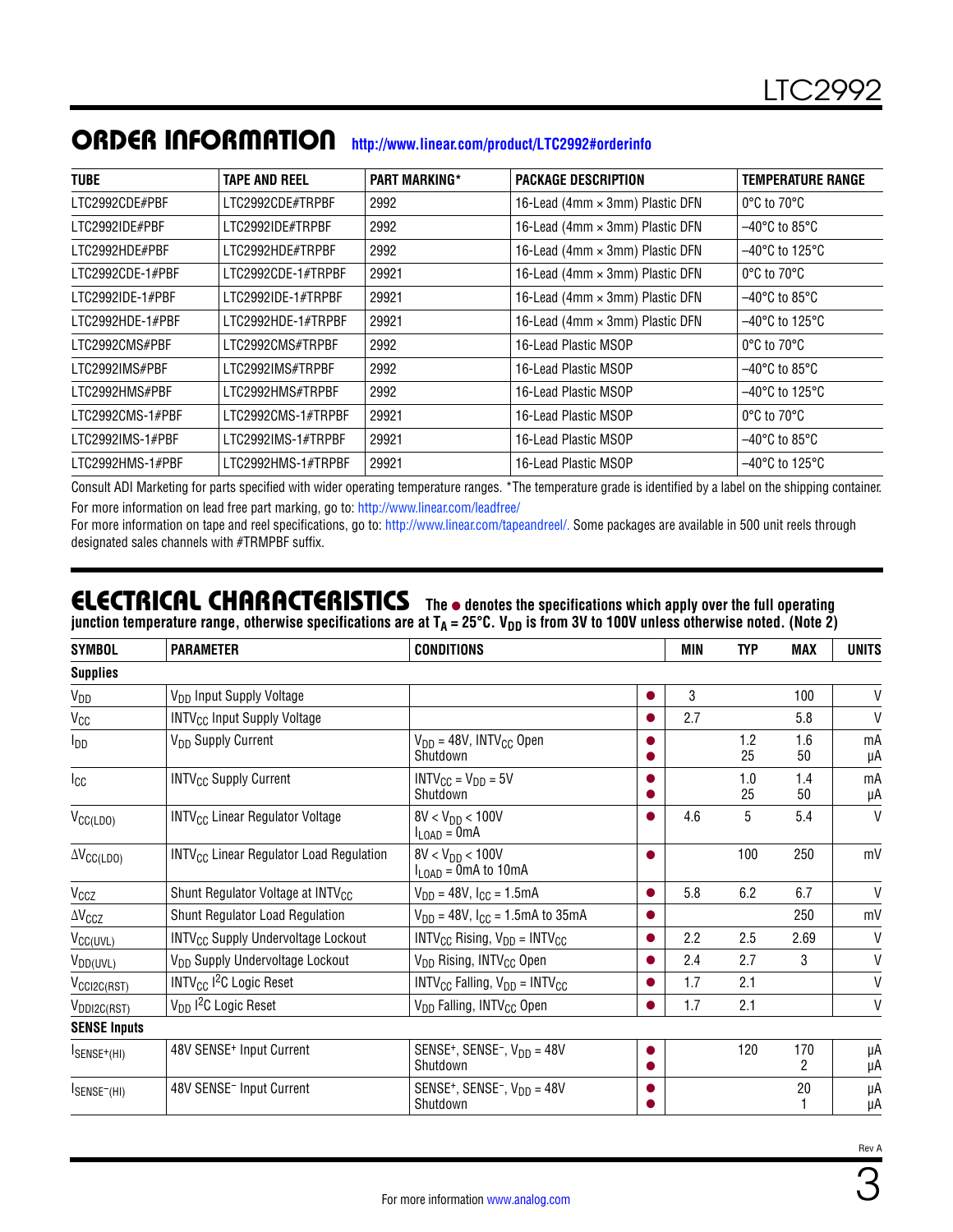## ORDER INFORMATION http://www.linear.com/product/LTC2992#orderinfo

| TUBE | TAPE AND REEL | PART MARKING* | PACKAGE DESCRIPTION | TEMPERATURE RANGE |
|---|---|---|---|---|
| LTC2992CDE#PBF | LTC2992CDE#TRPBF | 2992 | 16-Lead (4mm × 3mm) Plastic DFN | 0°C to 70°C |
| LTC2992IDE#PBF | LTC2992IDE#TRPBF | 2992 | 16-Lead (4mm × 3mm) Plastic DFN | –40°C to 85°C |
| LTC2992HDE#PBF | LTC2992HDE#TRPBF | 2992 | 16-Lead (4mm × 3mm) Plastic DFN | –40°C to 125°C |
| LTC2992CDE-1#PBF | LTC2992CDE-1#TRPBF | 29921 | 16-Lead (4mm × 3mm) Plastic DFN | 0°C to 70°C |
| LTC2992IDE-1#PBF | LTC2992IDE-1#TRPBF | 29921 | 16-Lead (4mm × 3mm) Plastic DFN | –40°C to 85°C |
| LTC2992HDE-1#PBF | LTC2992HDE-1#TRPBF | 29921 | 16-Lead (4mm × 3mm) Plastic DFN | –40°C to 125°C |
| LTC2992CMS#PBF | LTC2992CMS#TRPBF | 2992 | 16-Lead Plastic MSOP | 0°C to 70°C |
| LTC2992IMS#PBF | LTC2992IMS#TRPBF | 2992 | 16-Lead Plastic MSOP | –40°C to 85°C |
| LTC2992HMS#PBF | LTC2992HMS#TRPBF | 2992 | 16-Lead Plastic MSOP | –40°C to 125°C |
| LTC2992CMS-1#PBF | LTC2992CMS-1#TRPBF | 29921 | 16-Lead Plastic MSOP | 0°C to 70°C |
| LTC2992IMS-1#PBF | LTC2992IMS-1#TRPBF | 29921 | 16-Lead Plastic MSOP | –40°C to 85°C |
| LTC2992HMS-1#PBF | LTC2992HMS-1#TRPBF | 29921 | 16-Lead Plastic MSOP | –40°C to 125°C |

Consult ADI Marketing for parts specified with wider operating temperature ranges. *The temperature grade is identified by a label on the shipping container.

For more information on lead free part marking, go to: http://www.linear.com/leadfree/

For more information on tape and reel specifications, go to: http://www.linear.com/tapeandreel/. Some packages are available in 500 unit reels through designated sales channels with #TRMPBF suffix.

## ELECTRICAL CHARACTERISTICS

**The ● denotes the specifications which apply over the full operating junction temperature range, otherwise specifications are at $T_A$ = 25°C. $V_{DD}$ is from 3V to 100V unless otherwise noted. (Note 2)**

| SYMBOL | PARAMETER | CONDITIONS | | MIN | TYP | MAX | UNITS |
|---|---|---|---|---|---|---|---|
| **Supplies** | | | | | | | |
| $V_{DD}$ | $V_{DD}$ Input Supply Voltage | | ● | 3 | | 100 | V |
| $V_{CC}$ | $INTV_{CC}$ Input Supply Voltage | | ● | 2.7 | | 5.8 | V |
| $I_{DD}$ | $V_{DD}$ Supply Current | $V_{DD}$ = 48V, $INTV_{CC}$ Open<br>Shutdown | ●<br>● | | 1.2<br>25 | 1.6<br>50 | mA<br>μA |
| $I_{CC}$ | $INTV_{CC}$ Supply Current | $INTV_{CC}$ = $V_{DD}$ = 5V<br>Shutdown | ●<br>● | | 1.0<br>25 | 1.4<br>50 | mA<br>μA |
| $V_{CC(LDO)}$ | $INTV_{CC}$ Linear Regulator Voltage | 8V < $V_{DD}$ < 100V<br>$I_{LOAD}$ = 0mA | ● | 4.6 | 5 | 5.4 | V |
| $\Delta V_{CC(LDO)}$ | $INTV_{CC}$ Linear Regulator Load Regulation | 8V < $V_{DD}$ < 100V<br>$I_{LOAD}$ = 0mA to 10mA | ● | | 100 | 250 | mV |
| $V_{CCZ}$ | Shunt Regulator Voltage at $INTV_{CC}$ | $V_{DD}$ = 48V, $I_{CC}$ = 1.5mA | ● | 5.8 | 6.2 | 6.7 | V |
| $\Delta V_{CCZ}$ | Shunt Regulator Load Regulation | $V_{DD}$ = 48V, $I_{CC}$ = 1.5mA to 35mA | ● | | | 250 | mV |
| $V_{CC(UVL)}$ | $INTV_{CC}$ Supply Undervoltage Lockout | $INTV_{CC}$ Rising, $V_{DD}$ = $INTV_{CC}$ | ● | 2.2 | 2.5 | 2.69 | V |
| $V_{DD(UVL)}$ | $V_{DD}$ Supply Undervoltage Lockout | $V_{DD}$ Rising, $INTV_{CC}$ Open | ● | 2.4 | 2.7 | 3 | V |
| $V_{CCI2C(RST)}$ | $INTV_{CC}$ I²C Logic Reset | $INTV_{CC}$ Falling, $V_{DD}$ = $INTV_{CC}$ | ● | 1.7 | 2.1 | | V |
| $V_{DDI2C(RST)}$ | $V_{DD}$ I²C Logic Reset | $V_{DD}$ Falling, $INTV_{CC}$ Open | ● | 1.7 | 2.1 | | V |
| **SENSE Inputs** | | | | | | | |
| $I_{SENSE^+(HI)}$ | 48V SENSE⁺ Input Current | SENSE⁺, SENSE⁻, $V_{DD}$ = 48V<br>Shutdown | ●<br>● | | 120 | 170<br>2 | μA<br>μA |
| $I_{SENSE^-(HI)}$ | 48V SENSE⁻ Input Current | SENSE⁺, SENSE⁻, $V_{DD}$ = 48V<br>Shutdown | ●<br>● | | | 20<br>1 | μA<br>μA |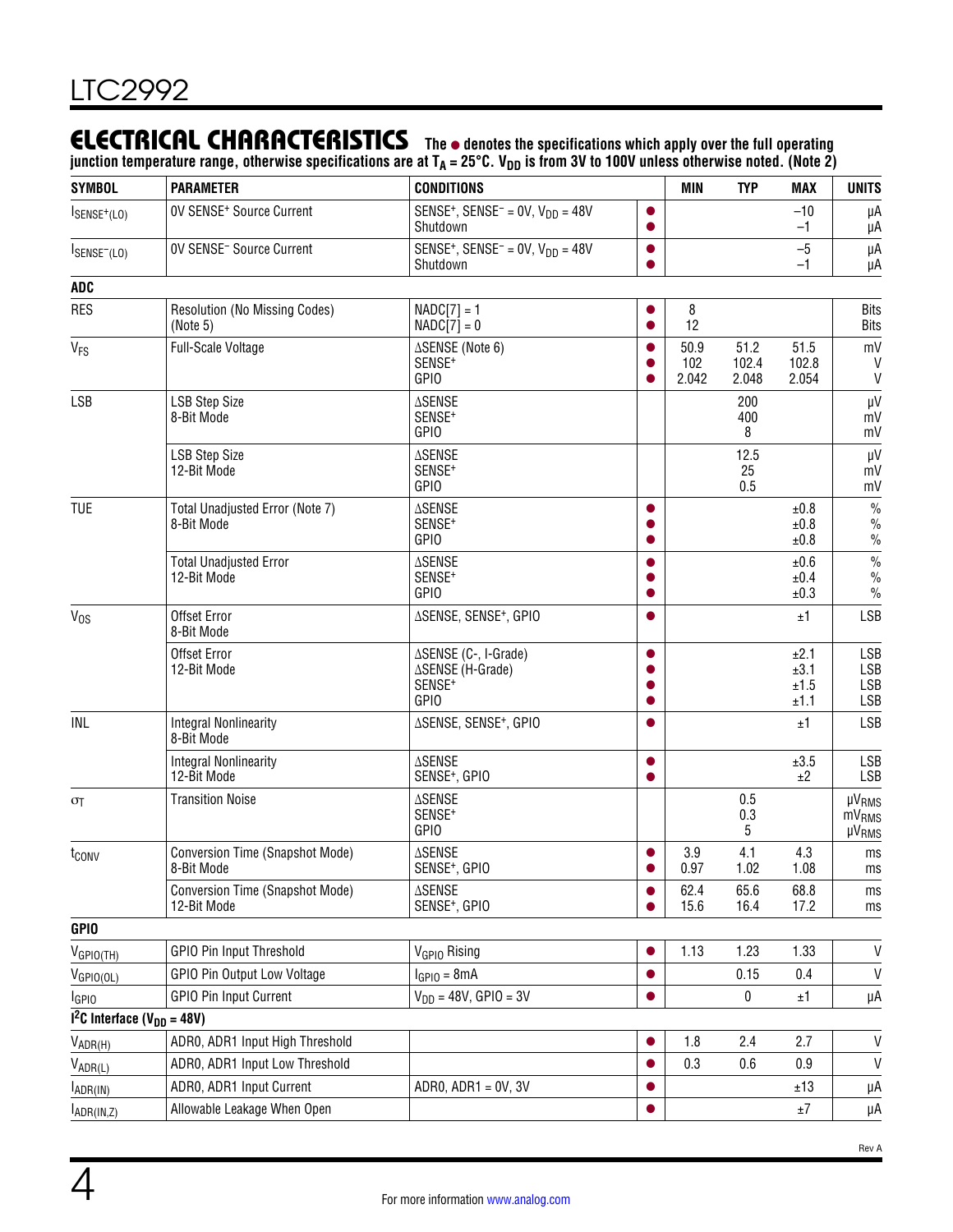## ELECTRICAL CHARACTERISTICS

**The ● denotes the specifications which apply over the full operating junction temperature range, otherwise specifications are at $T_A$ = 25°C. $V_{DD}$ is from 3V to 100V unless otherwise noted. (Note 2)**

| SYMBOL | PARAMETER | CONDITIONS | | MIN | TYP | MAX | UNITS |
|---|---|---|---|---|---|---|---|
| $I_{SENSE^+(LO)}$ | 0V SENSE⁺ Source Current | SENSE⁺, SENSE⁻ = 0V, $V_{DD}$ = 48V<br>Shutdown | ●<br>● | | | –10<br>–1 | µA<br>µA |
| $I_{SENSE^-(LO)}$ | 0V SENSE⁻ Source Current | SENSE⁺, SENSE⁻ = 0V, $V_{DD}$ = 48V<br>Shutdown | ●<br>● | | | –5<br>–1 | µA<br>µA |
| **ADC** | | | | | | | |
| RES | Resolution (No Missing Codes) (Note 5) | NADC[7] = 1<br>NADC[7] = 0 | ●<br>● | 8<br>12 | | | Bits<br>Bits |
| $V_{FS}$ | Full-Scale Voltage | ΔSENSE (Note 6)<br>SENSE⁺<br>GPIO | ●<br>●<br>● | 50.9<br>102<br>2.042 | 51.2<br>102.4<br>2.048 | 51.5<br>102.8<br>2.054 | mV<br>V<br>V |
| LSB | LSB Step Size<br>8-Bit Mode | ΔSENSE<br>SENSE⁺<br>GPIO | | | 200<br>400<br>8 | | µV<br>mV<br>mV |
| | LSB Step Size<br>12-Bit Mode | ΔSENSE<br>SENSE⁺<br>GPIO | | | 12.5<br>25<br>0.5 | | µV<br>mV<br>mV |
| TUE | Total Unadjusted Error (Note 7)<br>8-Bit Mode | ΔSENSE<br>SENSE⁺<br>GPIO | ●<br>●<br>● | | | ±0.8<br>±0.8<br>±0.8 | %<br>%<br>% |
| | Total Unadjusted Error<br>12-Bit Mode | ΔSENSE<br>SENSE⁺<br>GPIO | ●<br>●<br>● | | | ±0.6<br>±0.4<br>±0.3 | %<br>%<br>% |
| $V_{OS}$ | Offset Error<br>8-Bit Mode | ΔSENSE, SENSE⁺, GPIO | ● | | | ±1 | LSB |
| | Offset Error<br>12-Bit Mode | ΔSENSE (C-, I-Grade)<br>ΔSENSE (H-Grade)<br>SENSE⁺<br>GPIO | ●<br>●<br>●<br>● | | | ±2.1<br>±3.1<br>±1.5<br>±1.1 | LSB<br>LSB<br>LSB<br>LSB |
| INL | Integral Nonlinearity<br>8-Bit Mode | ΔSENSE, SENSE⁺, GPIO | ● | | | ±1 | LSB |
| | Integral Nonlinearity<br>12-Bit Mode | ΔSENSE<br>SENSE⁺, GPIO | ●<br>● | | | ±3.5<br>±2 | LSB<br>LSB |
| $\sigma_T$ | Transition Noise | ΔSENSE<br>SENSE⁺<br>GPIO | | | 0.5<br>0.3<br>5 | | $\mu V_{RMS}$<br>$mV_{RMS}$<br>$\mu V_{RMS}$ |
| $t_{CONV}$ | Conversion Time (Snapshot Mode)<br>8-Bit Mode | ΔSENSE<br>SENSE⁺, GPIO | ●<br>● | 3.9<br>0.97 | 4.1<br>1.02 | 4.3<br>1.08 | ms<br>ms |
| | Conversion Time (Snapshot Mode)<br>12-Bit Mode | ΔSENSE<br>SENSE⁺, GPIO | ●<br>● | 62.4<br>15.6 | 65.6<br>16.4 | 68.8<br>17.2 | ms<br>ms |
| **GPIO** | | | | | | | |
| $V_{GPIO(TH)}$ | GPIO Pin Input Threshold | $V_{GPIO}$ Rising | ● | 1.13 | 1.23 | 1.33 | V |
| $V_{GPIO(OL)}$ | GPIO Pin Output Low Voltage | $I_{GPIO}$ = 8mA | ● | | 0.15 | 0.4 | V |
| $I_{GPIO}$ | GPIO Pin Input Current | $V_{DD}$ = 48V, GPIO = 3V | ● | | 0 | ±1 | µA |
| **I²C Interface ($V_{DD}$ = 48V)** | | | | | | | |
| $V_{ADR(H)}$ | ADR0, ADR1 Input High Threshold | | ● | 1.8 | 2.4 | 2.7 | V |
| $V_{ADR(L)}$ | ADR0, ADR1 Input Low Threshold | | ● | 0.3 | 0.6 | 0.9 | V |
| $I_{ADR(IN)}$ | ADR0, ADR1 Input Current | ADR0, ADR1 = 0V, 3V | ● | | | ±13 | µA |
| $I_{ADR(IN,Z)}$ | Allowable Leakage When Open | | ● | | | ±7 | µA |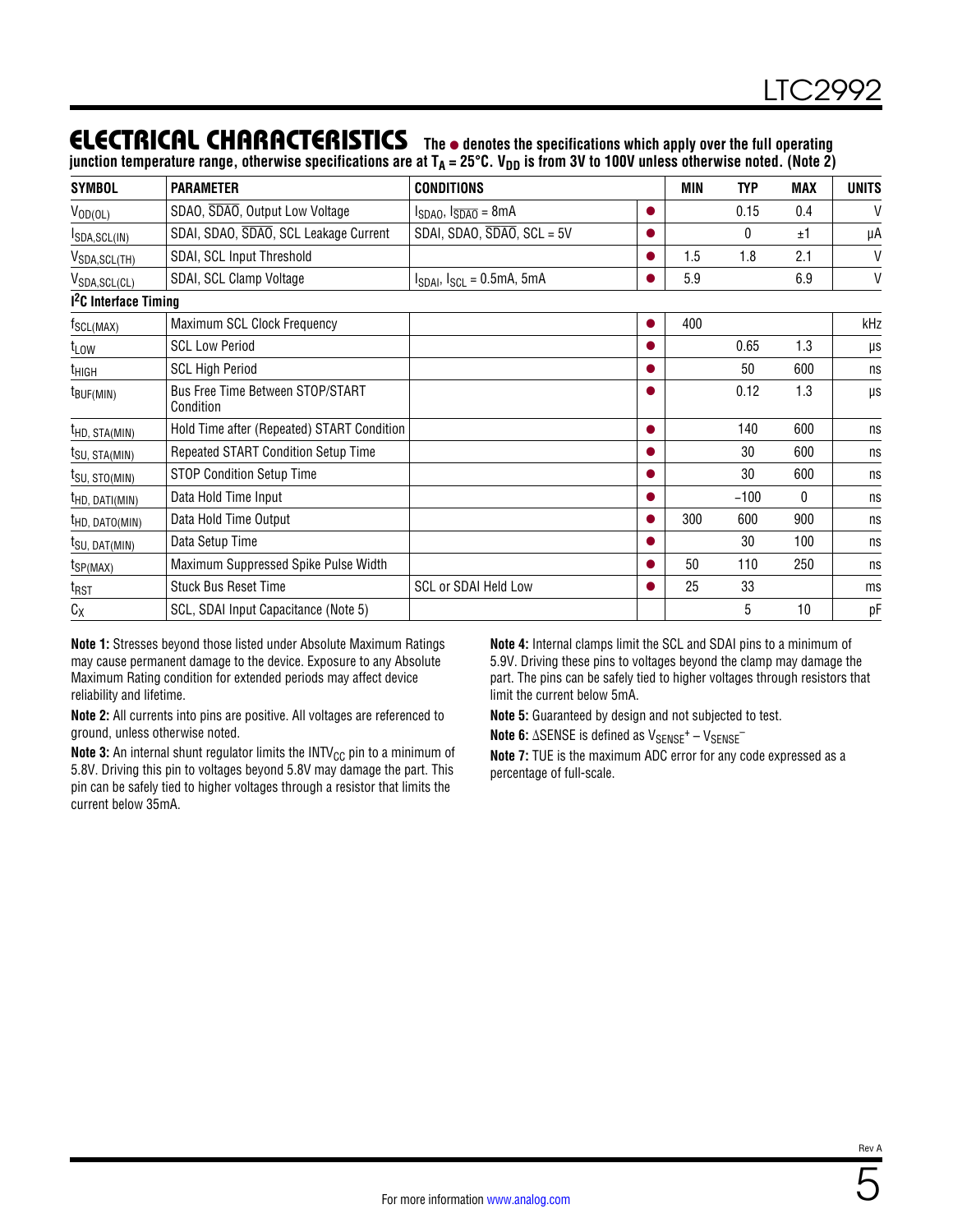## ELECTRICAL CHARACTERISTICS

**The ● denotes the specifications which apply over the full operating junction temperature range, otherwise specifications are at $T_A = 25°C$. $V_{DD}$ is from 3V to 100V unless otherwise noted. (Note 2)**

| SYMBOL | PARAMETER | CONDITIONS | | MIN | TYP | MAX | UNITS |
|---|---|---|---|---|---|---|---|
| $V_{OD(OL)}$ | SDAO, $\overline{SDAO}$, Output Low Voltage | $I_{SDAO}$, $I_{\overline{SDAO}}$ = 8mA | ● | | 0.15 | 0.4 | V |
| $I_{SDA,SCL(IN)}$ | SDAI, SDAO, $\overline{SDAO}$, SCL Leakage Current | SDAI, SDAO, $\overline{SDAO}$, SCL = 5V | ● | | 0 | ±1 | µA |
| $V_{SDA,SCL(TH)}$ | SDAI, SCL Input Threshold | | ● | 1.5 | 1.8 | 2.1 | V |
| $V_{SDA,SCL(CL)}$ | SDAI, SCL Clamp Voltage | $I_{SDAI}$, $I_{SCL}$ = 0.5mA, 5mA | ● | 5.9 | | 6.9 | V |
| **$I^2C$ Interface Timing** | | | | | | | |
| $f_{SCL(MAX)}$ | Maximum SCL Clock Frequency | | ● | 400 | | | kHz |
| $t_{LOW}$ | SCL Low Period | | ● | | 0.65 | 1.3 | µs |
| $t_{HIGH}$ | SCL High Period | | ● | | 50 | 600 | ns |
| $t_{BUF(MIN)}$ | Bus Free Time Between STOP/START Condition | | ● | | 0.12 | 1.3 | µs |
| $t_{HD, STA(MIN)}$ | Hold Time after (Repeated) START Condition | | ● | | 140 | 600 | ns |
| $t_{SU, STA(MIN)}$ | Repeated START Condition Setup Time | | ● | | 30 | 600 | ns |
| $t_{SU, STO(MIN)}$ | STOP Condition Setup Time | | ● | | 30 | 600 | ns |
| $t_{HD, DATI(MIN)}$ | Data Hold Time Input | | ● | | –100 | 0 | ns |
| $t_{HD, DATO(MIN)}$ | Data Hold Time Output | | ● | 300 | 600 | 900 | ns |
| $t_{SU, DAT(MIN)}$ | Data Setup Time | | ● | | 30 | 100 | ns |
| $t_{SP(MAX)}$ | Maximum Suppressed Spike Pulse Width | | ● | 50 | 110 | 250 | ns |
| $t_{RST}$ | Stuck Bus Reset Time | SCL or SDAI Held Low | ● | 25 | 33 | | ms |
| $C_X$ | SCL, SDAI Input Capacitance (Note 5) | | | | 5 | 10 | pF |

**Note 1:** Stresses beyond those listed under Absolute Maximum Ratings may cause permanent damage to the device. Exposure to any Absolute Maximum Rating condition for extended periods may affect device reliability and lifetime.

**Note 2:** All currents into pins are positive. All voltages are referenced to ground, unless otherwise noted.

**Note 3:** An internal shunt regulator limits the $INTV_{CC}$ pin to a minimum of 5.8V. Driving this pin to voltages beyond 5.8V may damage the part. This pin can be safely tied to higher voltages through a resistor that limits the current below 35mA.

**Note 4:** Internal clamps limit the SCL and SDAI pins to a minimum of 5.9V. Driving these pins to voltages beyond the clamp may damage the part. The pins can be safely tied to higher voltages through resistors that limit the current below 5mA.

**Note 5:** Guaranteed by design and not subjected to test.

**Note 6:** ΔSENSE is defined as $V_{SENSE}^+ – V_{SENSE}^–$

**Note 7:** TUE is the maximum ADC error for any code expressed as a percentage of full-scale.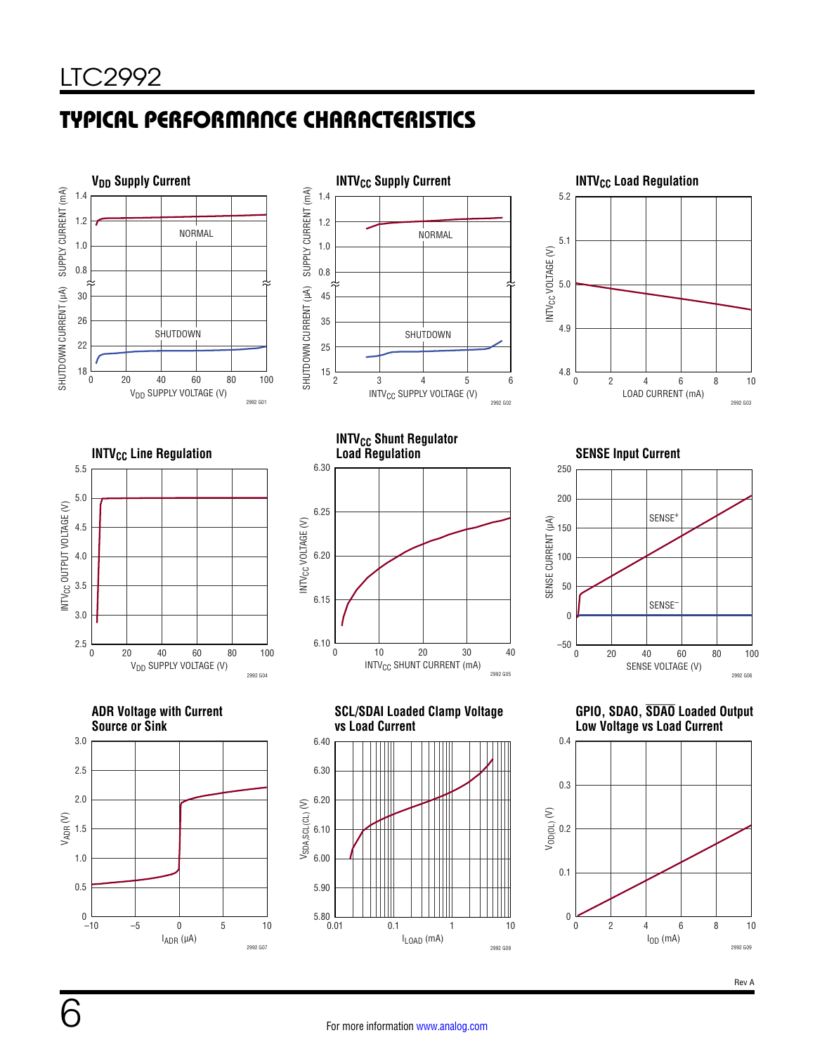## TYPICAL PERFORMANCE CHARACTERISTICS

**$V_{DD}$ Supply Current**

SUPPLY CURRENT (mA) / SHUTDOWN CURRENT (µA) vs $V_{DD}$ SUPPLY VOLTAGE (V) — NORMAL, SHUTDOWN

2992 G01

**$INTV_{CC}$ Supply Current**

SUPPLY CURRENT (mA) / SHUTDOWN CURRENT (µA) vs $INTV_{CC}$ SUPPLY VOLTAGE (V) — NORMAL, SHUTDOWN

2992 G02

**$INTV_{CC}$ Load Regulation**

$INTV_{CC}$ VOLTAGE (V) vs LOAD CURRENT (mA)

2992 G03

**$INTV_{CC}$ Line Regulation**

$INTV_{CC}$ OUTPUT VOLTAGE (V) vs $V_{DD}$ SUPPLY VOLTAGE (V)

2992 G04

**$INTV_{CC}$ Shunt Regulator Load Regulation**

$INTV_{CC}$ VOLTAGE (V) vs $INTV_{CC}$ SHUNT CURRENT (mA)

2992 G05

**SENSE Input Current**

SENSE CURRENT (µA) vs SENSE VOLTAGE (V) — $SENSE^+$, $SENSE^-$

2992 G06

**ADR Voltage with Current Source or Sink**

$V_{ADR}$ (V) vs $I_{ADR}$ (µA)

2992 G07

**SCL/SDAI Loaded Clamp Voltage vs Load Current**

$V_{SDA,SCL(CL)}$ (V) vs $I_{LOAD}$ (mA)

2992 G08

**GPIO, SDAO, $\overline{SDAO}$ Loaded Output Low Voltage vs Load Current**

$V_{OD(OL)}$ (V) vs $I_{OD}$ (mA)

2992 G09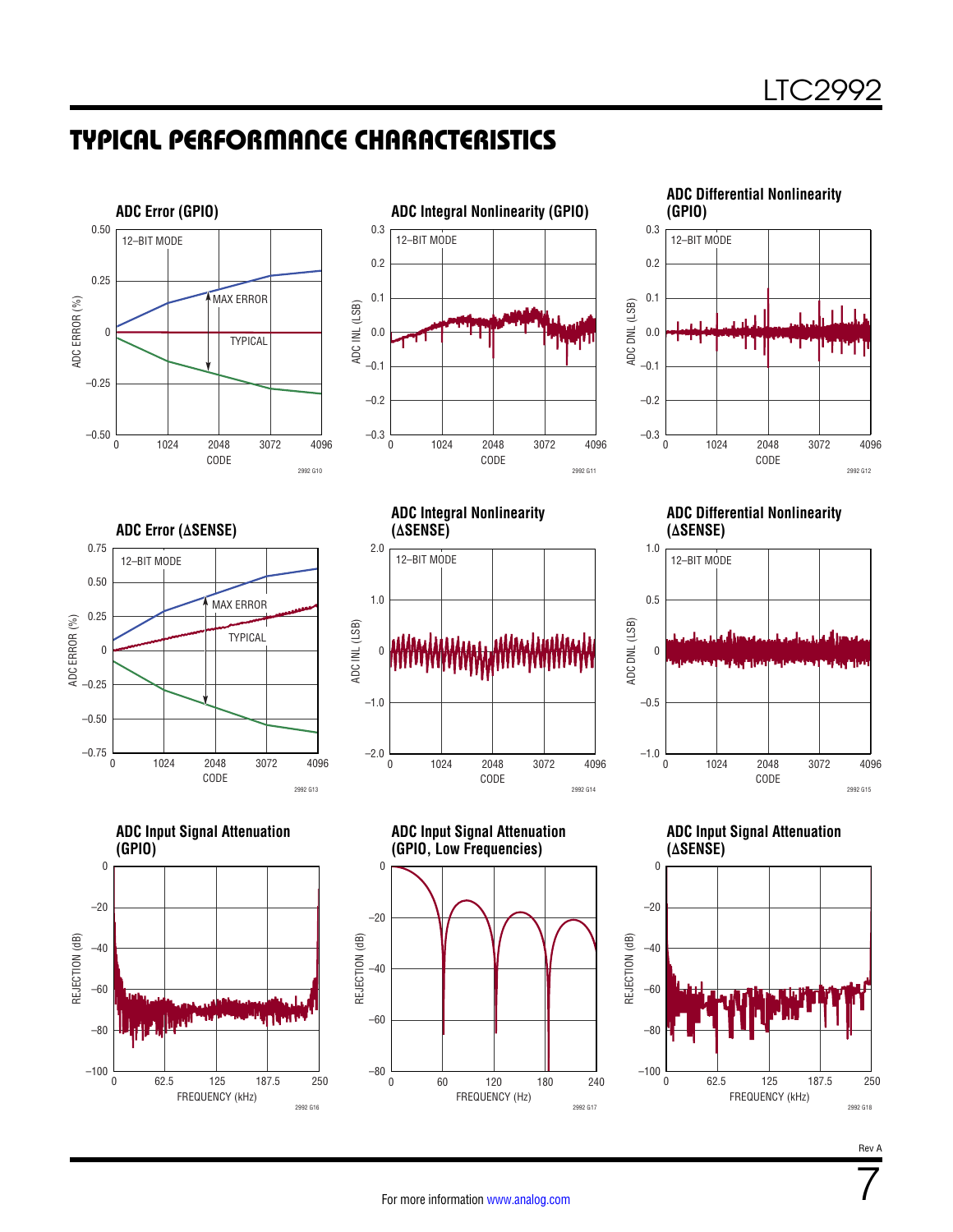## TYPICAL PERFORMANCE CHARACTERISTICS

**ADC Error (GPIO)**

12-BIT MODE

ADC ERROR (%) vs CODE — MAX ERROR, TYPICAL

2992 G10

**ADC Integral Nonlinearity (GPIO)**

12-BIT MODE

ADC INL (LSB) vs CODE

2992 G11

**ADC Differential Nonlinearity (GPIO)**

12-BIT MODE

ADC DNL (LSB) vs CODE

2992 G12

**ADC Error (ΔSENSE)**

12-BIT MODE

ADC ERROR (%) vs CODE — MAX ERROR, TYPICAL

2992 G13

**ADC Integral Nonlinearity (ΔSENSE)**

12-BIT MODE

ADC INL (LSB) vs CODE

2992 G14

**ADC Differential Nonlinearity (ΔSENSE)**

12-BIT MODE

ADC DNL (LSB) vs CODE

2992 G15

**ADC Input Signal Attenuation (GPIO)**

REJECTION (dB) vs FREQUENCY (kHz)

2992 G16

**ADC Input Signal Attenuation (GPIO, Low Frequencies)**

REJECTION (dB) vs FREQUENCY (Hz)

2992 G17

**ADC Input Signal Attenuation (ΔSENSE)**

REJECTION (dB) vs FREQUENCY (kHz)

2992 G18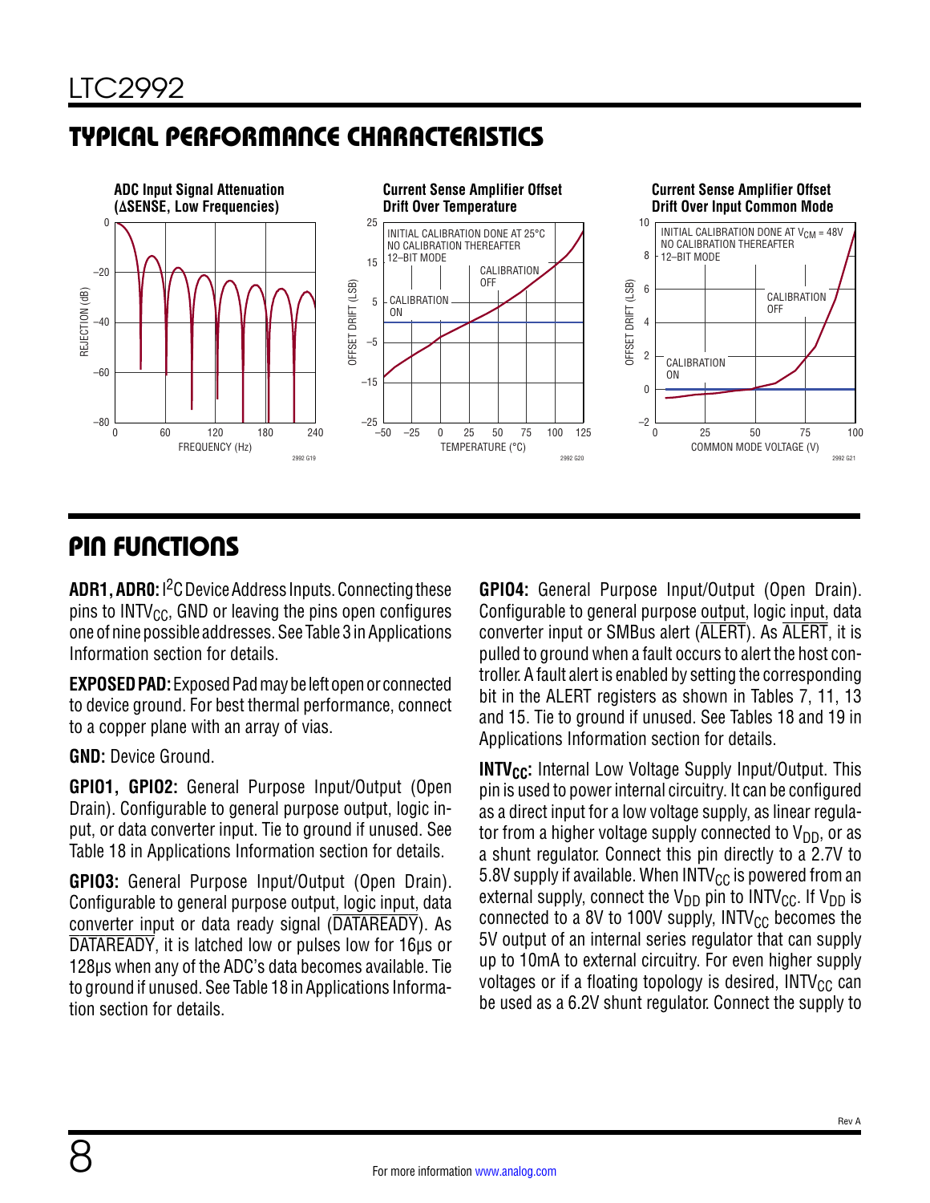## TYPICAL PERFORMANCE CHARACTERISTICS

**ADC Input Signal Attenuation (ΔSENSE, Low Frequencies)**

**Current Sense Amplifier Offset Drift Over Temperature**

**Current Sense Amplifier Offset Drift Over Input Common Mode**

## PIN FUNCTIONS

**ADR1, ADR0:** I²C Device Address Inputs. Connecting these pins to $INTV_{CC}$, GND or leaving the pins open configures one of nine possible addresses. See Table 3 in Applications Information section for details.

**EXPOSED PAD:** Exposed Pad may be left open or connected to device ground. For best thermal performance, connect to a copper plane with an array of vias.

**GND:** Device Ground.

**GPIO1, GPIO2:** General Purpose Input/Output (Open Drain). Configurable to general purpose output, logic input, or data converter input. Tie to ground if unused. See Table 18 in Applications Information section for details.

**GPIO3:** General Purpose Input/Output (Open Drain). Configurable to general purpose output, logic input, data converter input or data ready signal ($\overline{DATAREADY}$). As $\overline{DATAREADY}$, it is latched low or pulses low for 16µs or 128µs when any of the ADC's data becomes available. Tie to ground if unused. See Table 18 in Applications Information section for details.

**GPIO4:** General Purpose Input/Output (Open Drain). Configurable to general purpose output, logic input, data converter input or SMBus alert ($\overline{ALERT}$). As $\overline{ALERT}$, it is pulled to ground when a fault occurs to alert the host controller. A fault alert is enabled by setting the corresponding bit in the ALERT registers as shown in Tables 7, 11, 13 and 15. Tie to ground if unused. See Tables 18 and 19 in Applications Information section for details.

**$INTV_{CC}$:** Internal Low Voltage Supply Input/Output. This pin is used to power internal circuitry. It can be configured as a direct input for a low voltage supply, as linear regulator from a higher voltage supply connected to $V_{DD}$, or as a shunt regulator. Connect this pin directly to a 2.7V to 5.8V supply if available. When $INTV_{CC}$ is powered from an external supply, connect the $V_{DD}$ pin to $INTV_{CC}$. If $V_{DD}$ is connected to a 8V to 100V supply, $INTV_{CC}$ becomes the 5V output of an internal series regulator that can supply up to 10mA to external circuitry. For even higher supply voltages or if a floating topology is desired, $INTV_{CC}$ can be used as a 6.2V shunt regulator. Connect the supply to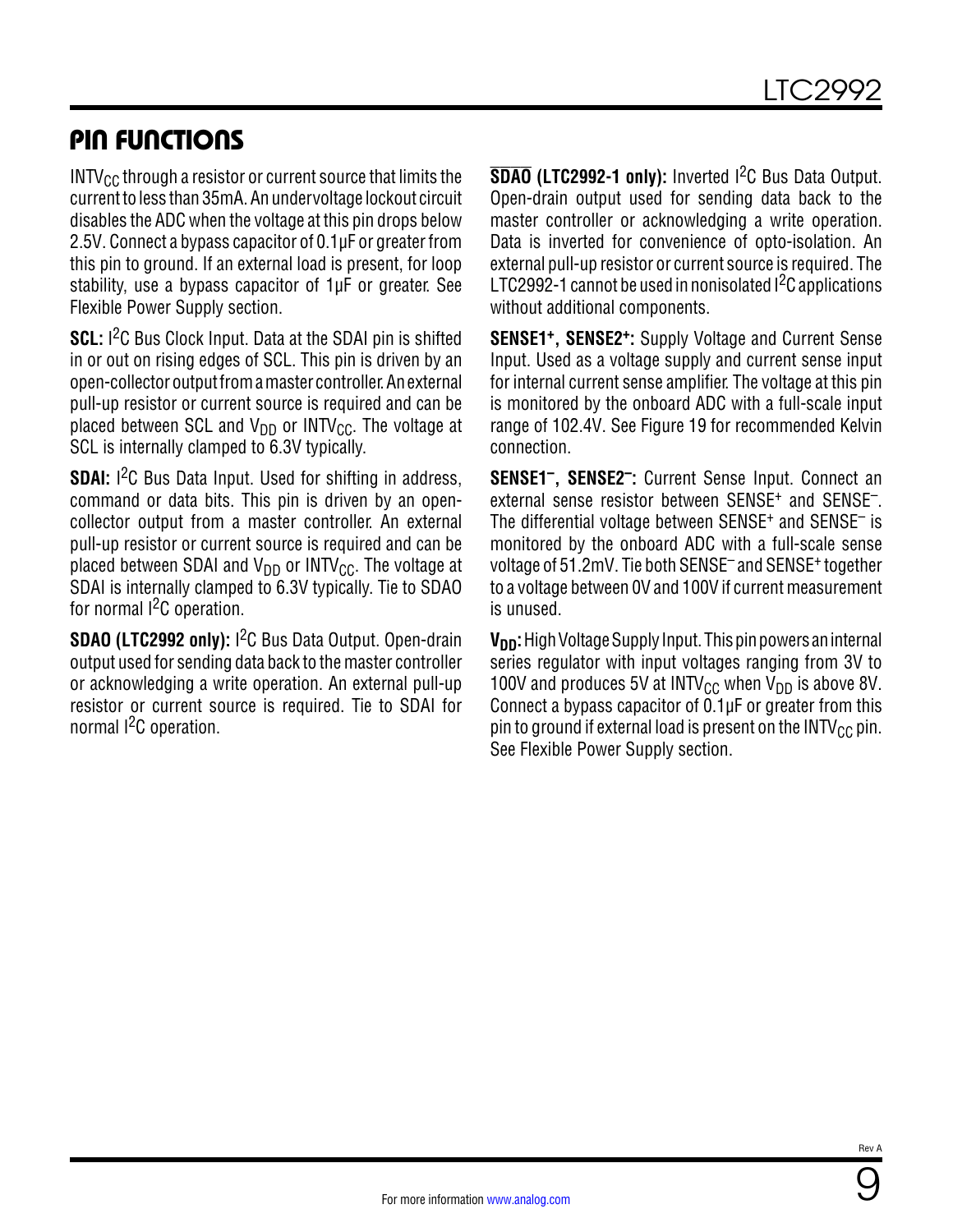## PIN FUNCTIONS

$INTV_{CC}$ through a resistor or current source that limits the current to less than 35mA. An undervoltage lockout circuit disables the ADC when the voltage at this pin drops below 2.5V. Connect a bypass capacitor of 0.1µF or greater from this pin to ground. If an external load is present, for loop stability, use a bypass capacitor of 1µF or greater. See Flexible Power Supply section.

**SCL:** $I^2C$ Bus Clock Input. Data at the SDAI pin is shifted in or out on rising edges of SCL. This pin is driven by an open-collector output from a master controller. An external pull-up resistor or current source is required and can be placed between SCL and $V_{DD}$ or $INTV_{CC}$. The voltage at SCL is internally clamped to 6.3V typically.

**SDAI:** $I^2C$ Bus Data Input. Used for shifting in address, command or data bits. This pin is driven by an open-collector output from a master controller. An external pull-up resistor or current source is required and can be placed between SDAI and $V_{DD}$ or $INTV_{CC}$. The voltage at SDAI is internally clamped to 6.3V typically. Tie to SDAO for normal $I^2C$ operation.

**SDAO (LTC2992 only):** $I^2C$ Bus Data Output. Open-drain output used for sending data back to the master controller or acknowledging a write operation. An external pull-up resistor or current source is required. Tie to SDAI for normal $I^2C$ operation.

**$\overline{\text{SDAO}}$ (LTC2992-1 only):** Inverted $I^2C$ Bus Data Output. Open-drain output used for sending data back to the master controller or acknowledging a write operation. Data is inverted for convenience of opto-isolation. An external pull-up resistor or current source is required. The LTC2992-1 cannot be used in nonisolated $I^2C$ applications without additional components.

**SENSE1$^+$, SENSE2$^+$:** Supply Voltage and Current Sense Input. Used as a voltage supply and current sense input for internal current sense amplifier. The voltage at this pin is monitored by the onboard ADC with a full-scale input range of 102.4V. See Figure 19 for recommended Kelvin connection.

**SENSE1$^-$, SENSE2$^-$:** Current Sense Input. Connect an external sense resistor between SENSE$^+$ and SENSE$^-$. The differential voltage between SENSE$^+$ and SENSE$^-$ is monitored by the onboard ADC with a full-scale sense voltage of 51.2mV. Tie both SENSE$^-$ and SENSE$^+$ together to a voltage between 0V and 100V if current measurement is unused.

**$V_{DD}$:** High Voltage Supply Input. This pin powers an internal series regulator with input voltages ranging from 3V to 100V and produces 5V at $INTV_{CC}$ when $V_{DD}$ is above 8V. Connect a bypass capacitor of 0.1µF or greater from this pin to ground if external load is present on the $INTV_{CC}$ pin. See Flexible Power Supply section.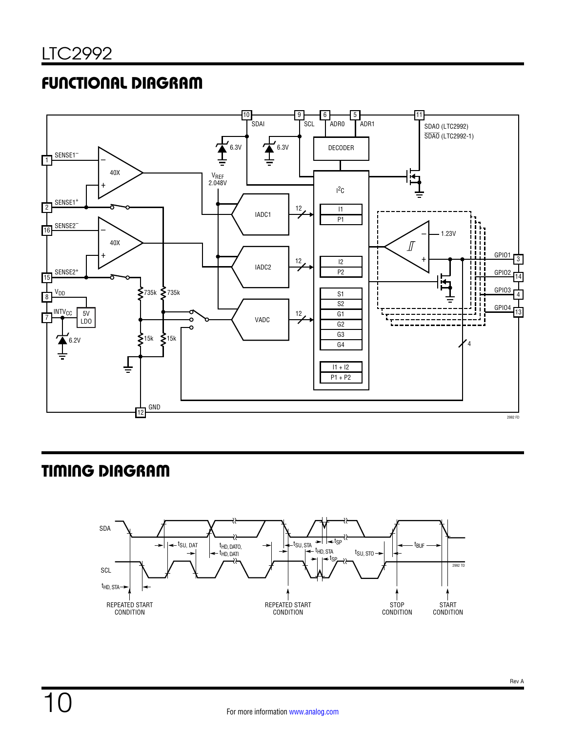## FUNCTIONAL DIAGRAM

## TIMING DIAGRAM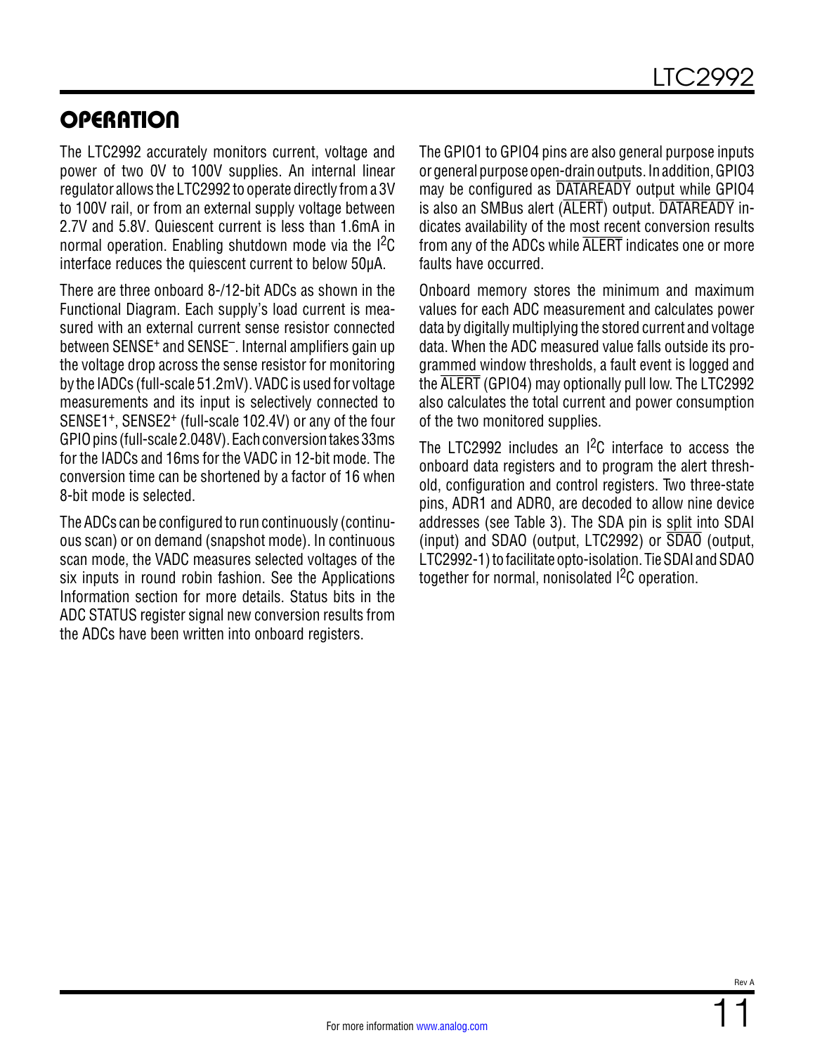# OPERATION

The LTC2992 accurately monitors current, voltage and power of two 0V to 100V supplies. An internal linear regulator allows the LTC2992 to operate directly from a 3V to 100V rail, or from an external supply voltage between 2.7V and 5.8V. Quiescent current is less than 1.6mA in normal operation. Enabling shutdown mode via the $I^2C$ interface reduces the quiescent current to below 50µA.

There are three onboard 8-/12-bit ADCs as shown in the Functional Diagram. Each supply's load current is measured with an external current sense resistor connected between $SENSE^+$ and $SENSE^-$. Internal amplifiers gain up the voltage drop across the sense resistor for monitoring by the IADCs (full-scale 51.2mV). VADC is used for voltage measurements and its input is selectively connected to $SENSE1^+$, $SENSE2^+$ (full-scale 102.4V) or any of the four GPIO pins (full-scale 2.048V). Each conversion takes 33ms for the IADCs and 16ms for the VADC in 12-bit mode. The conversion time can be shortened by a factor of 16 when 8-bit mode is selected.

The ADCs can be configured to run continuously (continuous scan) or on demand (snapshot mode). In continuous scan mode, the VADC measures selected voltages of the six inputs in round robin fashion. See the Applications Information section for more details. Status bits in the ADC STATUS register signal new conversion results from the ADCs have been written into onboard registers.

The GPIO1 to GPIO4 pins are also general purpose inputs or general purpose open-drain outputs. In addition, GPIO3 may be configured as $\overline{\text{DATAREADY}}$ output while GPIO4 is also an SMBus alert ($\overline{\text{ALERT}}$) output. $\overline{\text{DATAREADY}}$ indicates availability of the most recent conversion results from any of the ADCs while $\overline{\text{ALERT}}$ indicates one or more faults have occurred.

Onboard memory stores the minimum and maximum values for each ADC measurement and calculates power data by digitally multiplying the stored current and voltage data. When the ADC measured value falls outside its programmed window thresholds, a fault event is logged and the $\overline{\text{ALERT}}$ (GPIO4) may optionally pull low. The LTC2992 also calculates the total current and power consumption of the two monitored supplies.

The LTC2992 includes an $I^2C$ interface to access the onboard data registers and to program the alert threshold, configuration and control registers. Two three-state pins, ADR1 and ADR0, are decoded to allow nine device addresses (see Table 3). The SDA pin is split into SDAI (input) and SDAO (output, LTC2992) or $\overline{\text{SDAO}}$ (output, LTC2992-1) to facilitate opto-isolation. Tie SDAI and SDAO together for normal, nonisolated $I^2C$ operation.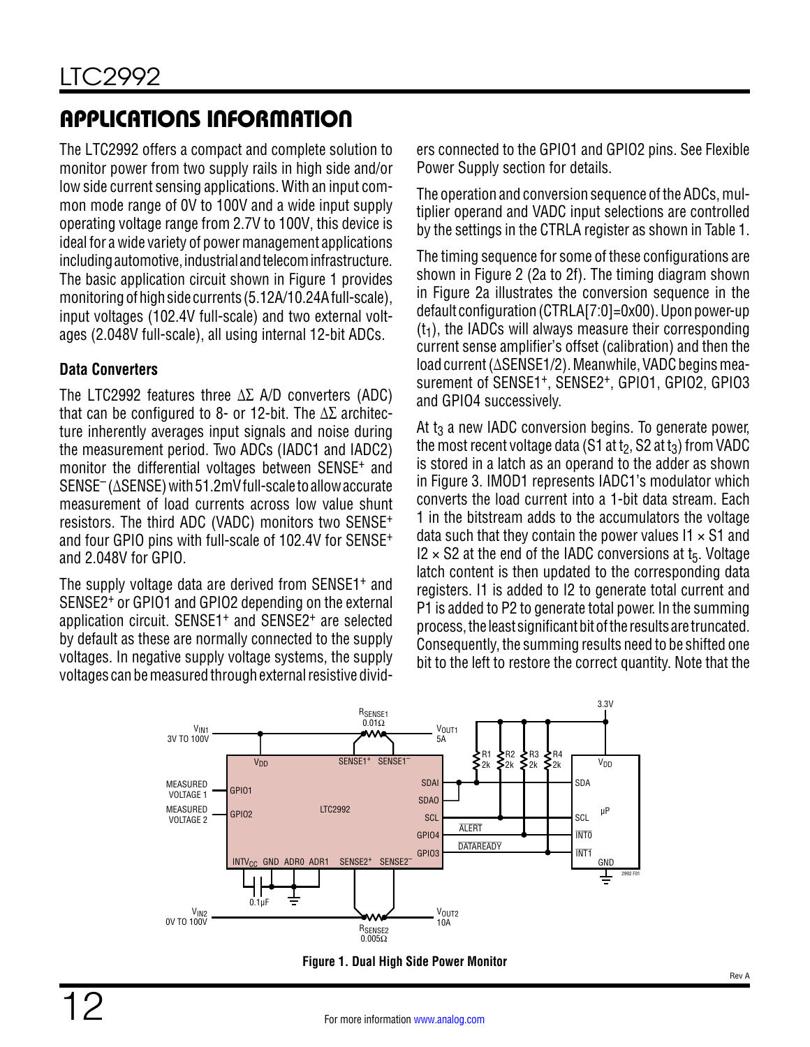## APPLICATIONS INFORMATION

The LTC2992 offers a compact and complete solution to monitor power from two supply rails in high side and/or low side current sensing applications. With an input common mode range of 0V to 100V and a wide input supply operating voltage range from 2.7V to 100V, this device is ideal for a wide variety of power management applications including automotive, industrial and telecom infrastructure. The basic application circuit shown in Figure 1 provides monitoring of high side currents (5.12A/10.24A full-scale), input voltages (102.4V full-scale) and two external voltages (2.048V full-scale), all using internal 12-bit ADCs.

### Data Converters

The LTC2992 features three ΔΣ A/D converters (ADC) that can be configured to 8- or 12-bit. The ΔΣ architecture inherently averages input signals and noise during the measurement period. Two ADCs (IADC1 and IADC2) monitor the differential voltages between $SENSE^+$ and $SENSE^-$ (ΔSENSE) with 51.2mV full-scale to allow accurate measurement of load currents across low value shunt resistors. The third ADC (VADC) monitors two $SENSE^+$ and four GPIO pins with full-scale of 102.4V for $SENSE^+$ and 2.048V for GPIO.

The supply voltage data are derived from $SENSE1^+$ and $SENSE2^+$ or GPIO1 and GPIO2 depending on the external application circuit. $SENSE1^+$ and $SENSE2^+$ are selected by default as these are normally connected to the supply voltages. In negative supply voltage systems, the supply voltages can be measured through external resistive dividers connected to the GPIO1 and GPIO2 pins. See Flexible Power Supply section for details.

The operation and conversion sequence of the ADCs, multiplier operand and VADC input selections are controlled by the settings in the CTRLA register as shown in Table 1.

The timing sequence for some of these configurations are shown in Figure 2 (2a to 2f). The timing diagram shown in Figure 2a illustrates the conversion sequence in the default configuration (CTRLA[7:0]=0x00). Upon power-up ($t_1$), the IADCs will always measure their corresponding current sense amplifier's offset (calibration) and then the load current (ΔSENSE1/2). Meanwhile, VADC begins measurement of $SENSE1^+$, $SENSE2^+$, GPIO1, GPIO2, GPIO3 and GPIO4 successively.

At $t_3$ a new IADC conversion begins. To generate power, the most recent voltage data (S1 at $t_2$, S2 at $t_3$) from VADC is stored in a latch as an operand to the adder as shown in Figure 3. IMOD1 represents IADC1's modulator which converts the load current into a 1-bit data stream. Each 1 in the bitstream adds to the accumulators the voltage data such that they contain the power values I1 × S1 and I2 × S2 at the end of the IADC conversions at $t_5$. Voltage latch content is then updated to the corresponding data registers. I1 is added to I2 to generate total current and P1 is added to P2 to generate total power. In the summing process, the least significant bit of the results are truncated. Consequently, the summing results need to be shifted one bit to the left to restore the correct quantity. Note that the

**Figure 1. Dual High Side Power Monitor**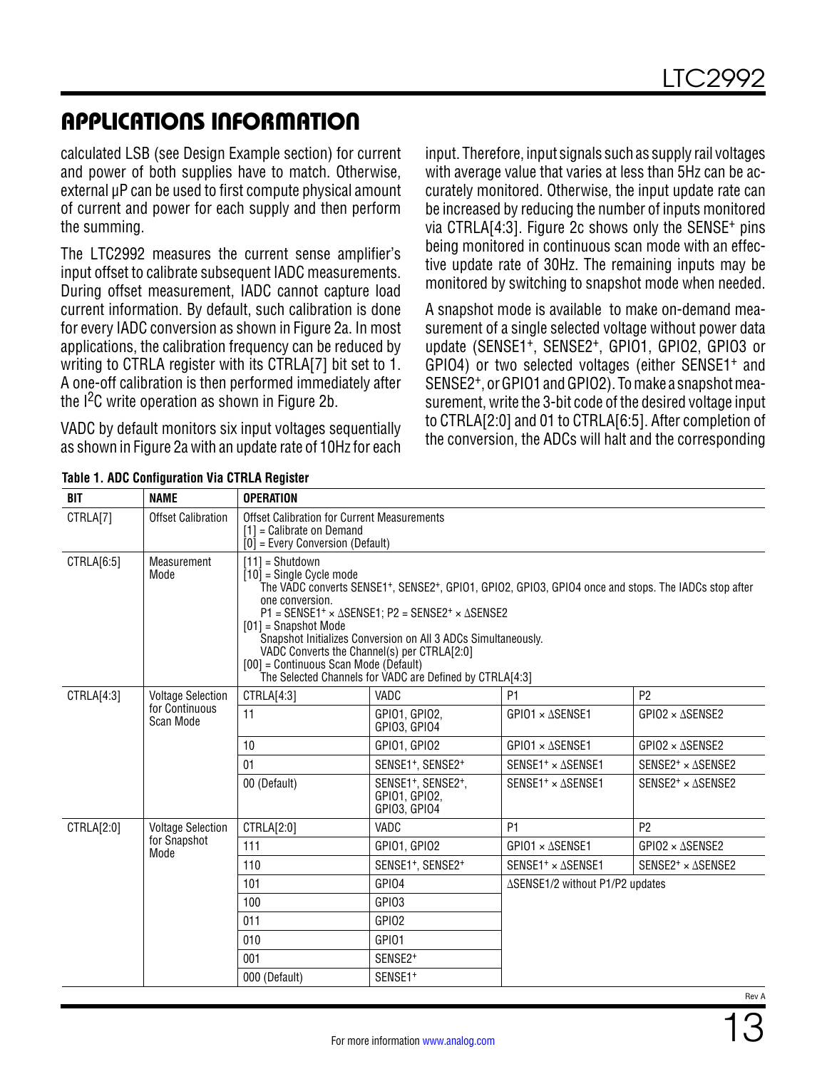## APPLICATIONS INFORMATION

calculated LSB (see Design Example section) for current and power of both supplies have to match. Otherwise, external µP can be used to first compute physical amount of current and power for each supply and then perform the summing.

The LTC2992 measures the current sense amplifier's input offset to calibrate subsequent IADC measurements. During offset measurement, IADC cannot capture load current information. By default, such calibration is done for every IADC conversion as shown in Figure 2a. In most applications, the calibration frequency can be reduced by writing to CTRLA register with its CTRLA[7] bit set to 1. A one-off calibration is then performed immediately after the I$^2$C write operation as shown in Figure 2b.

VADC by default monitors six input voltages sequentially as shown in Figure 2a with an update rate of 10Hz for each input. Therefore, input signals such as supply rail voltages with average value that varies at less than 5Hz can be accurately monitored. Otherwise, the input update rate can be increased by reducing the number of inputs monitored via CTRLA[4:3]. Figure 2c shows only the SENSE$^+$ pins being monitored in continuous scan mode with an effective update rate of 30Hz. The remaining inputs may be monitored by switching to snapshot mode when needed.

A snapshot mode is available to make on-demand measurement of a single selected voltage without power data update (SENSE1$^+$, SENSE2$^+$, GPIO1, GPIO2, GPIO3 or GPIO4) or two selected voltages (either SENSE1$^+$ and SENSE2$^+$, or GPIO1 and GPIO2). To make a snapshot measurement, write the 3-bit code of the desired voltage input to CTRLA[2:0] and 01 to CTRLA[6:5]. After completion of the conversion, the ADCs will halt and the corresponding

**Table 1. ADC Configuration Via CTRLA Register**

| BIT | NAME | OPERATION | | | |
|---|---|---|---|---|---|
| CTRLA[7] | Offset Calibration | Offset Calibration for Current Measurements<br>[1] = Calibrate on Demand<br>[0] = Every Conversion (Default) | | | |
| CTRLA[6:5] | Measurement Mode | [11] = Shutdown<br>[10] = Single Cycle mode<br>The VADC converts SENSE1$^+$, SENSE2$^+$, GPIO1, GPIO2, GPIO3, GPIO4 once and stops. The IADCs stop after one conversion.<br>P1 = SENSE1$^+$ × ΔSENSE1; P2 = SENSE2$^+$ × ΔSENSE2<br>[01] = Snapshot Mode<br>Snapshot Initializes Conversion on All 3 ADCs Simultaneously.<br>VADC Converts the Channel(s) per CTRLA[2:0]<br>[00] = Continuous Scan Mode (Default)<br>The Selected Channels for VADC are Defined by CTRLA[4:3] | | | |
| CTRLA[4:3] | Voltage Selection for Continuous Scan Mode | CTRLA[4:3] | VADC | P1 | P2 |
| | | 11 | GPIO1, GPIO2, GPIO3, GPIO4 | GPIO1 × ΔSENSE1 | GPIO2 × ΔSENSE2 |
| | | 10 | GPIO1, GPIO2 | GPIO1 × ΔSENSE1 | GPIO2 × ΔSENSE2 |
| | | 01 | SENSE1$^+$, SENSE2$^+$ | SENSE1$^+$ × ΔSENSE1 | SENSE2$^+$ × ΔSENSE2 |
| | | 00 (Default) | SENSE1$^+$, SENSE2$^+$, GPIO1, GPIO2, GPIO3, GPIO4 | SENSE1$^+$ × ΔSENSE1 | SENSE2$^+$ × ΔSENSE2 |
| CTRLA[2:0] | Voltage Selection for Snapshot Mode | CTRLA[2:0] | VADC | P1 | P2 |
| | | 111 | GPIO1, GPIO2 | GPIO1 × ΔSENSE1 | GPIO2 × ΔSENSE2 |
| | | 110 | SENSE1$^+$, SENSE2$^+$ | SENSE1$^+$ × ΔSENSE1 | SENSE2$^+$ × ΔSENSE2 |
| | | 101 | GPIO4 | ΔSENSE1/2 without P1/P2 updates | |
| | | 100 | GPIO3 | | |
| | | 011 | GPIO2 | | |
| | | 010 | GPIO1 | | |
| | | 001 | SENSE2$^+$ | | |
| | | 000 (Default) | SENSE1$^+$ | | |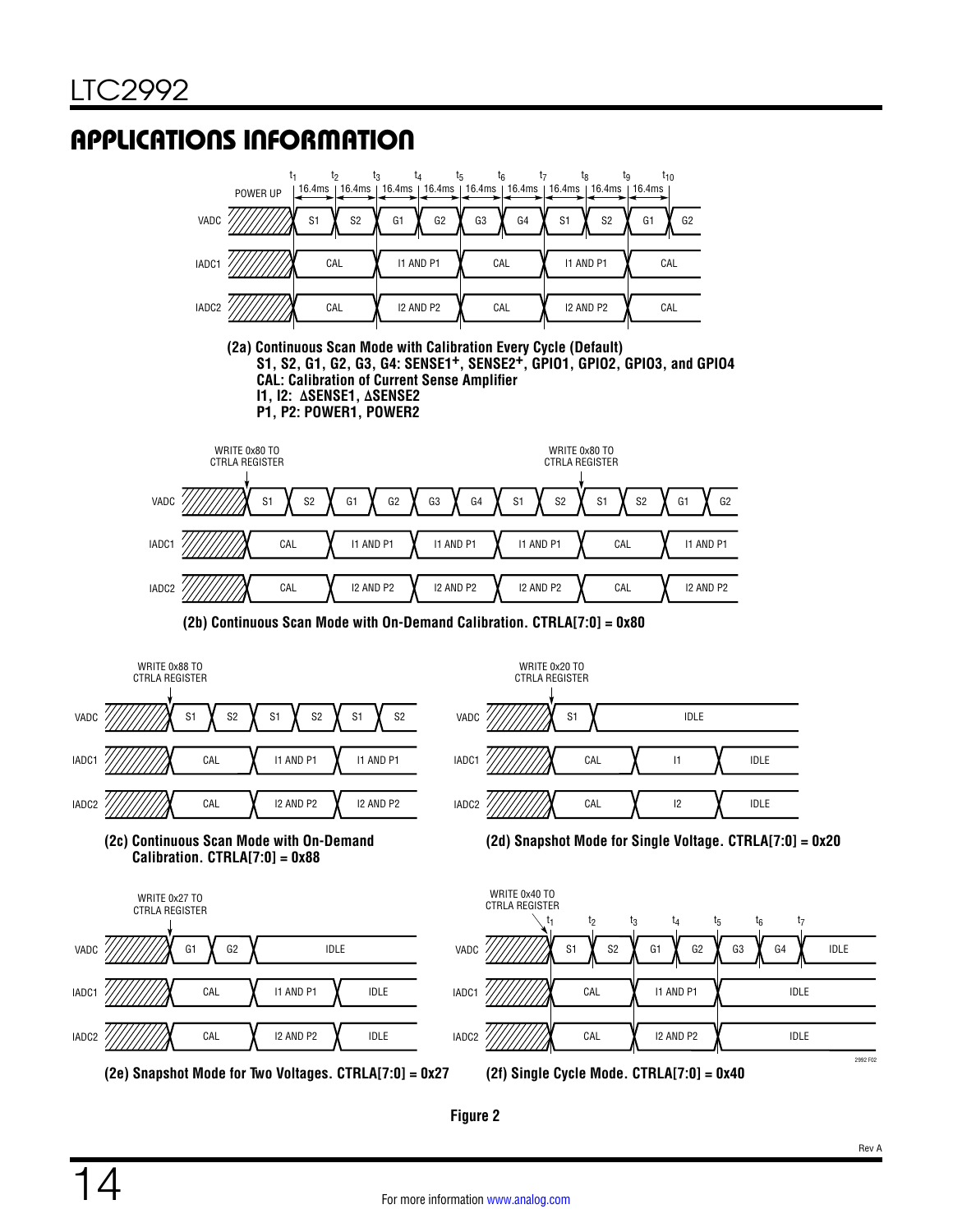## APPLICATIONS INFORMATION

| | POWER UP | $t_1$ | $t_2$ | $t_3$ | $t_4$ | $t_5$ | $t_6$ | $t_7$ | $t_8$ | $t_9$ | $t_{10}$ |
|---|---|---|---|---|---|---|---|---|---|---|---|
| | | 16.4ms | 16.4ms | 16.4ms | 16.4ms | 16.4ms | 16.4ms | 16.4ms | 16.4ms | 16.4ms | |
| VADC | | S1 | S2 | G1 | G2 | G3 | G4 | S1 | S2 | G1 | G2 |
| IADC1 | | CAL | | I1 AND P1 | | CAL | | I1 AND P1 | | CAL | |
| IADC2 | | CAL | | I2 AND P2 | | CAL | | I2 AND P2 | | CAL | |

**(2a) Continuous Scan Mode with Calibration Every Cycle (Default)**
**S1, S2, G1, G2, G3, G4: SENSE1+, SENSE2+, GPIO1, GPIO2, GPIO3, and GPIO4**
**CAL: Calibration of Current Sense Amplifier**
**I1, I2: ΔSENSE1, ΔSENSE2**
**P1, P2: POWER1, POWER2**

WRITE 0x80 TO CTRLA REGISTER (at start; again after the second S2)

| VADC | S1 | S2 | G1 | G2 | G3 | G4 | S1 | S2 | S1 | S2 | G1 | G2 |
|---|---|---|---|---|---|---|---|---|---|---|---|---|
| IADC1 | CAL | | I1 AND P1 | | I1 AND P1 | | I1 AND P1 | | CAL | | I1 AND P1 | |
| IADC2 | CAL | | I2 AND P2 | | I2 AND P2 | | I2 AND P2 | | CAL | | I2 AND P2 | |

**(2b) Continuous Scan Mode with On-Demand Calibration. CTRLA[7:0] = 0x80**

WRITE 0x88 TO CTRLA REGISTER

| VADC | S1 | S2 | S1 | S2 | S1 | S2 |
|---|---|---|---|---|---|---|
| IADC1 | CAL | | I1 AND P1 | | I1 AND P1 | |
| IADC2 | CAL | | I2 AND P2 | | I2 AND P2 | |

**(2c) Continuous Scan Mode with On-Demand Calibration. CTRLA[7:0] = 0x88**

WRITE 0x20 TO CTRLA REGISTER

| VADC | S1 | IDLE | |
|---|---|---|---|
| IADC1 | CAL | I1 | IDLE |
| IADC2 | CAL | I2 | IDLE |

**(2d) Snapshot Mode for Single Voltage. CTRLA[7:0] = 0x20**

WRITE 0x27 TO CTRLA REGISTER

| VADC | G1 | G2 | IDLE |
|---|---|---|---|
| IADC1 | CAL | | I1 AND P1 | IDLE |
| IADC2 | CAL | | I2 AND P2 | IDLE |

**(2e) Snapshot Mode for Two Voltages. CTRLA[7:0] = 0x27**

WRITE 0x40 TO CTRLA REGISTER

| | $t_1$ | $t_2$ | $t_3$ | $t_4$ | $t_5$ | $t_6$ | $t_7$ |
|---|---|---|---|---|---|---|---|
| VADC | S1 | S2 | G1 | G2 | G3 | G4 | IDLE |
| IADC1 | CAL | | I1 AND P1 | | IDLE | | |
| IADC2 | CAL | | I2 AND P2 | | IDLE | | |

**(2f) Single Cycle Mode. CTRLA[7:0] = 0x40**

**Figure 2**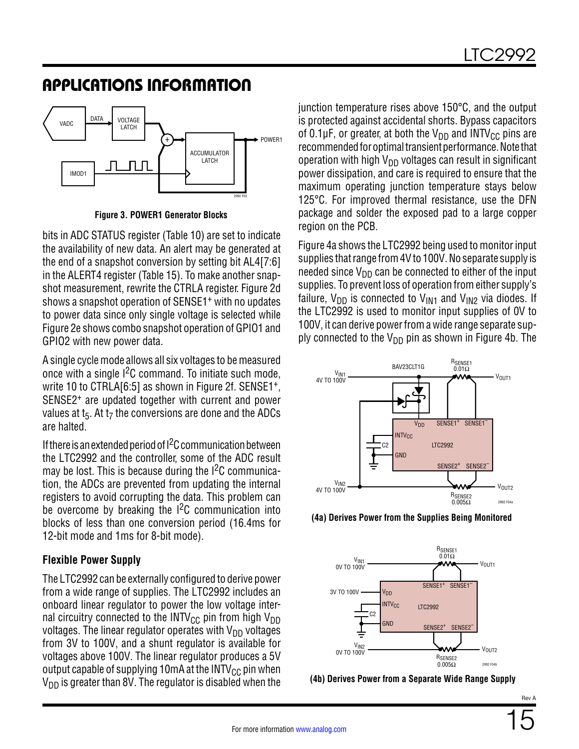## APPLICATIONS INFORMATION

**Figure 3. POWER1 Generator Blocks**

bits in ADC STATUS register (Table 10) are set to indicate the availability of new data. An alert may be generated at the end of a snapshot conversion by setting bit AL4[7:6] in the ALERT4 register (Table 15). To make another snapshot measurement, rewrite the CTRLA register. Figure 2d shows a snapshot operation of SENSE1+ with no updates to power data since only single voltage is selected while Figure 2e shows combo snapshot operation of GPIO1 and GPIO2 with new power data.

A single cycle mode allows all six voltages to be measured once with a single $I^2C$ command. To initiate such mode, write 10 to CTRLA[6:5] as shown in Figure 2f. SENSE1+, SENSE2+ are updated together with current and power values at $t_5$. At $t_7$ the conversions are done and the ADCs are halted.

If there is an extended period of $I^2C$ communication between the LTC2992 and the controller, some of the ADC result may be lost. This is because during the $I^2C$ communication, the ADCs are prevented from updating the internal registers to avoid corrupting the data. This problem can be overcome by breaking the $I^2C$ communication into blocks of less than one conversion period (16.4ms for 12-bit mode and 1ms for 8-bit mode).

### Flexible Power Supply

The LTC2992 can be externally configured to derive power from a wide range of supplies. The LTC2992 includes an onboard linear regulator to power the low voltage internal circuitry connected to the $INTV_{CC}$ pin from high $V_{DD}$ voltages. The linear regulator operates with $V_{DD}$ voltages from 3V to 100V, and a shunt regulator is available for voltages above 100V. The linear regulator produces a 5V output capable of supplying 10mA at the $INTV_{CC}$ pin when $V_{DD}$ is greater than 8V. The regulator is disabled when the junction temperature rises above 150°C, and the output is protected against accidental shorts. Bypass capacitors of 0.1µF, or greater, at both the $V_{DD}$ and $INTV_{CC}$ pins are recommended for optimal transient performance. Note that operation with high $V_{DD}$ voltages can result in significant power dissipation, and care is required to ensure that the maximum operating junction temperature stays below 125°C. For improved thermal resistance, use the DFN package and solder the exposed pad to a large copper region on the PCB.

Figure 4a shows the LTC2992 being used to monitor input supplies that range from 4V to 100V. No separate supply is needed since $V_{DD}$ can be connected to either of the input supplies. To prevent loss of operation from either supply's failure, $V_{DD}$ is connected to $V_{IN1}$ and $V_{IN2}$ via diodes. If the LTC2992 is used to monitor input supplies of 0V to 100V, it can derive power from a wide range separate supply connected to the $V_{DD}$ pin as shown in Figure 4b. The

**(4a) Derives Power from the Supplies Being Monitored**

**(4b) Derives Power from a Separate Wide Range Supply**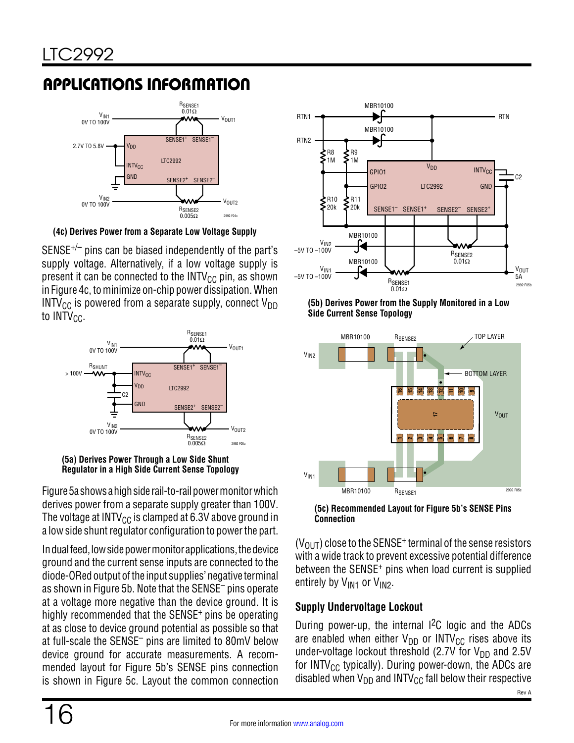## APPLICATIONS INFORMATION

**(4c) Derives Power from a Separate Low Voltage Supply**

SENSE+/– pins can be biased independently of the part's supply voltage. Alternatively, if a low voltage supply is present it can be connected to the $INTV_{CC}$ pin, as shown in Figure 4c, to minimize on-chip power dissipation. When $INTV_{CC}$ is powered from a separate supply, connect $V_{DD}$ to $INTV_{CC}$.

**(5a) Derives Power Through a Low Side Shunt Regulator in a High Side Current Sense Topology**

Figure 5a shows a high side rail-to-rail power monitor which derives power from a separate supply greater than 100V. The voltage at $INTV_{CC}$ is clamped at 6.3V above ground in a low side shunt regulator configuration to power the part.

In dual feed, low side power monitor applications, the device ground and the current sense inputs are connected to the diode-ORed output of the input supplies' negative terminal as shown in Figure 5b. Note that the SENSE– pins operate at a voltage more negative than the device ground. It is highly recommended that the SENSE+ pins be operating at as close to device ground potential as possible so that at full-scale the SENSE– pins are limited to 80mV below device ground for accurate measurements. A recommended layout for Figure 5b's SENSE pins connection is shown in Figure 5c. Layout the common connection

**(5b) Derives Power from the Supply Monitored in a Low Side Current Sense Topology**

**(5c) Recommended Layout for Figure 5b's SENSE Pins Connection**

($V_{OUT}$) close to the SENSE+ terminal of the sense resistors with a wide track to prevent excessive potential difference between the SENSE+ pins when load current is supplied entirely by $V_{IN1}$ or $V_{IN2}$.

### Supply Undervoltage Lockout

During power-up, the internal I2C logic and the ADCs are enabled when either $V_{DD}$ or $INTV_{CC}$ rises above its under-voltage lockout threshold (2.7V for $V_{DD}$ and 2.5V for $INTV_{CC}$ typically). During power-down, the ADCs are disabled when $V_{DD}$ and $INTV_{CC}$ fall below their respective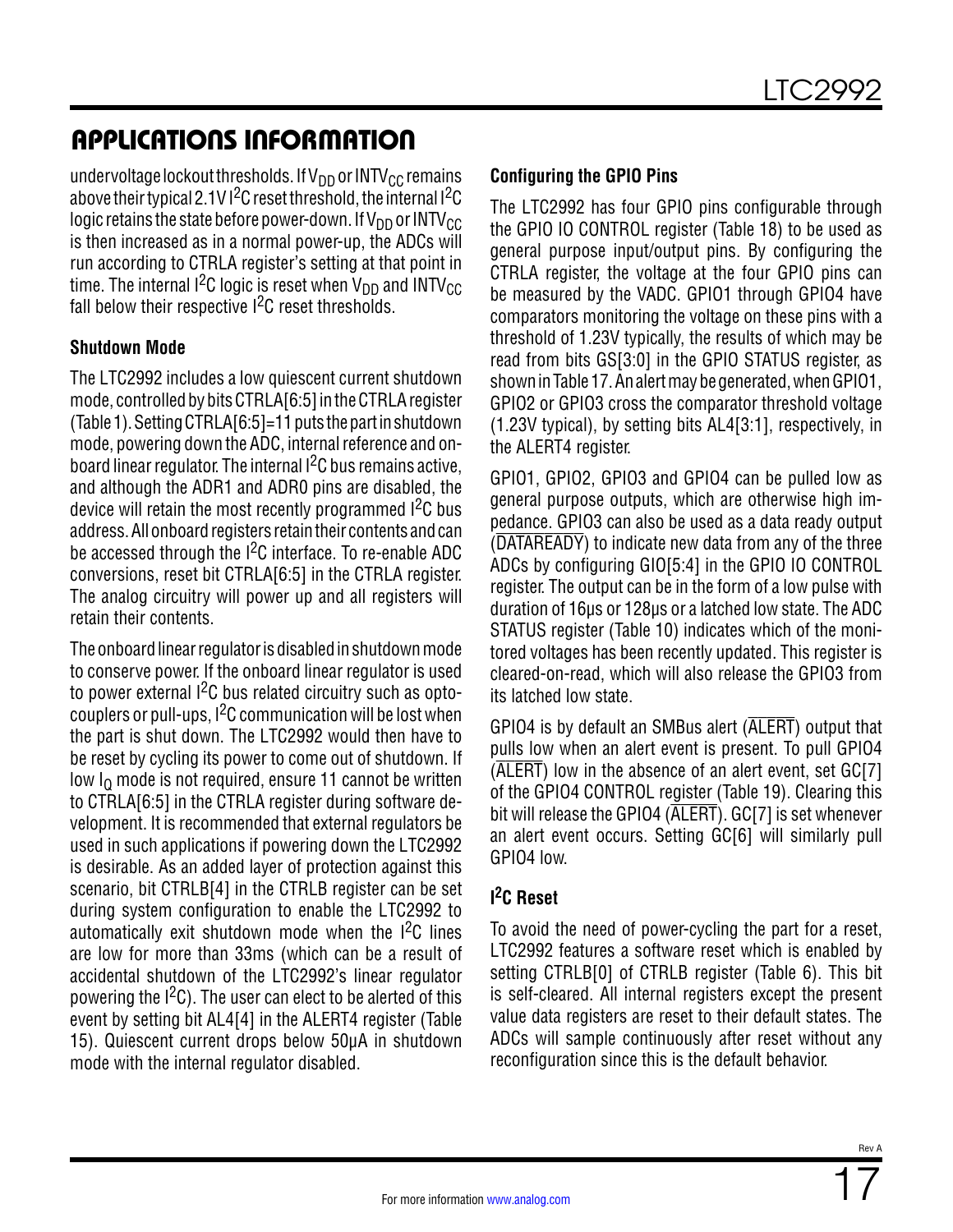## APPLICATIONS INFORMATION

undervoltage lockout thresholds. If $V_{DD}$ or $INTV_{CC}$ remains above their typical 2.1V $I^2C$ reset threshold, the internal $I^2C$ logic retains the state before power-down. If $V_{DD}$ or $INTV_{CC}$ is then increased as in a normal power-up, the ADCs will run according to CTRLA register's setting at that point in time. The internal $I^2C$ logic is reset when $V_{DD}$ and $INTV_{CC}$ fall below their respective $I^2C$ reset thresholds.

### Shutdown Mode

The LTC2992 includes a low quiescent current shutdown mode, controlled by bits CTRLA[6:5] in the CTRLA register (Table 1). Setting CTRLA[6:5]=11 puts the part in shutdown mode, powering down the ADC, internal reference and onboard linear regulator. The internal $I^2C$ bus remains active, and although the ADR1 and ADR0 pins are disabled, the device will retain the most recently programmed $I^2C$ bus address. All onboard registers retain their contents and can be accessed through the $I^2C$ interface. To re-enable ADC conversions, reset bit CTRLA[6:5] in the CTRLA register. The analog circuitry will power up and all registers will retain their contents.

The onboard linear regulator is disabled in shutdown mode to conserve power. If the onboard linear regulator is used to power external $I^2C$ bus related circuitry such as optocouplers or pull-ups, $I^2C$ communication will be lost when the part is shut down. The LTC2992 would then have to be reset by cycling its power to come out of shutdown. If low $I_Q$ mode is not required, ensure 11 cannot be written to CTRLA[6:5] in the CTRLA register during software development. It is recommended that external regulators be used in such applications if powering down the LTC2992 is desirable. As an added layer of protection against this scenario, bit CTRLB[4] in the CTRLB register can be set during system configuration to enable the LTC2992 to automatically exit shutdown mode when the $I^2C$ lines are low for more than 33ms (which can be a result of accidental shutdown of the LTC2992's linear regulator powering the $I^2C$). The user can elect to be alerted of this event by setting bit AL4[4] in the ALERT4 register (Table 15). Quiescent current drops below 50µA in shutdown mode with the internal regulator disabled.

### Configuring the GPIO Pins

The LTC2992 has four GPIO pins configurable through the GPIO IO CONTROL register (Table 18) to be used as general purpose input/output pins. By configuring the CTRLA register, the voltage at the four GPIO pins can be measured by the VADC. GPIO1 through GPIO4 have comparators monitoring the voltage on these pins with a threshold of 1.23V typically, the results of which may be read from bits GS[3:0] in the GPIO STATUS register, as shown in Table 17. An alert may be generated, when GPIO1, GPIO2 or GPIO3 cross the comparator threshold voltage (1.23V typical), by setting bits AL4[3:1], respectively, in the ALERT4 register.

GPIO1, GPIO2, GPIO3 and GPIO4 can be pulled low as general purpose outputs, which are otherwise high impedance. GPIO3 can also be used as a data ready output ($\overline{\text{DATAREADY}}$) to indicate new data from any of the three ADCs by configuring GIO[5:4] in the GPIO IO CONTROL register. The output can be in the form of a low pulse with duration of 16µs or 128µs or a latched low state. The ADC STATUS register (Table 10) indicates which of the monitored voltages has been recently updated. This register is cleared-on-read, which will also release the GPIO3 from its latched low state.

GPIO4 is by default an SMBus alert ($\overline{\text{ALERT}}$) output that pulls low when an alert event is present. To pull GPIO4 ($\overline{\text{ALERT}}$) low in the absence of an alert event, set GC[7] of the GPIO4 CONTROL register (Table 19). Clearing this bit will release the GPIO4 ($\overline{\text{ALERT}}$). GC[7] is set whenever an alert event occurs. Setting GC[6] will similarly pull GPIO4 low.

### $I^2C$ Reset

To avoid the need of power-cycling the part for a reset, LTC2992 features a software reset which is enabled by setting CTRLB[0] of CTRLB register (Table 6). This bit is self-cleared. All internal registers except the present value data registers are reset to their default states. The ADCs will sample continuously after reset without any reconfiguration since this is the default behavior.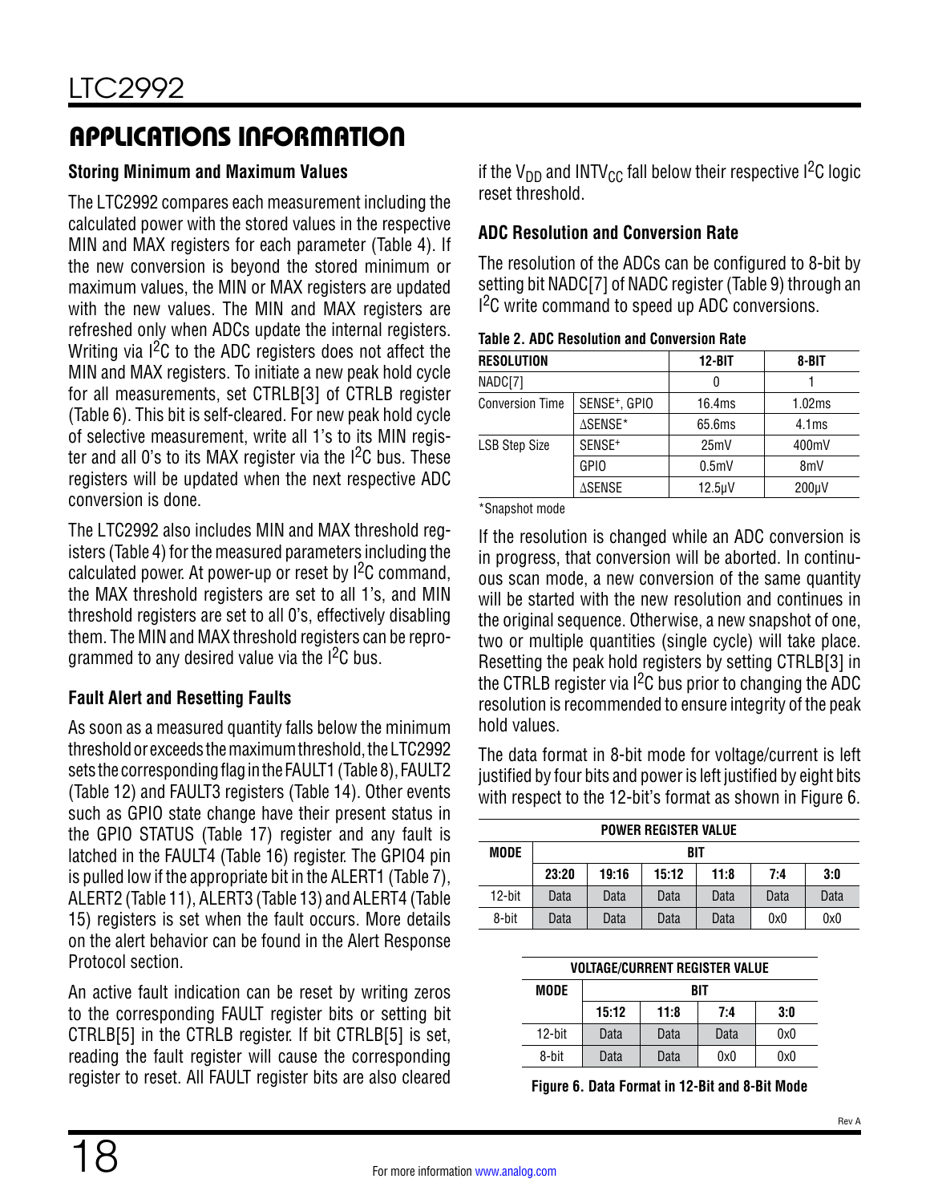## APPLICATIONS INFORMATION

### Storing Minimum and Maximum Values

The LTC2992 compares each measurement including the calculated power with the stored values in the respective MIN and MAX registers for each parameter (Table 4). If the new conversion is beyond the stored minimum or maximum values, the MIN or MAX registers are updated with the new values. The MIN and MAX registers are refreshed only when ADCs update the internal registers. Writing via I$^2$C to the ADC registers does not affect the MIN and MAX registers. To initiate a new peak hold cycle for all measurements, set CTRLB[3] of CTRLB register (Table 6). This bit is self-cleared. For new peak hold cycle of selective measurement, write all 1's to its MIN register and all 0's to its MAX register via the I$^2$C bus. These registers will be updated when the next respective ADC conversion is done.

The LTC2992 also includes MIN and MAX threshold registers (Table 4) for the measured parameters including the calculated power. At power-up or reset by I$^2$C command, the MAX threshold registers are set to all 1's, and MIN threshold registers are set to all 0's, effectively disabling them. The MIN and MAX threshold registers can be reprogrammed to any desired value via the I$^2$C bus.

### Fault Alert and Resetting Faults

As soon as a measured quantity falls below the minimum threshold or exceeds the maximum threshold, the LTC2992 sets the corresponding flag in the FAULT1 (Table 8), FAULT2 (Table 12) and FAULT3 registers (Table 14). Other events such as GPIO state change have their present status in the GPIO STATUS (Table 17) register and any fault is latched in the FAULT4 (Table 16) register. The GPIO4 pin is pulled low if the appropriate bit in the ALERT1 (Table 7), ALERT2 (Table 11), ALERT3 (Table 13) and ALERT4 (Table 15) registers is set when the fault occurs. More details on the alert behavior can be found in the Alert Response Protocol section.

An active fault indication can be reset by writing zeros to the corresponding FAULT register bits or setting bit CTRLB[5] in the CTRLB register. If bit CTRLB[5] is set, reading the fault register will cause the corresponding register to reset. All FAULT register bits are also cleared if the $V_{DD}$ and $INTV_{CC}$ fall below their respective I$^2$C logic reset threshold.

### ADC Resolution and Conversion Rate

The resolution of the ADCs can be configured to 8-bit by setting bit NADC[7] of NADC register (Table 9) through an I$^2$C write command to speed up ADC conversions.

**Table 2. ADC Resolution and Conversion Rate**

| RESOLUTION | | 12-BIT | 8-BIT |
|---|---|---|---|
| NADC[7] | | 0 | 1 |
| Conversion Time | SENSE⁺, GPIO | 16.4ms | 1.02ms |
| | ΔSENSE* | 65.6ms | 4.1ms |
| LSB Step Size | SENSE⁺ | 25mV | 400mV |
| | GPIO | 0.5mV | 8mV |
| | ΔSENSE | 12.5µV | 200µV |

*Snapshot mode

If the resolution is changed while an ADC conversion is in progress, that conversion will be aborted. In continuous scan mode, a new conversion of the same quantity will be started with the new resolution and continues in the original sequence. Otherwise, a new snapshot of one, two or multiple quantities (single cycle) will take place. Resetting the peak hold registers by setting CTRLB[3] in the CTRLB register via I$^2$C bus prior to changing the ADC resolution is recommended to ensure integrity of the peak hold values.

The data format in 8-bit mode for voltage/current is left justified by four bits and power is left justified by eight bits with respect to the 12-bit's format as shown in Figure 6.

| POWER REGISTER VALUE | | | | | | |
|---|---|---|---|---|---|---|
| MODE | BIT | | | | | |
| | 23:20 | 19:16 | 15:12 | 11:8 | 7:4 | 3:0 |
| 12-bit | Data | Data | Data | Data | Data | Data |
| 8-bit | Data | Data | Data | Data | 0x0 | 0x0 |

| VOLTAGE/CURRENT REGISTER VALUE | | | | |
|---|---|---|---|---|
| MODE | BIT | | | |
| | 15:12 | 11:8 | 7:4 | 3:0 |
| 12-bit | Data | Data | Data | 0x0 |
| 8-bit | Data | Data | 0x0 | 0x0 |

**Figure 6. Data Format in 12-Bit and 8-Bit Mode**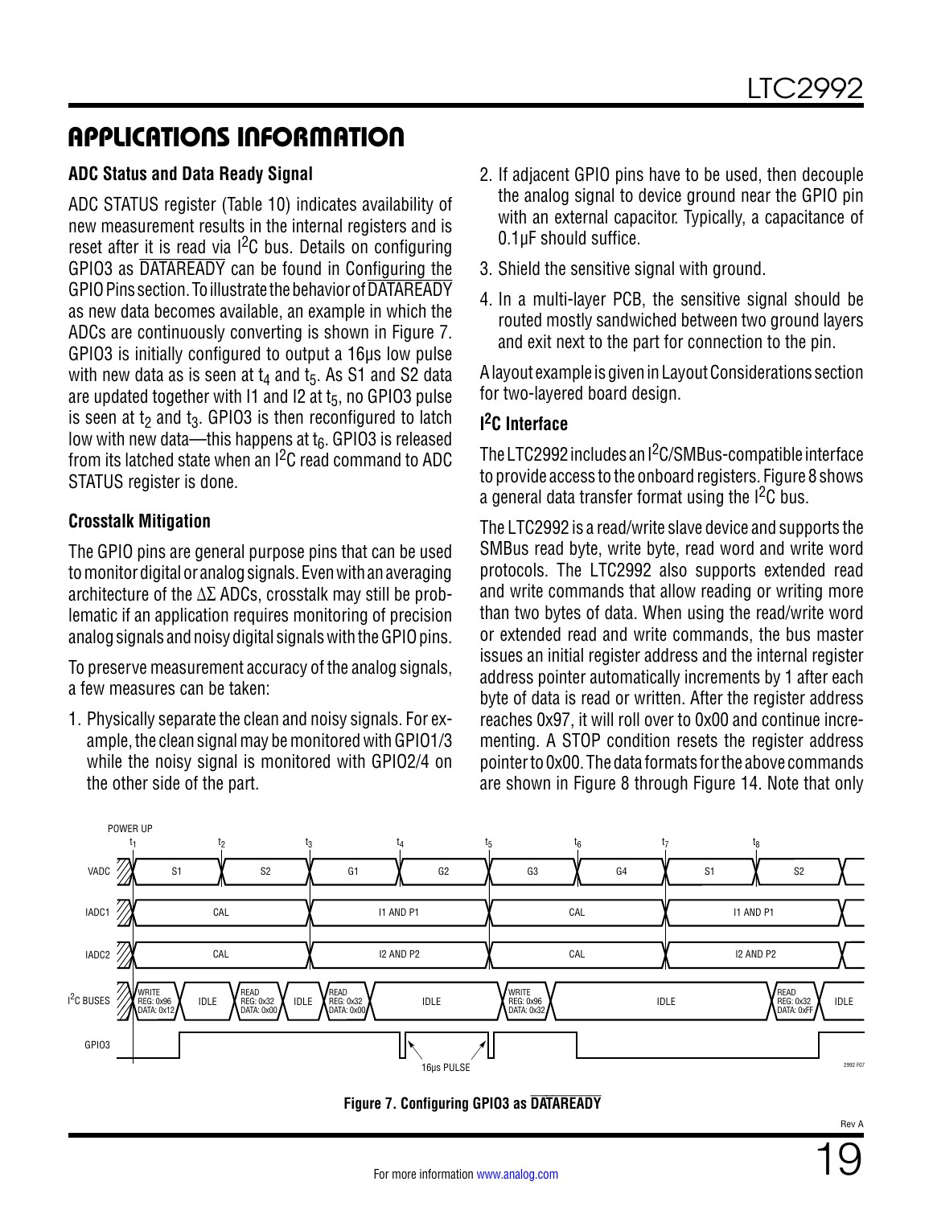## APPLICATIONS INFORMATION

### ADC Status and Data Ready Signal

ADC STATUS register (Table 10) indicates availability of new measurement results in the internal registers and is reset after it is read via I²C bus. Details on configuring GPIO3 as $\overline{\text{DATAREADY}}$ can be found in Configuring the GPIO Pins section. To illustrate the behavior of $\overline{\text{DATAREADY}}$ as new data becomes available, an example in which the ADCs are continuously converting is shown in Figure 7. GPIO3 is initially configured to output a 16µs low pulse with new data as is seen at $t_4$ and $t_5$. As S1 and S2 data are updated together with I1 and I2 at $t_5$, no GPIO3 pulse is seen at $t_2$ and $t_3$. GPIO3 is then reconfigured to latch low with new data—this happens at $t_6$. GPIO3 is released from its latched state when an I²C read command to ADC STATUS register is done.

### Crosstalk Mitigation

The GPIO pins are general purpose pins that can be used to monitor digital or analog signals. Even with an averaging architecture of the ΔΣ ADCs, crosstalk may still be problematic if an application requires monitoring of precision analog signals and noisy digital signals with the GPIO pins.

To preserve measurement accuracy of the analog signals, a few measures can be taken:

1. Physically separate the clean and noisy signals. For example, the clean signal may be monitored with GPIO1/3 while the noisy signal is monitored with GPIO2/4 on the other side of the part.
2. If adjacent GPIO pins have to be used, then decouple the analog signal to device ground near the GPIO pin with an external capacitor. Typically, a capacitance of 0.1µF should suffice.
3. Shield the sensitive signal with ground.
4. In a multi-layer PCB, the sensitive signal should be routed mostly sandwiched between two ground layers and exit next to the part for connection to the pin.

A layout example is given in Layout Considerations section for two-layered board design.

### I²C Interface

The LTC2992 includes an I²C/SMBus-compatible interface to provide access to the onboard registers. Figure 8 shows a general data transfer format using the I²C bus.

The LTC2992 is a read/write slave device and supports the SMBus read byte, write byte, read word and write word protocols. The LTC2992 also supports extended read and write commands that allow reading or writing more than two bytes of data. When using the read/write word or extended read and write commands, the bus master issues an initial register address and the internal register address pointer automatically increments by 1 after each byte of data is read or written. After the register address reaches 0x97, it will roll over to 0x00 and continue incrementing. A STOP condition resets the register address pointer to 0x00. The data formats for the above commands are shown in Figure 8 through Figure 14. Note that only

Figure 7. Configuring GPIO3 as $\overline{\text{DATAREADY}}$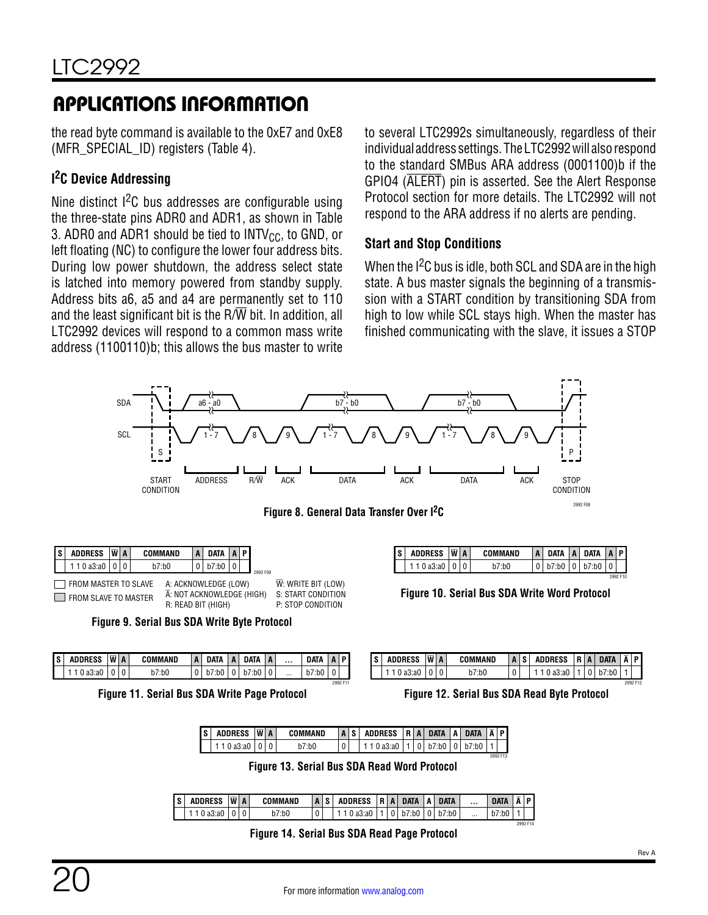## APPLICATIONS INFORMATION

the read byte command is available to the 0xE7 and 0xE8 (MFR_SPECIAL_ID) registers (Table 4).

### I²C Device Addressing

Nine distinct I²C bus addresses are configurable using the three-state pins ADR0 and ADR1, as shown in Table 3. ADR0 and ADR1 should be tied to $INTV_{CC}$, to GND, or left floating (NC) to configure the lower four address bits. During low power shutdown, the address select state is latched into memory powered from standby supply. Address bits a6, a5 and a4 are permanently set to 110 and the least significant bit is the R/W̄ bit. In addition, all LTC2992 devices will respond to a common mass write address (1100110)b; this allows the bus master to write to several LTC2992s simultaneously, regardless of their individual address settings. The LTC2992 will also respond to the standard SMBus ARA address (0001100)b if the GPIO4 (ALERT̄) pin is asserted. See the Alert Response Protocol section for more details. The LTC2992 will not respond to the ARA address if no alerts are pending.

### Start and Stop Conditions

When the I²C bus is idle, both SCL and SDA are in the high state. A bus master signals the beginning of a transmission with a START condition by transitioning SDA from high to low while SCL stays high. When the master has finished communicating with the slave, it issues a STOP

**Figure 8. General Data Transfer Over I²C**

| S | ADDRESS | W̄ | A | COMMAND | A | DATA | A | P |
|---|---|---|---|---|---|---|---|---|
| | 1 1 0 a3:a0 | 0 | 0 | b7:b0 | 0 | b7:b0 | 0 | |

FROM MASTER TO SLAVE
FROM SLAVE TO MASTER
A: ACKNOWLEDGE (LOW)
Ā: NOT ACKNOWLEDGE (HIGH)
R: READ BIT (HIGH)
W̄: WRITE BIT (LOW)
S: START CONDITION
P: STOP CONDITION

**Figure 9. Serial Bus SDA Write Byte Protocol**

| S | ADDRESS | W̄ | A | COMMAND | A | DATA | A | DATA | A | P |
|---|---|---|---|---|---|---|---|---|---|---|
| | 1 1 0 a3:a0 | 0 | 0 | b7:b0 | 0 | b7:b0 | 0 | b7:b0 | 0 | |

**Figure 10. Serial Bus SDA Write Word Protocol**

| S | ADDRESS | W̄ | A | COMMAND | A | DATA | A | DATA | A | ... | DATA | A | P |
|---|---|---|---|---|---|---|---|---|---|---|---|---|---|
| | 1 1 0 a3:a0 | 0 | 0 | b7:b0 | 0 | b7:b0 | 0 | b7:b0 | 0 | ... | b7:b0 | 0 | |

**Figure 11. Serial Bus SDA Write Page Protocol**

| S | ADDRESS | W̄ | A | COMMAND | A | S | ADDRESS | R | A | DATA | Ā | P |
|---|---|---|---|---|---|---|---|---|---|---|---|---|
| | 1 1 0 a3:a0 | 0 | 0 | b7:b0 | 0 | | 1 1 0 a3:a0 | 1 | 0 | b7:b0 | 1 | |

**Figure 12. Serial Bus SDA Read Byte Protocol**

| S | ADDRESS | W̄ | A | COMMAND | A | S | ADDRESS | R | A | DATA | A | DATA | Ā | P |
|---|---|---|---|---|---|---|---|---|---|---|---|---|---|---|
| | 1 1 0 a3:a0 | 0 | 0 | b7:b0 | 0 | | 1 1 0 a3:a0 | 1 | 0 | b7:b0 | 0 | b7:b0 | 1 | |

**Figure 13. Serial Bus SDA Read Word Protocol**

| S | ADDRESS | W̄ | A | COMMAND | A | S | ADDRESS | R | A | DATA | A | DATA | ... | DATA | Ā | P |
|---|---|---|---|---|---|---|---|---|---|---|---|---|---|---|---|---|
| | 1 1 0 a3:a0 | 0 | 0 | b7:b0 | 0 | | 1 1 0 a3:a0 | 1 | 0 | b7:b0 | 0 | b7:b0 | ... | b7:b0 | 1 | |

**Figure 14. Serial Bus SDA Read Page Protocol**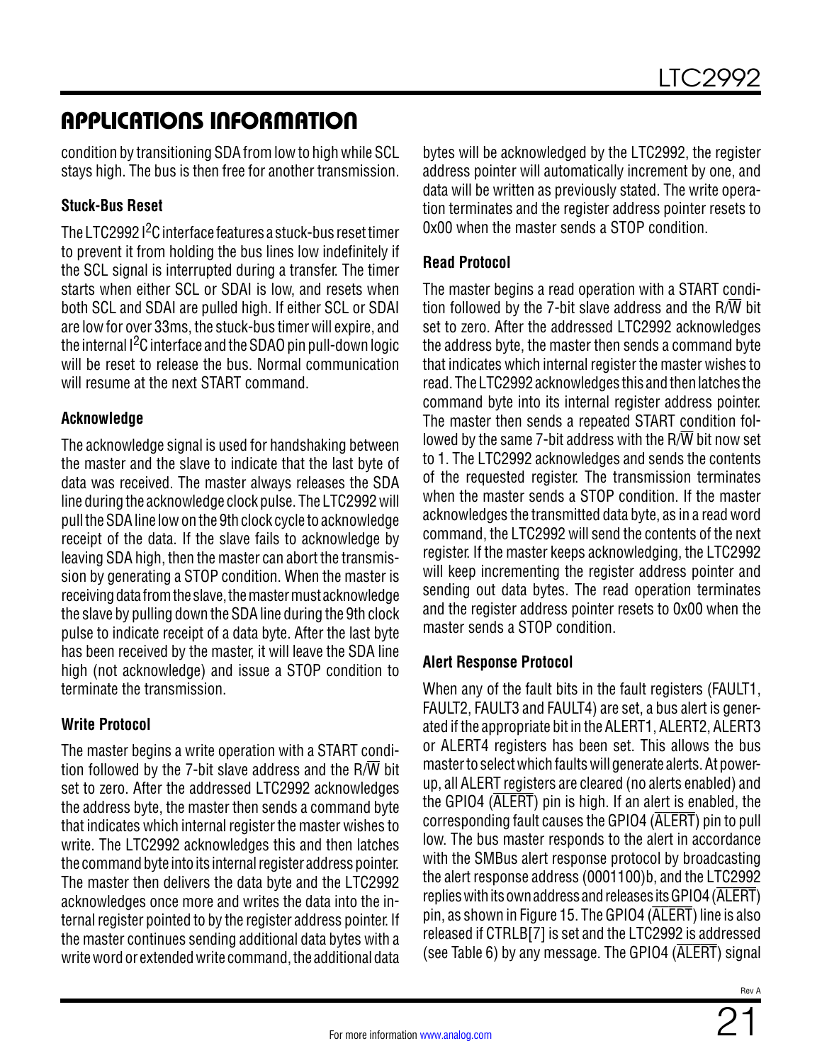## APPLICATIONS INFORMATION

condition by transitioning SDA from low to high while SCL stays high. The bus is then free for another transmission.

### Stuck-Bus Reset

The LTC2992 I$^2$C interface features a stuck-bus reset timer to prevent it from holding the bus lines low indefinitely if the SCL signal is interrupted during a transfer. The timer starts when either SCL or SDAI is low, and resets when both SCL and SDAI are pulled high. If either SCL or SDAI are low for over 33ms, the stuck-bus timer will expire, and the internal I$^2$C interface and the SDAO pin pull-down logic will be reset to release the bus. Normal communication will resume at the next START command.

### Acknowledge

The acknowledge signal is used for handshaking between the master and the slave to indicate that the last byte of data was received. The master always releases the SDA line during the acknowledge clock pulse. The LTC2992 will pull the SDA line low on the 9th clock cycle to acknowledge receipt of the data. If the slave fails to acknowledge by leaving SDA high, then the master can abort the transmission by generating a STOP condition. When the master is receiving data from the slave, the master must acknowledge the slave by pulling down the SDA line during the 9th clock pulse to indicate receipt of a data byte. After the last byte has been received by the master, it will leave the SDA line high (not acknowledge) and issue a STOP condition to terminate the transmission.

### Write Protocol

The master begins a write operation with a START condition followed by the 7-bit slave address and the R/$\overline{W}$ bit set to zero. After the addressed LTC2992 acknowledges the address byte, the master then sends a command byte that indicates which internal register the master wishes to write. The LTC2992 acknowledges this and then latches the command byte into its internal register address pointer. The master then delivers the data byte and the LTC2992 acknowledges once more and writes the data into the internal register pointed to by the register address pointer. If the master continues sending additional data bytes with a write word or extended write command, the additional data bytes will be acknowledged by the LTC2992, the register address pointer will automatically increment by one, and data will be written as previously stated. The write operation terminates and the register address pointer resets to 0x00 when the master sends a STOP condition.

### Read Protocol

The master begins a read operation with a START condition followed by the 7-bit slave address and the R/$\overline{W}$ bit set to zero. After the addressed LTC2992 acknowledges the address byte, the master then sends a command byte that indicates which internal register the master wishes to read. The LTC2992 acknowledges this and then latches the command byte into its internal register address pointer. The master then sends a repeated START condition followed by the same 7-bit address with the R/$\overline{W}$ bit now set to 1. The LTC2992 acknowledges and sends the contents of the requested register. The transmission terminates when the master sends a STOP condition. If the master acknowledges the transmitted data byte, as in a read word command, the LTC2992 will send the contents of the next register. If the master keeps acknowledging, the LTC2992 will keep incrementing the register address pointer and sending out data bytes. The read operation terminates and the register address pointer resets to 0x00 when the master sends a STOP condition.

### Alert Response Protocol

When any of the fault bits in the fault registers (FAULT1, FAULT2, FAULT3 and FAULT4) are set, a bus alert is generated if the appropriate bit in the ALERT1, ALERT2, ALERT3 or ALERT4 registers has been set. This allows the bus master to select which faults will generate alerts. At power-up, all ALERT registers are cleared (no alerts enabled) and the GPIO4 ($\overline{\text{ALERT}}$) pin is high. If an alert is enabled, the corresponding fault causes the GPIO4 ($\overline{\text{ALERT}}$) pin to pull low. The bus master responds to the alert in accordance with the SMBus alert response protocol by broadcasting the alert response address (0001100)b, and the LTC2992 replies with its own address and releases its GPIO4 ($\overline{\text{ALERT}}$) pin, as shown in Figure 15. The GPIO4 ($\overline{\text{ALERT}}$) line is also released if CTRLB[7] is set and the LTC2992 is addressed (see Table 6) by any message. The GPIO4 ($\overline{\text{ALERT}}$) signal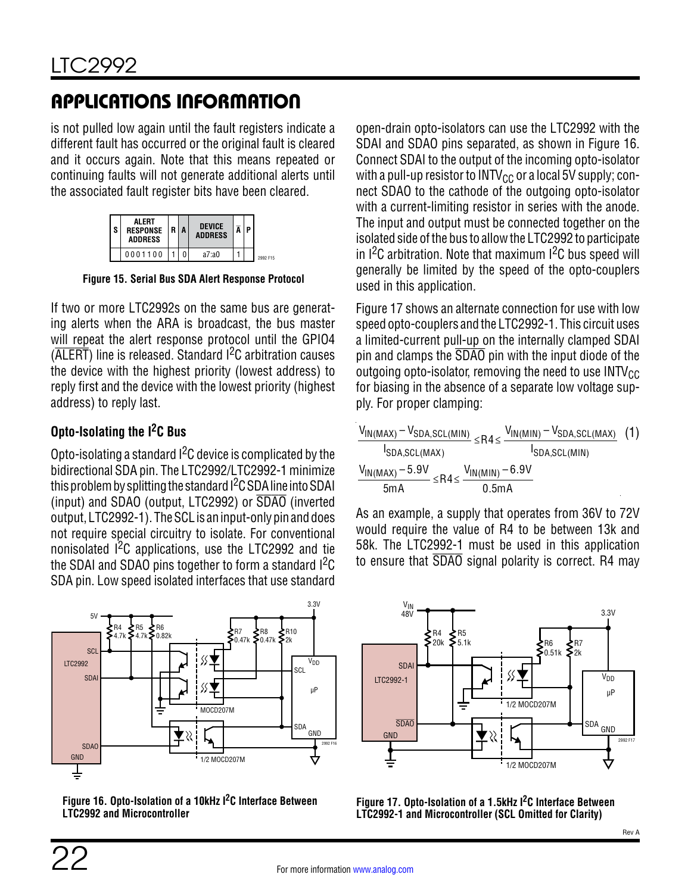is not pulled low again until the fault registers indicate a different fault has occurred or the original fault is cleared and it occurs again. Note that this means repeated or continuing faults will not generate additional alerts until the associated fault register bits have been cleared.

| S | ALERT RESPONSE ADDRESS | R | A | DEVICE ADDRESS | $\overline{A}$ | P |
|---|---|---|---|---|---|---|
| | 0001100 | 1 | 0 | a7:a0 | 1 | |

**Figure 15. Serial Bus SDA Alert Response Protocol**

If two or more LTC2992s on the same bus are generating alerts when the ARA is broadcast, the bus master will repeat the alert response protocol until the GPIO4 ($\overline{ALERT}$) line is released. Standard I²C arbitration causes the device with the highest priority (lowest address) to reply first and the device with the lowest priority (highest address) to reply last.

### Opto-Isolating the I²C Bus

Opto-isolating a standard I²C device is complicated by the bidirectional SDA pin. The LTC2992/LTC2992-1 minimize this problem by splitting the standard I²C SDA line into SDAI (input) and SDAO (output, LTC2992) or $\overline{SDAO}$ (inverted output, LTC2992-1). The SCL is an input-only pin and does not require special circuitry to isolate. For conventional nonisolated I²C applications, use the LTC2992 and tie the SDAI and SDAO pins together to form a standard I²C SDA pin. Low speed isolated interfaces that use standard open-drain opto-isolators can use the LTC2992 with the SDAI and SDAO pins separated, as shown in Figure 16. Connect SDAI to the output of the incoming opto-isolator with a pull-up resistor to $INTV_{CC}$ or a local 5V supply; connect SDAO to the cathode of the outgoing opto-isolator with a current-limiting resistor in series with the anode. The input and output must be connected together on the isolated side of the bus to allow the LTC2992 to participate in I²C arbitration. Note that maximum I²C bus speed will generally be limited by the speed of the opto-couplers used in this application.

Figure 17 shows an alternate connection for use with low speed opto-couplers and the LTC2992-1. This circuit uses a limited-current pull-up on the internally clamped SDAI pin and clamps the $\overline{SDAO}$ pin with the input diode of the outgoing opto-isolator, removing the need to use $INTV_{CC}$ for biasing in the absence of a separate low voltage supply. For proper clamping:

$$\frac{V_{IN(MAX)} - V_{SDA,SCL(MIN)}}{I_{SDA,SCL(MAX)}} \le R4 \le \frac{V_{IN(MIN)} - V_{SDA,SCL(MAX)}}{I_{SDA,SCL(MIN)}} \quad (1)$$

$$\frac{V_{IN(MAX)} - 5.9V}{5mA} \le R4 \le \frac{V_{IN(MIN)} - 6.9V}{0.5mA}$$

As an example, a supply that operates from 36V to 72V would require the value of R4 to be between 13k and 58k. The LTC2992-1 must be used in this application to ensure that $\overline{SDAO}$ signal polarity is correct. R4 may

**Figure 16. Opto-Isolation of a 10kHz I²C Interface Between LTC2992 and Microcontroller**

**Figure 17. Opto-Isolation of a 1.5kHz I²C Interface Between LTC2992-1 and Microcontroller (SCL Omitted for Clarity)**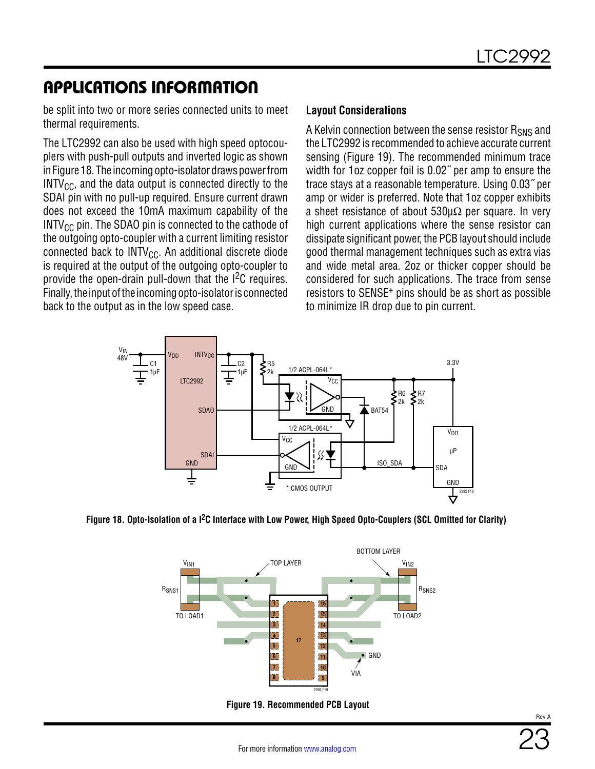## APPLICATIONS INFORMATION

be split into two or more series connected units to meet thermal requirements.

The LTC2992 can also be used with high speed optocouplers with push-pull outputs and inverted logic as shown in Figure 18. The incoming opto-isolator draws power from $INTV_{CC}$, and the data output is connected directly to the SDAI pin with no pull-up required. Ensure current drawn does not exceed the 10mA maximum capability of the $INTV_{CC}$ pin. The SDAO pin is connected to the cathode of the outgoing opto-coupler with a current limiting resistor connected back to $INTV_{CC}$. An additional discrete diode is required at the output of the outgoing opto-coupler to provide the open-drain pull-down that the $I^2C$ requires. Finally, the input of the incoming opto-isolator is connected back to the output as in the low speed case.

### Layout Considerations

A Kelvin connection between the sense resistor $R_{SNS}$ and the LTC2992 is recommended to achieve accurate current sensing (Figure 19). The recommended minimum trace width for 1oz copper foil is 0.02˝ per amp to ensure the trace stays at a reasonable temperature. Using 0.03˝ per amp or wider is preferred. Note that 1oz copper exhibits a sheet resistance of about 530μΩ per square. In very high current applications where the sense resistor can dissipate significant power, the PCB layout should include good thermal management techniques such as extra vias and wide metal area. 2oz or thicker copper should be considered for such applications. The trace from sense resistors to SENSE+ pins should be as short as possible to minimize IR drop due to pin current.

Figure 18. Opto-Isolation of a $I^2C$ Interface with Low Power, High Speed Opto-Couplers (SCL Omitted for Clarity)

Figure 19. Recommended PCB Layout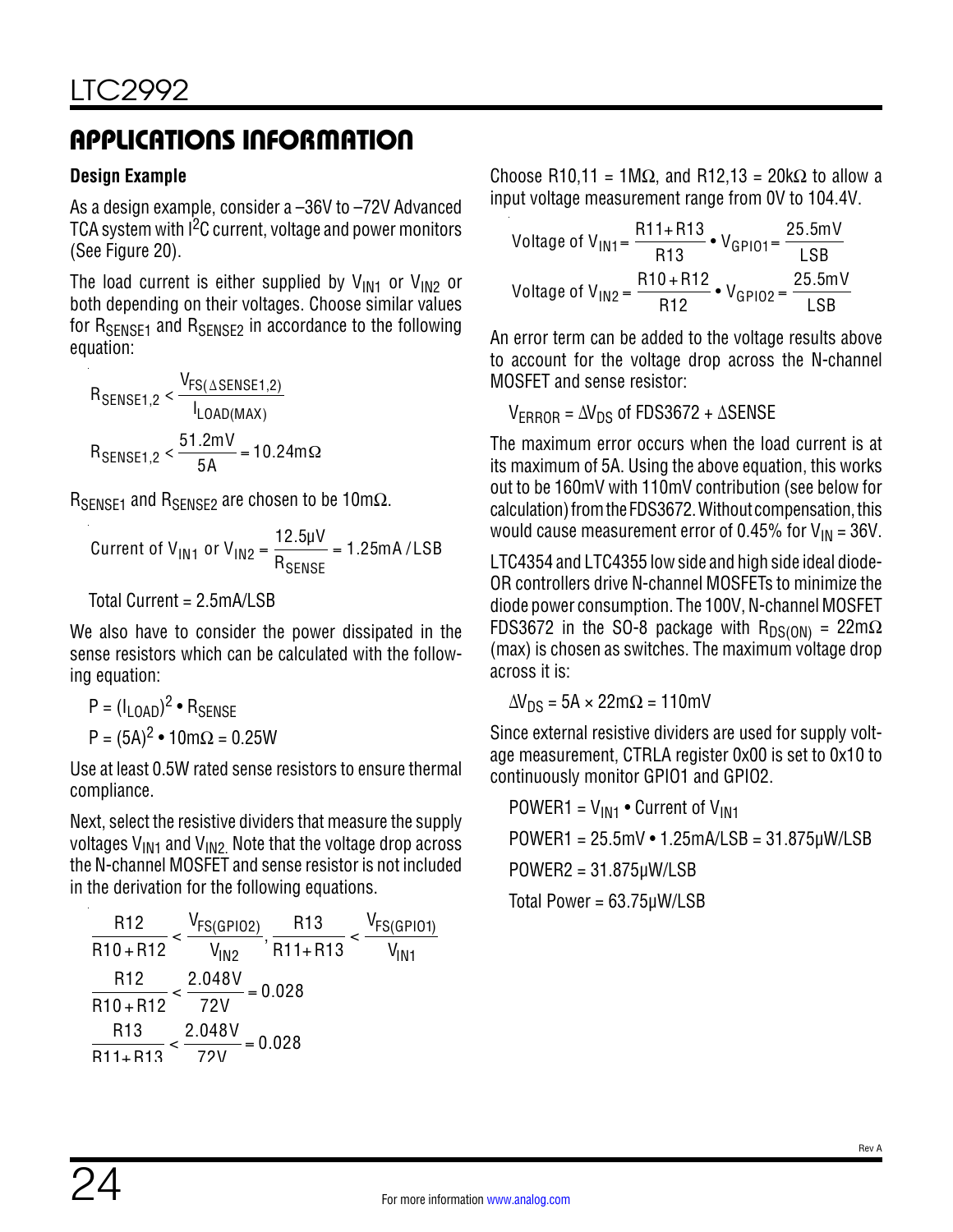## APPLICATIONS INFORMATION

**Design Example**

As a design example, consider a –36V to –72V Advanced TCA system with I²C current, voltage and power monitors (See Figure 20).

The load current is either supplied by $V_{IN1}$ or $V_{IN2}$ or both depending on their voltages. Choose similar values for $R_{SENSE1}$ and $R_{SENSE2}$ in accordance to the following equation:

$$R_{SENSE1,2} < \frac{V_{FS(\Delta SENSE1,2)}}{I_{LOAD(MAX)}}$$

$$R_{SENSE1,2} < \frac{51.2mV}{5A} = 10.24m\Omega$$

$R_{SENSE1}$ and $R_{SENSE2}$ are chosen to be 10mΩ.

$$\text{Current of } V_{IN1} \text{ or } V_{IN2} = \frac{12.5\mu V}{R_{SENSE}} = 1.25mA/LSB$$

Total Current = 2.5mA/LSB

We also have to consider the power dissipated in the sense resistors which can be calculated with the following equation:

$$P = (I_{LOAD})^2 \bullet R_{SENSE}$$

$$P = (5A)^2 \bullet 10m\Omega = 0.25W$$

Use at least 0.5W rated sense resistors to ensure thermal compliance.

Next, select the resistive dividers that measure the supply voltages $V_{IN1}$ and $V_{IN2}$. Note that the voltage drop across the N-channel MOSFET and sense resistor is not included in the derivation for the following equations.

$$\frac{R12}{R10+R12} < \frac{V_{FS(GPIO2)}}{V_{IN2}}, \frac{R13}{R11+R13} < \frac{V_{FS(GPIO1)}}{V_{IN1}}$$

$$\frac{R12}{R10+R12} < \frac{2.048V}{72V} = 0.028$$

$$\frac{R13}{R11+R13} < \frac{2.048V}{72V} = 0.028$$

Choose R10,11 = 1MΩ, and R12,13 = 20kΩ to allow a input voltage measurement range from 0V to 104.4V.

$$\text{Voltage of } V_{IN1} = \frac{R11+R13}{R13} \bullet V_{GPIO1} = \frac{25.5mV}{LSB}$$

$$\text{Voltage of } V_{IN2} = \frac{R10+R12}{R12} \bullet V_{GPIO2} = \frac{25.5mV}{LSB}$$

An error term can be added to the voltage results above to account for the voltage drop across the N-channel MOSFET and sense resistor:

$$V_{ERROR} = \Delta V_{DS} \text{ of FDS3672} + \Delta SENSE$$

The maximum error occurs when the load current is at its maximum of 5A. Using the above equation, this works out to be 160mV with 110mV contribution (see below for calculation) from the FDS3672. Without compensation, this would cause measurement error of 0.45% for $V_{IN}$ = 36V.

LTC4354 and LTC4355 low side and high side ideal diode-OR controllers drive N-channel MOSFETs to minimize the diode power consumption. The 100V, N-channel MOSFET FDS3672 in the SO-8 package with $R_{DS(ON)}$ = 22mΩ (max) is chosen as switches. The maximum voltage drop across it is:

$$\Delta V_{DS} = 5A \times 22m\Omega = 110mV$$

Since external resistive dividers are used for supply voltage measurement, CTRLA register 0x00 is set to 0x10 to continuously monitor GPIO1 and GPIO2.

$$\text{POWER1} = V_{IN1} \bullet \text{Current of } V_{IN1}$$

$$\text{POWER1} = 25.5mV \bullet 1.25mA/LSB = 31.875\mu W/LSB$$

$$\text{POWER2} = 31.875\mu W/LSB$$

$$\text{Total Power} = 63.75\mu W/LSB$$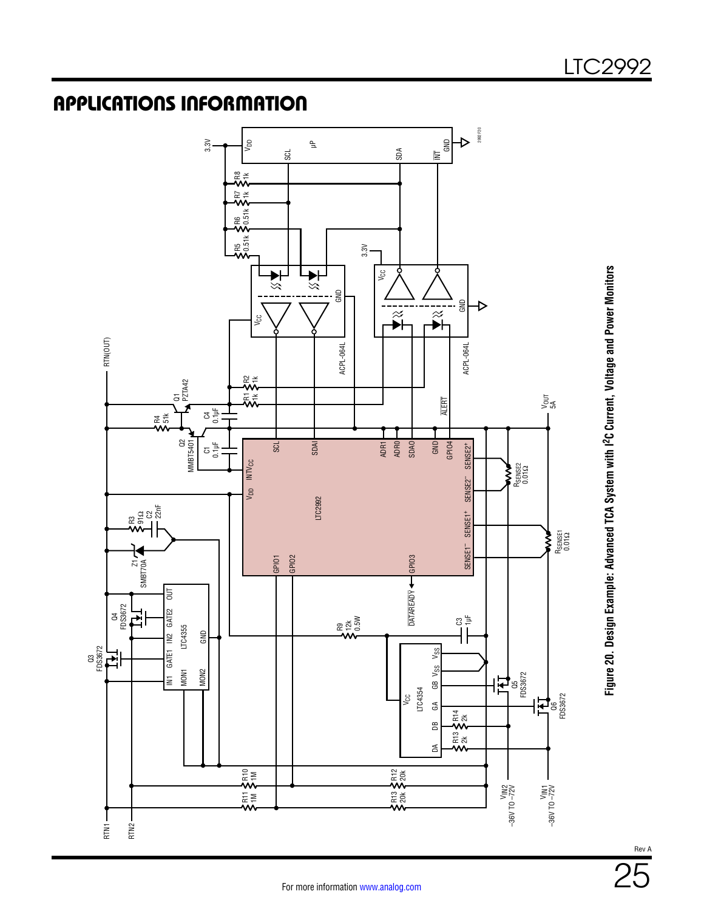## APPLICATIONS INFORMATION

Figure 20. Design Example: Advanced TCA System with I²C Current, Voltage and Power Monitors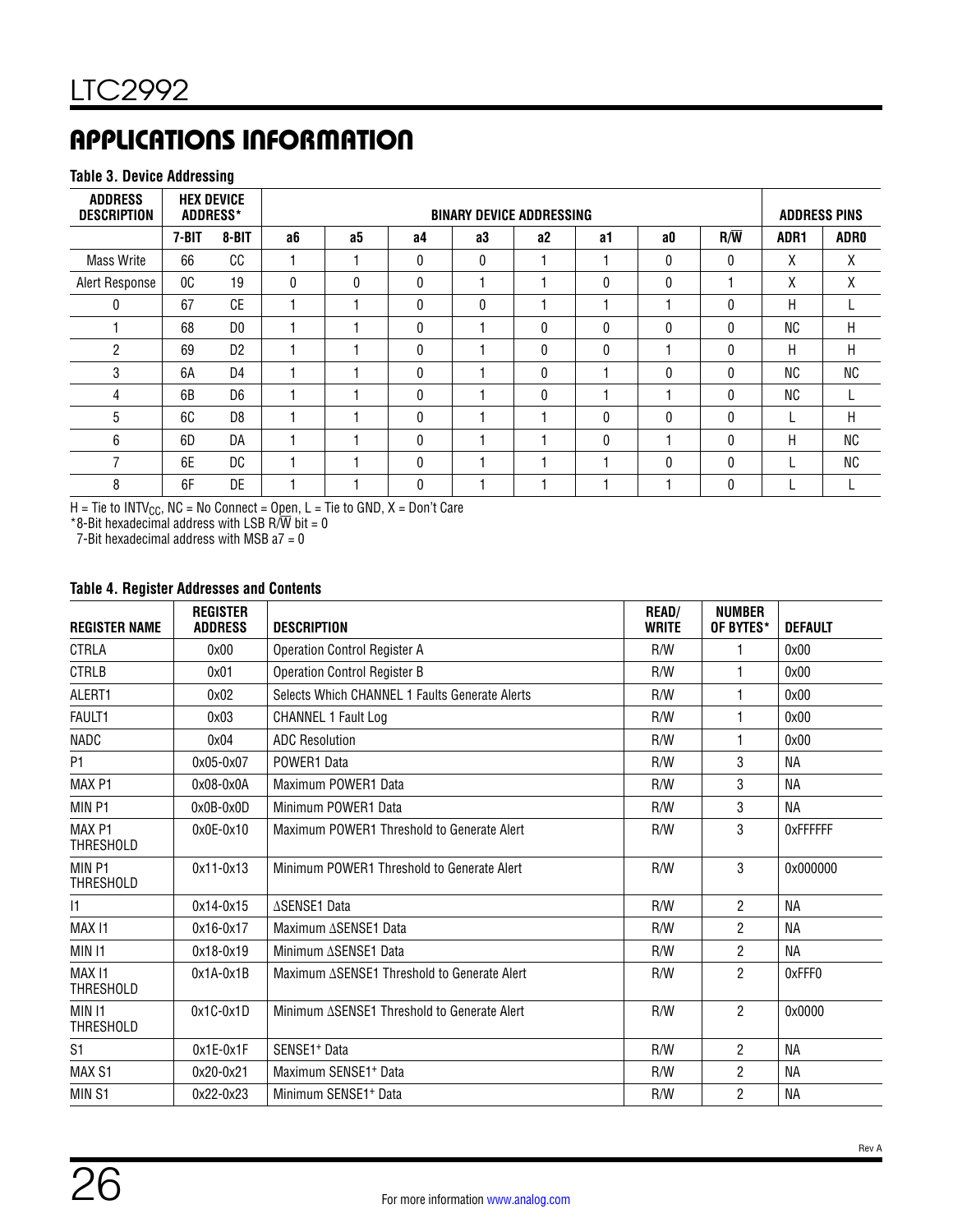## APPLICATIONS INFORMATION

**Table 3. Device Addressing**

| ADDRESS DESCRIPTION | HEX DEVICE ADDRESS* | | BINARY DEVICE ADDRESSING | | | | | | | | ADDRESS PINS | |
|---|---|---|---|---|---|---|---|---|---|---|---|---|
| | 7-BIT | 8-BIT | a6 | a5 | a4 | a3 | a2 | a1 | a0 | R/$\overline{W}$ | ADR1 | ADR0 |
| Mass Write | 66 | CC | 1 | 1 | 0 | 0 | 1 | 1 | 0 | 0 | X | X |
| Alert Response | 0C | 19 | 0 | 0 | 0 | 1 | 1 | 0 | 0 | 1 | X | X |
| 0 | 67 | CE | 1 | 1 | 0 | 0 | 1 | 1 | 1 | 0 | H | L |
| 1 | 68 | D0 | 1 | 1 | 0 | 1 | 0 | 0 | 0 | 0 | NC | H |
| 2 | 69 | D2 | 1 | 1 | 0 | 1 | 0 | 0 | 1 | 0 | H | H |
| 3 | 6A | D4 | 1 | 1 | 0 | 1 | 0 | 1 | 0 | 0 | NC | NC |
| 4 | 6B | D6 | 1 | 1 | 0 | 1 | 0 | 1 | 1 | 0 | NC | L |
| 5 | 6C | D8 | 1 | 1 | 0 | 1 | 1 | 0 | 0 | 0 | L | H |
| 6 | 6D | DA | 1 | 1 | 0 | 1 | 1 | 0 | 1 | 0 | H | NC |
| 7 | 6E | DC | 1 | 1 | 0 | 1 | 1 | 1 | 0 | 0 | L | NC |
| 8 | 6F | DE | 1 | 1 | 0 | 1 | 1 | 1 | 1 | 0 | L | L |

H = Tie to $INTV_{CC}$, NC = No Connect = Open, L = Tie to GND, X = Don't Care
*8-Bit hexadecimal address with LSB R/$\overline{W}$ bit = 0
7-Bit hexadecimal address with MSB a7 = 0

**Table 4. Register Addresses and Contents**

| REGISTER NAME | REGISTER ADDRESS | DESCRIPTION | READ/WRITE | NUMBER OF BYTES* | DEFAULT |
|---|---|---|---|---|---|
| CTRLA | 0x00 | Operation Control Register A | R/W | 1 | 0x00 |
| CTRLB | 0x01 | Operation Control Register B | R/W | 1 | 0x00 |
| ALERT1 | 0x02 | Selects Which CHANNEL 1 Faults Generate Alerts | R/W | 1 | 0x00 |
| FAULT1 | 0x03 | CHANNEL 1 Fault Log | R/W | 1 | 0x00 |
| NADC | 0x04 | ADC Resolution | R/W | 1 | 0x00 |
| P1 | 0x05-0x07 | POWER1 Data | R/W | 3 | NA |
| MAX P1 | 0x08-0x0A | Maximum POWER1 Data | R/W | 3 | NA |
| MIN P1 | 0x0B-0x0D | Minimum POWER1 Data | R/W | 3 | NA |
| MAX P1 THRESHOLD | 0x0E-0x10 | Maximum POWER1 Threshold to Generate Alert | R/W | 3 | 0xFFFFFF |
| MIN P1 THRESHOLD | 0x11-0x13 | Minimum POWER1 Threshold to Generate Alert | R/W | 3 | 0x000000 |
| I1 | 0x14-0x15 | ΔSENSE1 Data | R/W | 2 | NA |
| MAX I1 | 0x16-0x17 | Maximum ΔSENSE1 Data | R/W | 2 | NA |
| MIN I1 | 0x18-0x19 | Minimum ΔSENSE1 Data | R/W | 2 | NA |
| MAX I1 THRESHOLD | 0x1A-0x1B | Maximum ΔSENSE1 Threshold to Generate Alert | R/W | 2 | 0xFFF0 |
| MIN I1 THRESHOLD | 0x1C-0x1D | Minimum ΔSENSE1 Threshold to Generate Alert | R/W | 2 | 0x0000 |
| S1 | 0x1E-0x1F | $SENSE1^+$ Data | R/W | 2 | NA |
| MAX S1 | 0x20-0x21 | Maximum $SENSE1^+$ Data | R/W | 2 | NA |
| MIN S1 | 0x22-0x23 | Minimum $SENSE1^+$ Data | R/W | 2 | NA |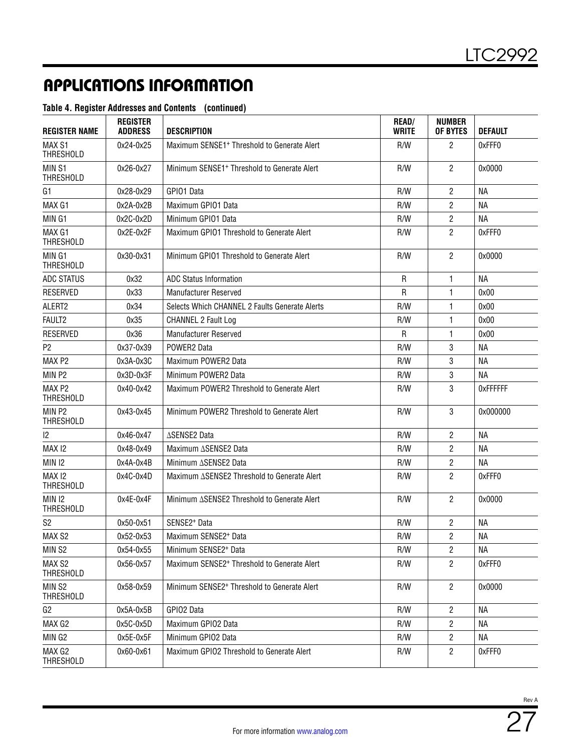# APPLICATIONS INFORMATION

**Table 4. Register Addresses and Contents (continued)**

| REGISTER NAME | REGISTER ADDRESS | DESCRIPTION | READ/ WRITE | NUMBER OF BYTES | DEFAULT |
|---|---|---|---|---|---|
| MAX S1 THRESHOLD | 0x24-0x25 | Maximum SENSE1+ Threshold to Generate Alert | R/W | 2 | 0xFFF0 |
| MIN S1 THRESHOLD | 0x26-0x27 | Minimum SENSE1+ Threshold to Generate Alert | R/W | 2 | 0x0000 |
| G1 | 0x28-0x29 | GPIO1 Data | R/W | 2 | NA |
| MAX G1 | 0x2A-0x2B | Maximum GPIO1 Data | R/W | 2 | NA |
| MIN G1 | 0x2C-0x2D | Minimum GPIO1 Data | R/W | 2 | NA |
| MAX G1 THRESHOLD | 0x2E-0x2F | Maximum GPIO1 Threshold to Generate Alert | R/W | 2 | 0xFFF0 |
| MIN G1 THRESHOLD | 0x30-0x31 | Minimum GPIO1 Threshold to Generate Alert | R/W | 2 | 0x0000 |
| ADC STATUS | 0x32 | ADC Status Information | R | 1 | NA |
| RESERVED | 0x33 | Manufacturer Reserved | R | 1 | 0x00 |
| ALERT2 | 0x34 | Selects Which CHANNEL 2 Faults Generate Alerts | R/W | 1 | 0x00 |
| FAULT2 | 0x35 | CHANNEL 2 Fault Log | R/W | 1 | 0x00 |
| RESERVED | 0x36 | Manufacturer Reserved | R | 1 | 0x00 |
| P2 | 0x37-0x39 | POWER2 Data | R/W | 3 | NA |
| MAX P2 | 0x3A-0x3C | Maximum POWER2 Data | R/W | 3 | NA |
| MIN P2 | 0x3D-0x3F | Minimum POWER2 Data | R/W | 3 | NA |
| MAX P2 THRESHOLD | 0x40-0x42 | Maximum POWER2 Threshold to Generate Alert | R/W | 3 | 0xFFFFFF |
| MIN P2 THRESHOLD | 0x43-0x45 | Minimum POWER2 Threshold to Generate Alert | R/W | 3 | 0x000000 |
| I2 | 0x46-0x47 | ΔSENSE2 Data | R/W | 2 | NA |
| MAX I2 | 0x48-0x49 | Maximum ΔSENSE2 Data | R/W | 2 | NA |
| MIN I2 | 0x4A-0x4B | Minimum ΔSENSE2 Data | R/W | 2 | NA |
| MAX I2 THRESHOLD | 0x4C-0x4D | Maximum ΔSENSE2 Threshold to Generate Alert | R/W | 2 | 0xFFF0 |
| MIN I2 THRESHOLD | 0x4E-0x4F | Minimum ΔSENSE2 Threshold to Generate Alert | R/W | 2 | 0x0000 |
| S2 | 0x50-0x51 | SENSE2+ Data | R/W | 2 | NA |
| MAX S2 | 0x52-0x53 | Maximum SENSE2+ Data | R/W | 2 | NA |
| MIN S2 | 0x54-0x55 | Minimum SENSE2+ Data | R/W | 2 | NA |
| MAX S2 THRESHOLD | 0x56-0x57 | Maximum SENSE2+ Threshold to Generate Alert | R/W | 2 | 0xFFF0 |
| MIN S2 THRESHOLD | 0x58-0x59 | Minimum SENSE2+ Threshold to Generate Alert | R/W | 2 | 0x0000 |
| G2 | 0x5A-0x5B | GPIO2 Data | R/W | 2 | NA |
| MAX G2 | 0x5C-0x5D | Maximum GPIO2 Data | R/W | 2 | NA |
| MIN G2 | 0x5E-0x5F | Minimum GPIO2 Data | R/W | 2 | NA |
| MAX G2 THRESHOLD | 0x60-0x61 | Maximum GPIO2 Threshold to Generate Alert | R/W | 2 | 0xFFF0 |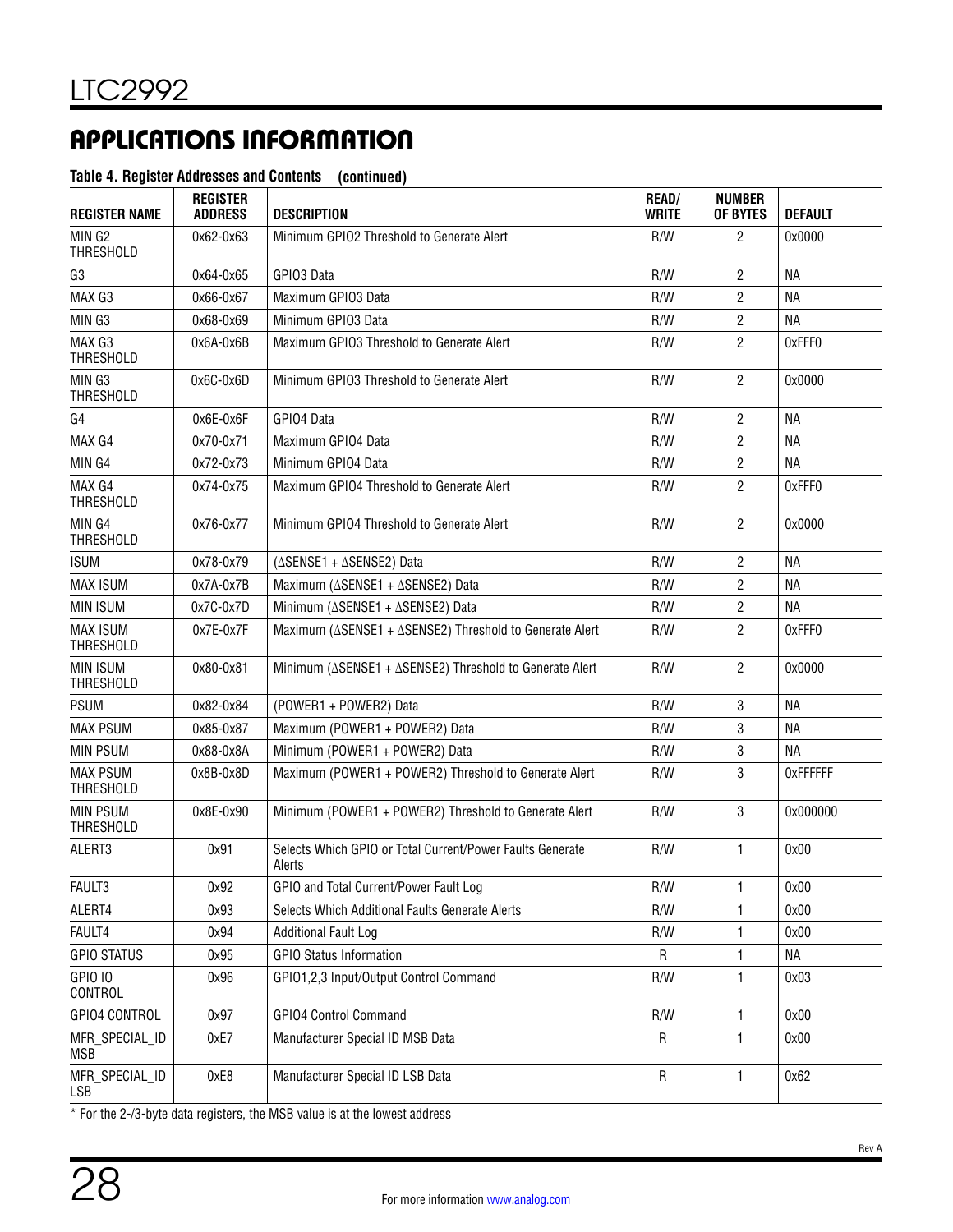## APPLICATIONS INFORMATION

**Table 4. Register Addresses and Contents (continued)**

| REGISTER NAME | REGISTER ADDRESS | DESCRIPTION | READ/ WRITE | NUMBER OF BYTES | DEFAULT |
|---|---|---|---|---|---|
| MIN G2 THRESHOLD | 0x62-0x63 | Minimum GPIO2 Threshold to Generate Alert | R/W | 2 | 0x0000 |
| G3 | 0x64-0x65 | GPIO3 Data | R/W | 2 | NA |
| MAX G3 | 0x66-0x67 | Maximum GPIO3 Data | R/W | 2 | NA |
| MIN G3 | 0x68-0x69 | Minimum GPIO3 Data | R/W | 2 | NA |
| MAX G3 THRESHOLD | 0x6A-0x6B | Maximum GPIO3 Threshold to Generate Alert | R/W | 2 | 0xFFF0 |
| MIN G3 THRESHOLD | 0x6C-0x6D | Minimum GPIO3 Threshold to Generate Alert | R/W | 2 | 0x0000 |
| G4 | 0x6E-0x6F | GPIO4 Data | R/W | 2 | NA |
| MAX G4 | 0x70-0x71 | Maximum GPIO4 Data | R/W | 2 | NA |
| MIN G4 | 0x72-0x73 | Minimum GPIO4 Data | R/W | 2 | NA |
| MAX G4 THRESHOLD | 0x74-0x75 | Maximum GPIO4 Threshold to Generate Alert | R/W | 2 | 0xFFF0 |
| MIN G4 THRESHOLD | 0x76-0x77 | Minimum GPIO4 Threshold to Generate Alert | R/W | 2 | 0x0000 |
| ISUM | 0x78-0x79 | (ΔSENSE1 + ΔSENSE2) Data | R/W | 2 | NA |
| MAX ISUM | 0x7A-0x7B | Maximum (ΔSENSE1 + ΔSENSE2) Data | R/W | 2 | NA |
| MIN ISUM | 0x7C-0x7D | Minimum (ΔSENSE1 + ΔSENSE2) Data | R/W | 2 | NA |
| MAX ISUM THRESHOLD | 0x7E-0x7F | Maximum (ΔSENSE1 + ΔSENSE2) Threshold to Generate Alert | R/W | 2 | 0xFFF0 |
| MIN ISUM THRESHOLD | 0x80-0x81 | Minimum (ΔSENSE1 + ΔSENSE2) Threshold to Generate Alert | R/W | 2 | 0x0000 |
| PSUM | 0x82-0x84 | (POWER1 + POWER2) Data | R/W | 3 | NA |
| MAX PSUM | 0x85-0x87 | Maximum (POWER1 + POWER2) Data | R/W | 3 | NA |
| MIN PSUM | 0x88-0x8A | Minimum (POWER1 + POWER2) Data | R/W | 3 | NA |
| MAX PSUM THRESHOLD | 0x8B-0x8D | Maximum (POWER1 + POWER2) Threshold to Generate Alert | R/W | 3 | 0xFFFFFF |
| MIN PSUM THRESHOLD | 0x8E-0x90 | Minimum (POWER1 + POWER2) Threshold to Generate Alert | R/W | 3 | 0x000000 |
| ALERT3 | 0x91 | Selects Which GPIO or Total Current/Power Faults Generate Alerts | R/W | 1 | 0x00 |
| FAULT3 | 0x92 | GPIO and Total Current/Power Fault Log | R/W | 1 | 0x00 |
| ALERT4 | 0x93 | Selects Which Additional Faults Generate Alerts | R/W | 1 | 0x00 |
| FAULT4 | 0x94 | Additional Fault Log | R/W | 1 | 0x00 |
| GPIO STATUS | 0x95 | GPIO Status Information | R | 1 | NA |
| GPIO IO CONTROL | 0x96 | GPIO1,2,3 Input/Output Control Command | R/W | 1 | 0x03 |
| GPIO4 CONTROL | 0x97 | GPIO4 Control Command | R/W | 1 | 0x00 |
| MFR_SPECIAL_ID MSB | 0xE7 | Manufacturer Special ID MSB Data | R | 1 | 0x00 |
| MFR_SPECIAL_ID LSB | 0xE8 | Manufacturer Special ID LSB Data | R | 1 | 0x62 |

* For the 2-/3-byte data registers, the MSB value is at the lowest address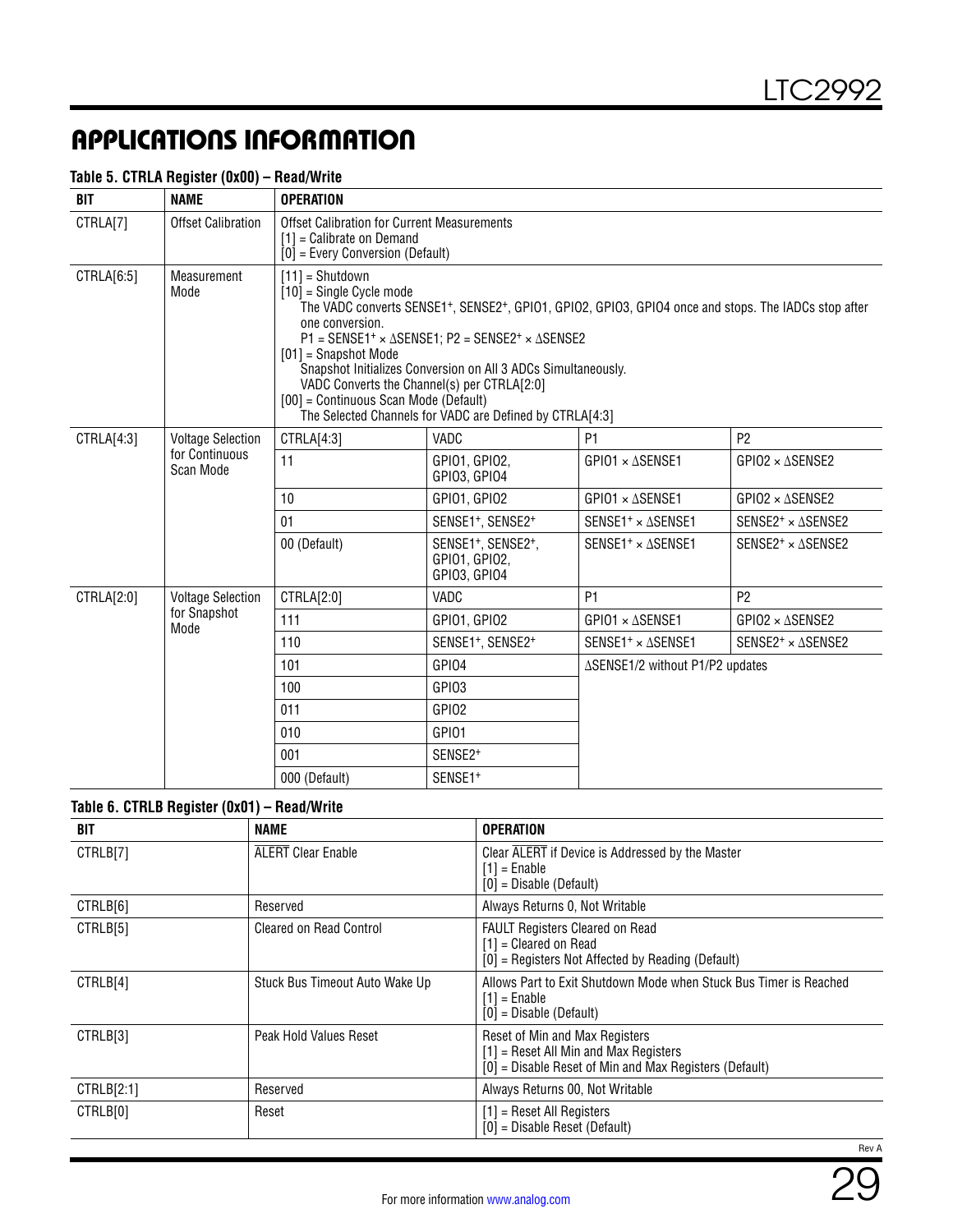## APPLICATIONS INFORMATION

**Table 5. CTRLA Register (0x00) – Read/Write**

| BIT | NAME | OPERATION | | | |
|---|---|---|---|---|---|
| CTRLA[7] | Offset Calibration | Offset Calibration for Current Measurements<br>[1] = Calibrate on Demand<br>[0] = Every Conversion (Default) | | | |
| CTRLA[6:5] | Measurement Mode | [11] = Shutdown<br>[10] = Single Cycle mode<br>The VADC converts SENSE1+, SENSE2+, GPIO1, GPIO2, GPIO3, GPIO4 once and stops. The IADCs stop after one conversion.<br>P1 = SENSE1+ × ΔSENSE1; P2 = SENSE2+ × ΔSENSE2<br>[01] = Snapshot Mode<br>Snapshot Initializes Conversion on All 3 ADCs Simultaneously.<br>VADC Converts the Channel(s) per CTRLA[2:0]<br>[00] = Continuous Scan Mode (Default)<br>The Selected Channels for VADC are Defined by CTRLA[4:3] | | | |
| CTRLA[4:3] | Voltage Selection for Continuous Scan Mode | CTRLA[4:3] | VADC | P1 | P2 |
| | | 11 | GPIO1, GPIO2, GPIO3, GPIO4 | GPIO1 × ΔSENSE1 | GPIO2 × ΔSENSE2 |
| | | 10 | GPIO1, GPIO2 | GPIO1 × ΔSENSE1 | GPIO2 × ΔSENSE2 |
| | | 01 | SENSE1+, SENSE2+ | SENSE1+ × ΔSENSE1 | SENSE2+ × ΔSENSE2 |
| | | 00 (Default) | SENSE1+, SENSE2+, GPIO1, GPIO2, GPIO3, GPIO4 | SENSE1+ × ΔSENSE1 | SENSE2+ × ΔSENSE2 |
| CTRLA[2:0] | Voltage Selection for Snapshot Mode | CTRLA[2:0] | VADC | P1 | P2 |
| | | 111 | GPIO1, GPIO2 | GPIO1 × ΔSENSE1 | GPIO2 × ΔSENSE2 |
| | | 110 | SENSE1+, SENSE2+ | SENSE1+ × ΔSENSE1 | SENSE2+ × ΔSENSE2 |
| | | 101 | GPIO4 | ΔSENSE1/2 without P1/P2 updates | |
| | | 100 | GPIO3 | | |
| | | 011 | GPIO2 | | |
| | | 010 | GPIO1 | | |
| | | 001 | SENSE2+ | | |
| | | 000 (Default) | SENSE1+ | | |

**Table 6. CTRLB Register (0x01) – Read/Write**

| BIT | NAME | OPERATION |
|---|---|---|
| CTRLB[7] | ALERT Clear Enable | Clear ALERT if Device is Addressed by the Master<br>[1] = Enable<br>[0] = Disable (Default) |
| CTRLB[6] | Reserved | Always Returns 0, Not Writable |
| CTRLB[5] | Cleared on Read Control | FAULT Registers Cleared on Read<br>[1] = Cleared on Read<br>[0] = Registers Not Affected by Reading (Default) |
| CTRLB[4] | Stuck Bus Timeout Auto Wake Up | Allows Part to Exit Shutdown Mode when Stuck Bus Timer is Reached<br>[1] = Enable<br>[0] = Disable (Default) |
| CTRLB[3] | Peak Hold Values Reset | Reset of Min and Max Registers<br>[1] = Reset All Min and Max Registers<br>[0] = Disable Reset of Min and Max Registers (Default) |
| CTRLB[2:1] | Reserved | Always Returns 00, Not Writable |
| CTRLB[0] | Reset | [1] = Reset All Registers<br>[0] = Disable Reset (Default) |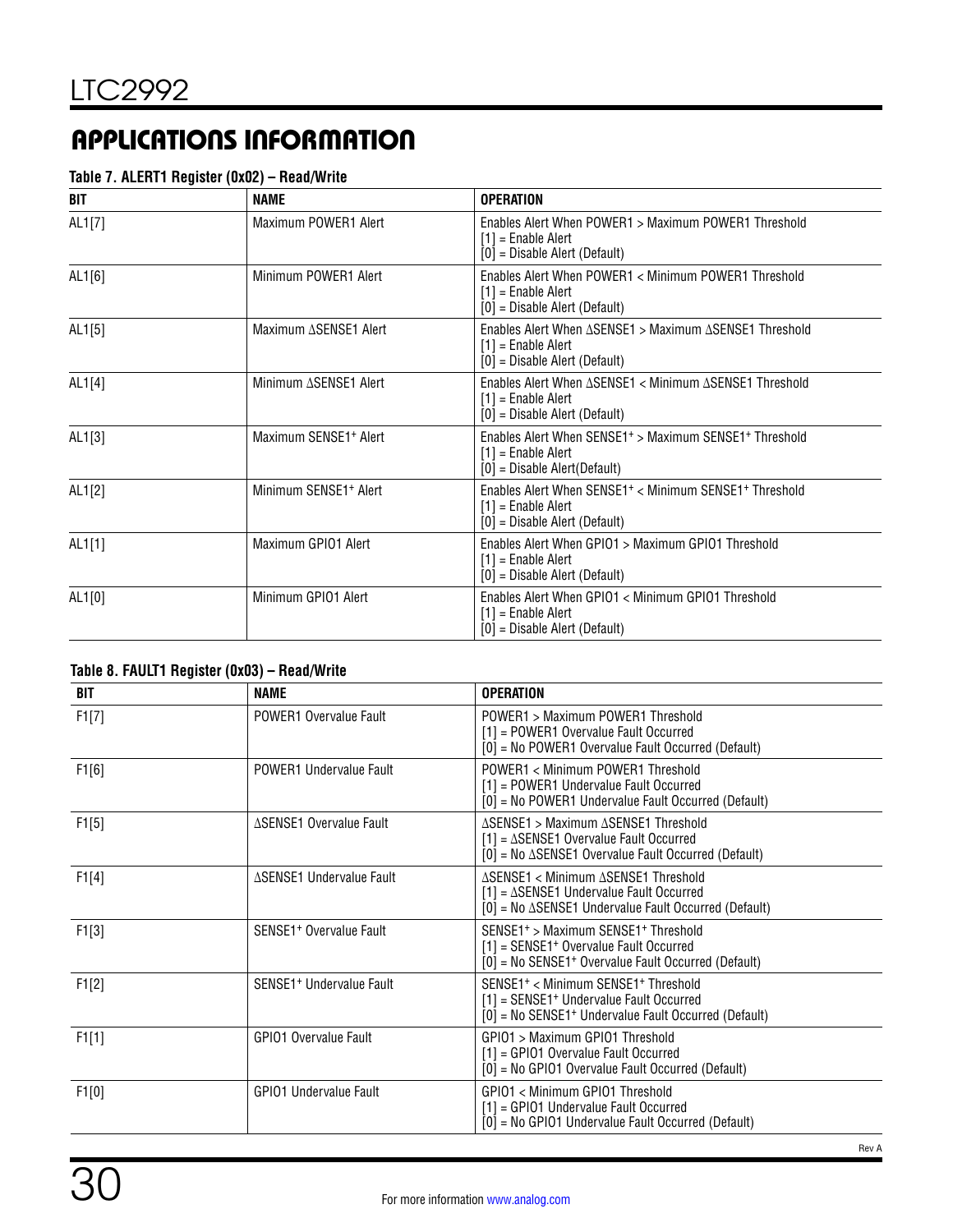## APPLICATIONS INFORMATION

**Table 7. ALERT1 Register (0x02) – Read/Write**

| BIT | NAME | OPERATION |
|---|---|---|
| AL1[7] | Maximum POWER1 Alert | Enables Alert When POWER1 > Maximum POWER1 Threshold<br>[1] = Enable Alert<br>[0] = Disable Alert (Default) |
| AL1[6] | Minimum POWER1 Alert | Enables Alert When POWER1 < Minimum POWER1 Threshold<br>[1] = Enable Alert<br>[0] = Disable Alert (Default) |
| AL1[5] | Maximum ΔSENSE1 Alert | Enables Alert When ΔSENSE1 > Maximum ΔSENSE1 Threshold<br>[1] = Enable Alert<br>[0] = Disable Alert (Default) |
| AL1[4] | Minimum ΔSENSE1 Alert | Enables Alert When ΔSENSE1 < Minimum ΔSENSE1 Threshold<br>[1] = Enable Alert<br>[0] = Disable Alert (Default) |
| AL1[3] | Maximum $SENSE1^+$ Alert | Enables Alert When $SENSE1^+$ > Maximum $SENSE1^+$ Threshold<br>[1] = Enable Alert<br>[0] = Disable Alert(Default) |
| AL1[2] | Minimum $SENSE1^+$ Alert | Enables Alert When $SENSE1^+$ < Minimum $SENSE1^+$ Threshold<br>[1] = Enable Alert<br>[0] = Disable Alert (Default) |
| AL1[1] | Maximum GPIO1 Alert | Enables Alert When GPIO1 > Maximum GPIO1 Threshold<br>[1] = Enable Alert<br>[0] = Disable Alert (Default) |
| AL1[0] | Minimum GPIO1 Alert | Enables Alert When GPIO1 < Minimum GPIO1 Threshold<br>[1] = Enable Alert<br>[0] = Disable Alert (Default) |

**Table 8. FAULT1 Register (0x03) – Read/Write**

| BIT | NAME | OPERATION |
|---|---|---|
| F1[7] | POWER1 Overvalue Fault | POWER1 > Maximum POWER1 Threshold<br>[1] = POWER1 Overvalue Fault Occurred<br>[0] = No POWER1 Overvalue Fault Occurred (Default) |
| F1[6] | POWER1 Undervalue Fault | POWER1 < Minimum POWER1 Threshold<br>[1] = POWER1 Undervalue Fault Occurred<br>[0] = No POWER1 Undervalue Fault Occurred (Default) |
| F1[5] | ΔSENSE1 Overvalue Fault | ΔSENSE1 > Maximum ΔSENSE1 Threshold<br>[1] = ΔSENSE1 Overvalue Fault Occurred<br>[0] = No ΔSENSE1 Overvalue Fault Occurred (Default) |
| F1[4] | ΔSENSE1 Undervalue Fault | ΔSENSE1 < Minimum ΔSENSE1 Threshold<br>[1] = ΔSENSE1 Undervalue Fault Occurred<br>[0] = No ΔSENSE1 Undervalue Fault Occurred (Default) |
| F1[3] | $SENSE1^+$ Overvalue Fault | $SENSE1^+$ > Maximum $SENSE1^+$ Threshold<br>[1] = $SENSE1^+$ Overvalue Fault Occurred<br>[0] = No $SENSE1^+$ Overvalue Fault Occurred (Default) |
| F1[2] | $SENSE1^+$ Undervalue Fault | $SENSE1^+$ < Minimum $SENSE1^+$ Threshold<br>[1] = $SENSE1^+$ Undervalue Fault Occurred<br>[0] = No $SENSE1^+$ Undervalue Fault Occurred (Default) |
| F1[1] | GPIO1 Overvalue Fault | GPIO1 > Maximum GPIO1 Threshold<br>[1] = GPIO1 Overvalue Fault Occurred<br>[0] = No GPIO1 Overvalue Fault Occurred (Default) |
| F1[0] | GPIO1 Undervalue Fault | GPIO1 < Minimum GPIO1 Threshold<br>[1] = GPIO1 Undervalue Fault Occurred<br>[0] = No GPIO1 Undervalue Fault Occurred (Default) |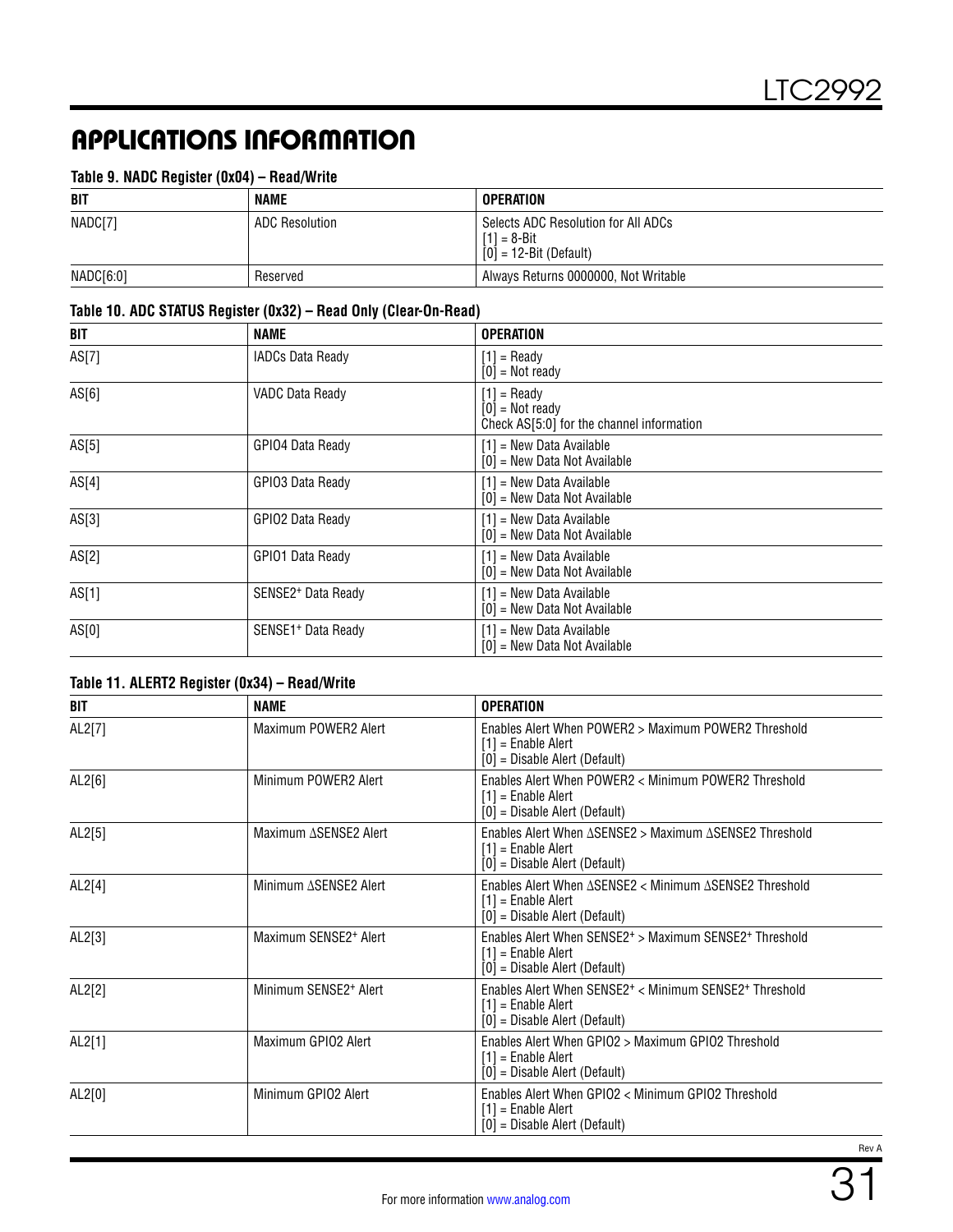## APPLICATIONS INFORMATION

**Table 9. NADC Register (0x04) – Read/Write**

| BIT | NAME | OPERATION |
|---|---|---|
| NADC[7] | ADC Resolution | Selects ADC Resolution for All ADCs<br>[1] = 8-Bit<br>[0] = 12-Bit (Default) |
| NADC[6:0] | Reserved | Always Returns 0000000, Not Writable |

**Table 10. ADC STATUS Register (0x32) – Read Only (Clear-On-Read)**

| BIT | NAME | OPERATION |
|---|---|---|
| AS[7] | IADCs Data Ready | [1] = Ready<br>[0] = Not ready |
| AS[6] | VADC Data Ready | [1] = Ready<br>[0] = Not ready<br>Check AS[5:0] for the channel information |
| AS[5] | GPIO4 Data Ready | [1] = New Data Available<br>[0] = New Data Not Available |
| AS[4] | GPIO3 Data Ready | [1] = New Data Available<br>[0] = New Data Not Available |
| AS[3] | GPIO2 Data Ready | [1] = New Data Available<br>[0] = New Data Not Available |
| AS[2] | GPIO1 Data Ready | [1] = New Data Available<br>[0] = New Data Not Available |
| AS[1] | $SENSE2^+$ Data Ready | [1] = New Data Available<br>[0] = New Data Not Available |
| AS[0] | $SENSE1^+$ Data Ready | [1] = New Data Available<br>[0] = New Data Not Available |

**Table 11. ALERT2 Register (0x34) – Read/Write**

| BIT | NAME | OPERATION |
|---|---|---|
| AL2[7] | Maximum POWER2 Alert | Enables Alert When POWER2 > Maximum POWER2 Threshold<br>[1] = Enable Alert<br>[0] = Disable Alert (Default) |
| AL2[6] | Minimum POWER2 Alert | Enables Alert When POWER2 < Minimum POWER2 Threshold<br>[1] = Enable Alert<br>[0] = Disable Alert (Default) |
| AL2[5] | Maximum ∆SENSE2 Alert | Enables Alert When ∆SENSE2 > Maximum ∆SENSE2 Threshold<br>[1] = Enable Alert<br>[0] = Disable Alert (Default) |
| AL2[4] | Minimum ∆SENSE2 Alert | Enables Alert When ∆SENSE2 < Minimum ∆SENSE2 Threshold<br>[1] = Enable Alert<br>[0] = Disable Alert (Default) |
| AL2[3] | Maximum $SENSE2^+$ Alert | Enables Alert When $SENSE2^+$ > Maximum $SENSE2^+$ Threshold<br>[1] = Enable Alert<br>[0] = Disable Alert (Default) |
| AL2[2] | Minimum $SENSE2^+$ Alert | Enables Alert When $SENSE2^+$ < Minimum $SENSE2^+$ Threshold<br>[1] = Enable Alert<br>[0] = Disable Alert (Default) |
| AL2[1] | Maximum GPIO2 Alert | Enables Alert When GPIO2 > Maximum GPIO2 Threshold<br>[1] = Enable Alert<br>[0] = Disable Alert (Default) |
| AL2[0] | Minimum GPIO2 Alert | Enables Alert When GPIO2 < Minimum GPIO2 Threshold<br>[1] = Enable Alert<br>[0] = Disable Alert (Default) |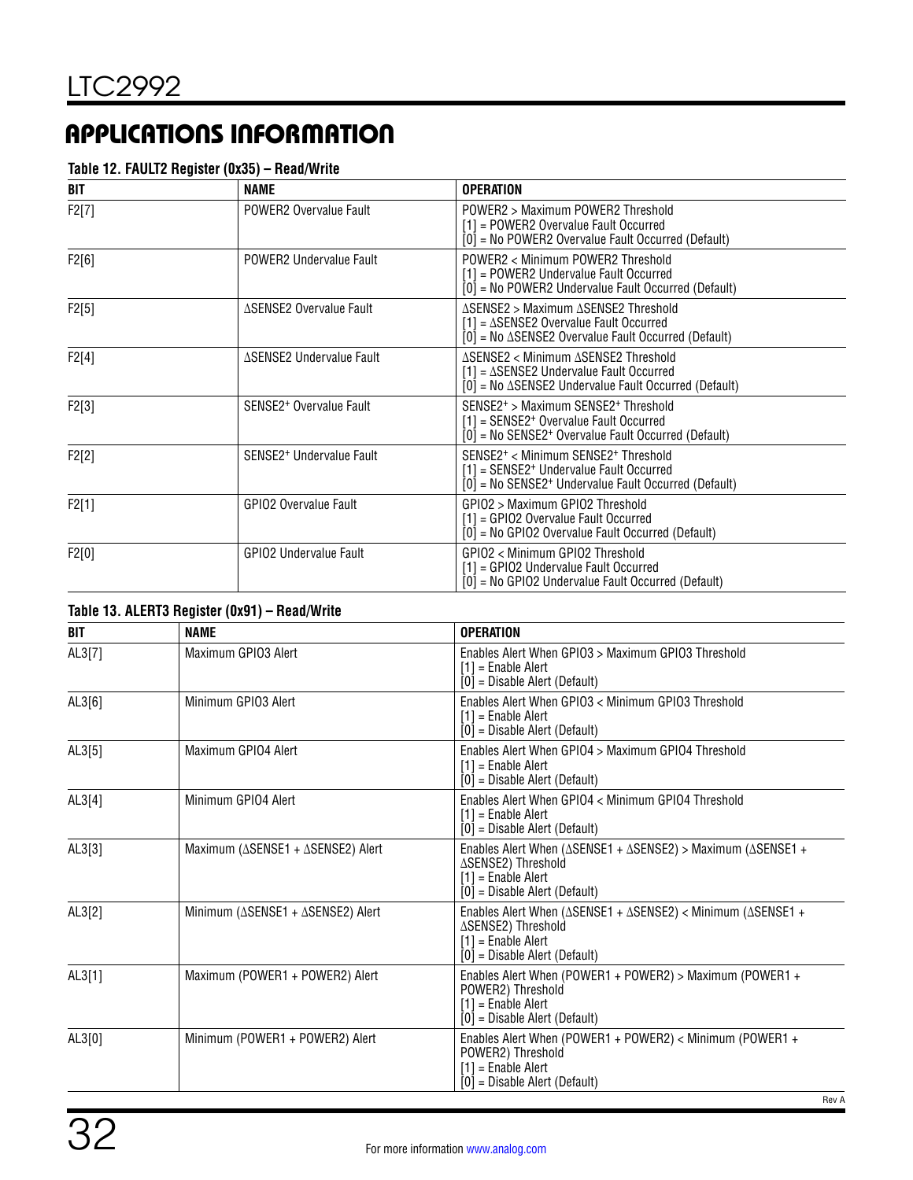## APPLICATIONS INFORMATION

**Table 12. FAULT2 Register (0x35) – Read/Write**

| BIT | NAME | OPERATION |
|---|---|---|
| F2[7] | POWER2 Overvalue Fault | POWER2 > Maximum POWER2 Threshold<br>[1] = POWER2 Overvalue Fault Occurred<br>[0] = No POWER2 Overvalue Fault Occurred (Default) |
| F2[6] | POWER2 Undervalue Fault | POWER2 < Minimum POWER2 Threshold<br>[1] = POWER2 Undervalue Fault Occurred<br>[0] = No POWER2 Undervalue Fault Occurred (Default) |
| F2[5] | ΔSENSE2 Overvalue Fault | ΔSENSE2 > Maximum ΔSENSE2 Threshold<br>[1] = ΔSENSE2 Overvalue Fault Occurred<br>[0] = No ΔSENSE2 Overvalue Fault Occurred (Default) |
| F2[4] | ΔSENSE2 Undervalue Fault | ΔSENSE2 < Minimum ΔSENSE2 Threshold<br>[1] = ΔSENSE2 Undervalue Fault Occurred<br>[0] = No ΔSENSE2 Undervalue Fault Occurred (Default) |
| F2[3] | $SENSE2^+$ Overvalue Fault | $SENSE2^+$ > Maximum $SENSE2^+$ Threshold<br>[1] = $SENSE2^+$ Overvalue Fault Occurred<br>[0] = No $SENSE2^+$ Overvalue Fault Occurred (Default) |
| F2[2] | $SENSE2^+$ Undervalue Fault | $SENSE2^+$ < Minimum $SENSE2^+$ Threshold<br>[1] = $SENSE2^+$ Undervalue Fault Occurred<br>[0] = No $SENSE2^+$ Undervalue Fault Occurred (Default) |
| F2[1] | GPIO2 Overvalue Fault | GPIO2 > Maximum GPIO2 Threshold<br>[1] = GPIO2 Overvalue Fault Occurred<br>[0] = No GPIO2 Overvalue Fault Occurred (Default) |
| F2[0] | GPIO2 Undervalue Fault | GPIO2 < Minimum GPIO2 Threshold<br>[1] = GPIO2 Undervalue Fault Occurred<br>[0] = No GPIO2 Undervalue Fault Occurred (Default) |

**Table 13. ALERT3 Register (0x91) – Read/Write**

| BIT | NAME | OPERATION |
|---|---|---|
| AL3[7] | Maximum GPIO3 Alert | Enables Alert When GPIO3 > Maximum GPIO3 Threshold<br>[1] = Enable Alert<br>[0] = Disable Alert (Default) |
| AL3[6] | Minimum GPIO3 Alert | Enables Alert When GPIO3 < Minimum GPIO3 Threshold<br>[1] = Enable Alert<br>[0] = Disable Alert (Default) |
| AL3[5] | Maximum GPIO4 Alert | Enables Alert When GPIO4 > Maximum GPIO4 Threshold<br>[1] = Enable Alert<br>[0] = Disable Alert (Default) |
| AL3[4] | Minimum GPIO4 Alert | Enables Alert When GPIO4 < Minimum GPIO4 Threshold<br>[1] = Enable Alert<br>[0] = Disable Alert (Default) |
| AL3[3] | Maximum (ΔSENSE1 + ΔSENSE2) Alert | Enables Alert When (ΔSENSE1 + ΔSENSE2) > Maximum (ΔSENSE1 + ΔSENSE2) Threshold<br>[1] = Enable Alert<br>[0] = Disable Alert (Default) |
| AL3[2] | Minimum (ΔSENSE1 + ΔSENSE2) Alert | Enables Alert When (ΔSENSE1 + ΔSENSE2) < Minimum (ΔSENSE1 + ΔSENSE2) Threshold<br>[1] = Enable Alert<br>[0] = Disable Alert (Default) |
| AL3[1] | Maximum (POWER1 + POWER2) Alert | Enables Alert When (POWER1 + POWER2) > Maximum (POWER1 + POWER2) Threshold<br>[1] = Enable Alert<br>[0] = Disable Alert (Default) |
| AL3[0] | Minimum (POWER1 + POWER2) Alert | Enables Alert When (POWER1 + POWER2) < Minimum (POWER1 + POWER2) Threshold<br>[1] = Enable Alert<br>[0] = Disable Alert (Default) |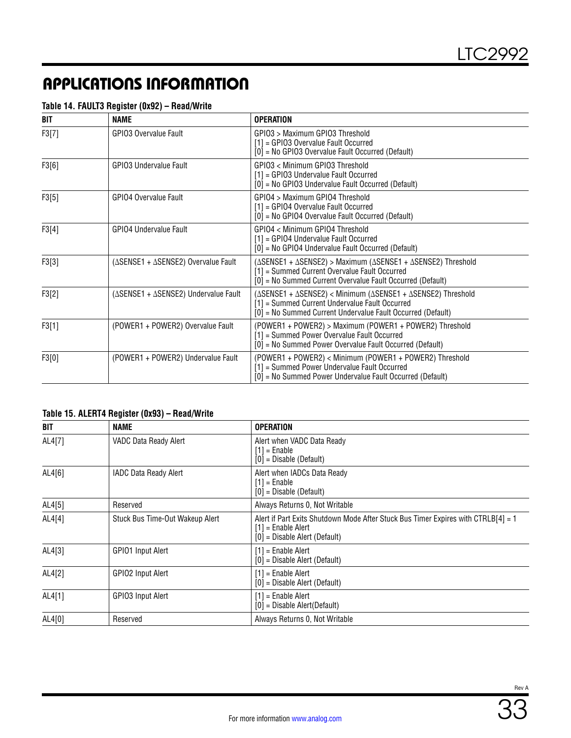## APPLICATIONS INFORMATION

**Table 14. FAULT3 Register (0x92) – Read/Write**

| BIT | NAME | OPERATION |
|---|---|---|
| F3[7] | GPIO3 Overvalue Fault | GPIO3 > Maximum GPIO3 Threshold<br>[1] = GPIO3 Overvalue Fault Occurred<br>[0] = No GPIO3 Overvalue Fault Occurred (Default) |
| F3[6] | GPIO3 Undervalue Fault | GPIO3 < Minimum GPIO3 Threshold<br>[1] = GPIO3 Undervalue Fault Occurred<br>[0] = No GPIO3 Undervalue Fault Occurred (Default) |
| F3[5] | GPIO4 Overvalue Fault | GPIO4 > Maximum GPIO4 Threshold<br>[1] = GPIO4 Overvalue Fault Occurred<br>[0] = No GPIO4 Overvalue Fault Occurred (Default) |
| F3[4] | GPIO4 Undervalue Fault | GPIO4 < Minimum GPIO4 Threshold<br>[1] = GPIO4 Undervalue Fault Occurred<br>[0] = No GPIO4 Undervalue Fault Occurred (Default) |
| F3[3] | (ΔSENSE1 + ΔSENSE2) Overvalue Fault | (ΔSENSE1 + ΔSENSE2) > Maximum (ΔSENSE1 + ΔSENSE2) Threshold<br>[1] = Summed Current Overvalue Fault Occurred<br>[0] = No Summed Current Overvalue Fault Occurred (Default) |
| F3[2] | (ΔSENSE1 + ΔSENSE2) Undervalue Fault | (ΔSENSE1 + ΔSENSE2) < Minimum (ΔSENSE1 + ΔSENSE2) Threshold<br>[1] = Summed Current Undervalue Fault Occurred<br>[0] = No Summed Current Undervalue Fault Occurred (Default) |
| F3[1] | (POWER1 + POWER2) Overvalue Fault | (POWER1 + POWER2) > Maximum (POWER1 + POWER2) Threshold<br>[1] = Summed Power Overvalue Fault Occurred<br>[0] = No Summed Power Overvalue Fault Occurred (Default) |
| F3[0] | (POWER1 + POWER2) Undervalue Fault | (POWER1 + POWER2) < Minimum (POWER1 + POWER2) Threshold<br>[1] = Summed Power Undervalue Fault Occurred<br>[0] = No Summed Power Undervalue Fault Occurred (Default) |

**Table 15. ALERT4 Register (0x93) – Read/Write**

| BIT | NAME | OPERATION |
|---|---|---|
| AL4[7] | VADC Data Ready Alert | Alert when VADC Data Ready<br>[1] = Enable<br>[0] = Disable (Default) |
| AL4[6] | IADC Data Ready Alert | Alert when IADCs Data Ready<br>[1] = Enable<br>[0] = Disable (Default) |
| AL4[5] | Reserved | Always Returns 0, Not Writable |
| AL4[4] | Stuck Bus Time-Out Wakeup Alert | Alert if Part Exits Shutdown Mode After Stuck Bus Timer Expires with CTRLB[4] = 1<br>[1] = Enable Alert<br>[0] = Disable Alert (Default) |
| AL4[3] | GPIO1 Input Alert | [1] = Enable Alert<br>[0] = Disable Alert (Default) |
| AL4[2] | GPIO2 Input Alert | [1] = Enable Alert<br>[0] = Disable Alert (Default) |
| AL4[1] | GPIO3 Input Alert | [1] = Enable Alert<br>[0] = Disable Alert(Default) |
| AL4[0] | Reserved | Always Returns 0, Not Writable |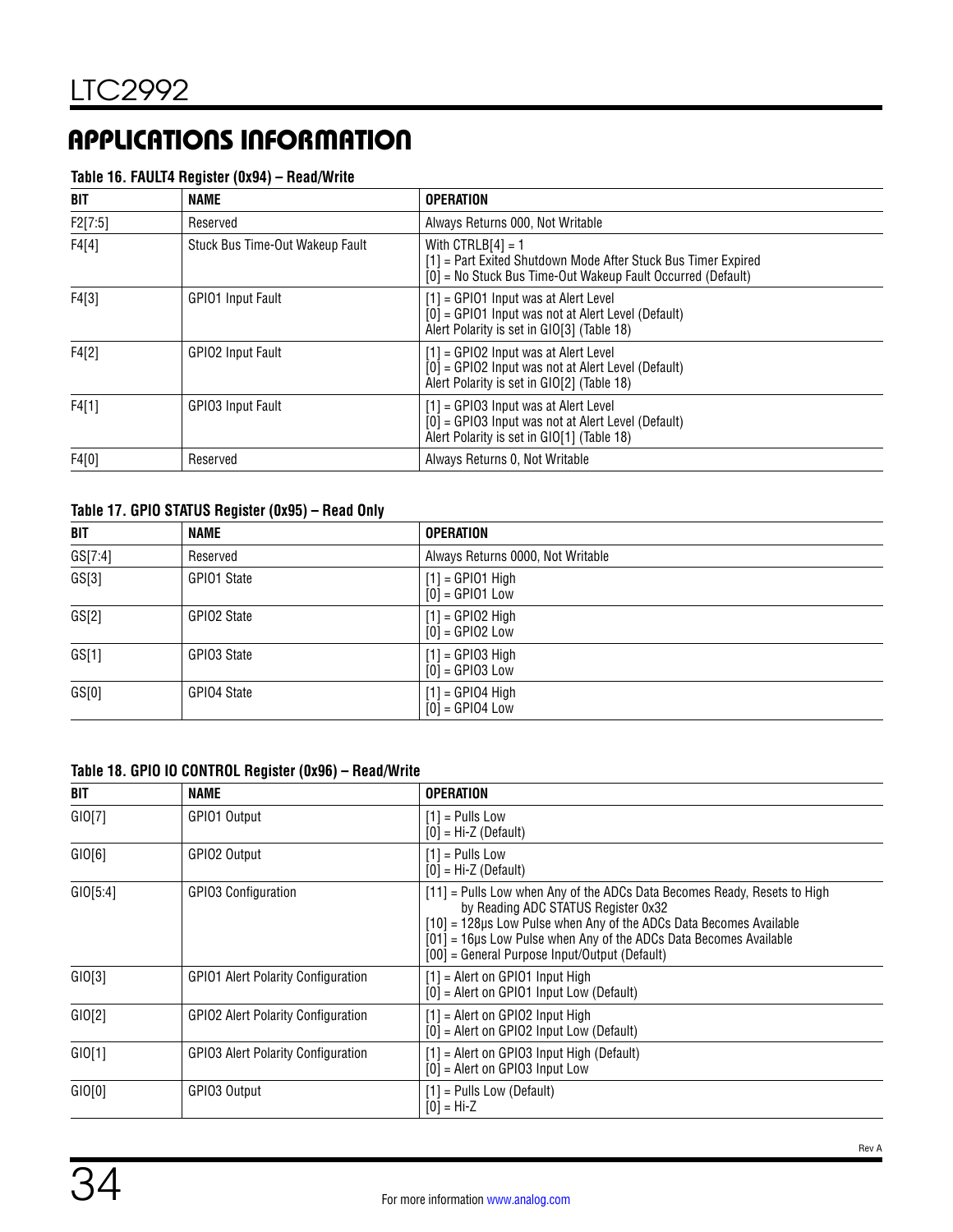## APPLICATIONS INFORMATION

**Table 16. FAULT4 Register (0x94) – Read/Write**

| BIT | NAME | OPERATION |
|---|---|---|
| F2[7:5] | Reserved | Always Returns 000, Not Writable |
| F4[4] | Stuck Bus Time-Out Wakeup Fault | With CTRLB[4] = 1<br>[1] = Part Exited Shutdown Mode After Stuck Bus Timer Expired<br>[0] = No Stuck Bus Time-Out Wakeup Fault Occurred (Default) |
| F4[3] | GPIO1 Input Fault | [1] = GPIO1 Input was at Alert Level<br>[0] = GPIO1 Input was not at Alert Level (Default)<br>Alert Polarity is set in GIO[3] (Table 18) |
| F4[2] | GPIO2 Input Fault | [1] = GPIO2 Input was at Alert Level<br>[0] = GPIO2 Input was not at Alert Level (Default)<br>Alert Polarity is set in GIO[2] (Table 18) |
| F4[1] | GPIO3 Input Fault | [1] = GPIO3 Input was at Alert Level<br>[0] = GPIO3 Input was not at Alert Level (Default)<br>Alert Polarity is set in GIO[1] (Table 18) |
| F4[0] | Reserved | Always Returns 0, Not Writable |

**Table 17. GPIO STATUS Register (0x95) – Read Only**

| BIT | NAME | OPERATION |
|---|---|---|
| GS[7:4] | Reserved | Always Returns 0000, Not Writable |
| GS[3] | GPIO1 State | [1] = GPIO1 High<br>[0] = GPIO1 Low |
| GS[2] | GPIO2 State | [1] = GPIO2 High<br>[0] = GPIO2 Low |
| GS[1] | GPIO3 State | [1] = GPIO3 High<br>[0] = GPIO3 Low |
| GS[0] | GPIO4 State | [1] = GPIO4 High<br>[0] = GPIO4 Low |

**Table 18. GPIO IO CONTROL Register (0x96) – Read/Write**

| BIT | NAME | OPERATION |
|---|---|---|
| GIO[7] | GPIO1 Output | [1] = Pulls Low<br>[0] = Hi-Z (Default) |
| GIO[6] | GPIO2 Output | [1] = Pulls Low<br>[0] = Hi-Z (Default) |
| GIO[5:4] | GPIO3 Configuration | [11] = Pulls Low when Any of the ADCs Data Becomes Ready, Resets to High by Reading ADC STATUS Register 0x32<br>[10] = 128µs Low Pulse when Any of the ADCs Data Becomes Available<br>[01] = 16µs Low Pulse when Any of the ADCs Data Becomes Available<br>[00] = General Purpose Input/Output (Default) |
| GIO[3] | GPIO1 Alert Polarity Configuration | [1] = Alert on GPIO1 Input High<br>[0] = Alert on GPIO1 Input Low (Default) |
| GIO[2] | GPIO2 Alert Polarity Configuration | [1] = Alert on GPIO2 Input High<br>[0] = Alert on GPIO2 Input Low (Default) |
| GIO[1] | GPIO3 Alert Polarity Configuration | [1] = Alert on GPIO3 Input High (Default)<br>[0] = Alert on GPIO3 Input Low |
| GIO[0] | GPIO3 Output | [1] = Pulls Low (Default)<br>[0] = Hi-Z |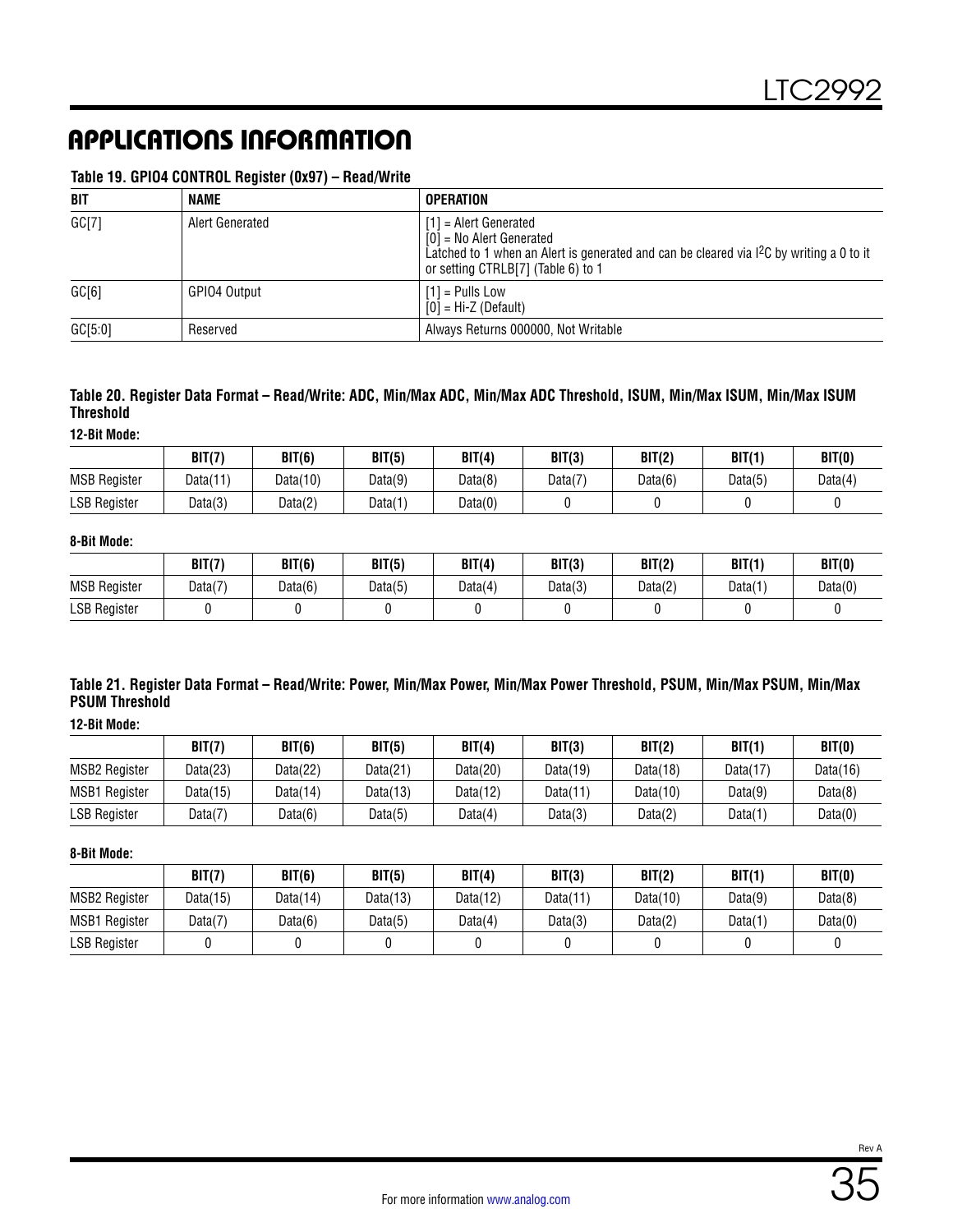# APPLICATIONS INFORMATION

**Table 19. GPIO4 CONTROL Register (0x97) – Read/Write**

| BIT | NAME | OPERATION |
|---|---|---|
| GC[7] | Alert Generated | [1] = Alert Generated<br>[0] = No Alert Generated<br>Latched to 1 when an Alert is generated and can be cleared via I$^2$C by writing a 0 to it or setting CTRLB[7] (Table 6) to 1 |
| GC[6] | GPIO4 Output | [1] = Pulls Low<br>[0] = Hi-Z (Default) |
| GC[5:0] | Reserved | Always Returns 000000, Not Writable |

**Table 20. Register Data Format – Read/Write: ADC, Min/Max ADC, Min/Max ADC Threshold, ISUM, Min/Max ISUM, Min/Max ISUM Threshold**

**12-Bit Mode:**

| | BIT(7) | BIT(6) | BIT(5) | BIT(4) | BIT(3) | BIT(2) | BIT(1) | BIT(0) |
|---|---|---|---|---|---|---|---|---|
| MSB Register | Data(11) | Data(10) | Data(9) | Data(8) | Data(7) | Data(6) | Data(5) | Data(4) |
| LSB Register | Data(3) | Data(2) | Data(1) | Data(0) | 0 | 0 | 0 | 0 |

**8-Bit Mode:**

| | BIT(7) | BIT(6) | BIT(5) | BIT(4) | BIT(3) | BIT(2) | BIT(1) | BIT(0) |
|---|---|---|---|---|---|---|---|---|
| MSB Register | Data(7) | Data(6) | Data(5) | Data(4) | Data(3) | Data(2) | Data(1) | Data(0) |
| LSB Register | 0 | 0 | 0 | 0 | 0 | 0 | 0 | 0 |

**Table 21. Register Data Format – Read/Write: Power, Min/Max Power, Min/Max Power Threshold, PSUM, Min/Max PSUM, Min/Max PSUM Threshold**

**12-Bit Mode:**

| | BIT(7) | BIT(6) | BIT(5) | BIT(4) | BIT(3) | BIT(2) | BIT(1) | BIT(0) |
|---|---|---|---|---|---|---|---|---|
| MSB2 Register | Data(23) | Data(22) | Data(21) | Data(20) | Data(19) | Data(18) | Data(17) | Data(16) |
| MSB1 Register | Data(15) | Data(14) | Data(13) | Data(12) | Data(11) | Data(10) | Data(9) | Data(8) |
| LSB Register | Data(7) | Data(6) | Data(5) | Data(4) | Data(3) | Data(2) | Data(1) | Data(0) |

**8-Bit Mode:**

| | BIT(7) | BIT(6) | BIT(5) | BIT(4) | BIT(3) | BIT(2) | BIT(1) | BIT(0) |
|---|---|---|---|---|---|---|---|---|
| MSB2 Register | Data(15) | Data(14) | Data(13) | Data(12) | Data(11) | Data(10) | Data(9) | Data(8) |
| MSB1 Register | Data(7) | Data(6) | Data(5) | Data(4) | Data(3) | Data(2) | Data(1) | Data(0) |
| LSB Register | 0 | 0 | 0 | 0 | 0 | 0 | 0 | 0 |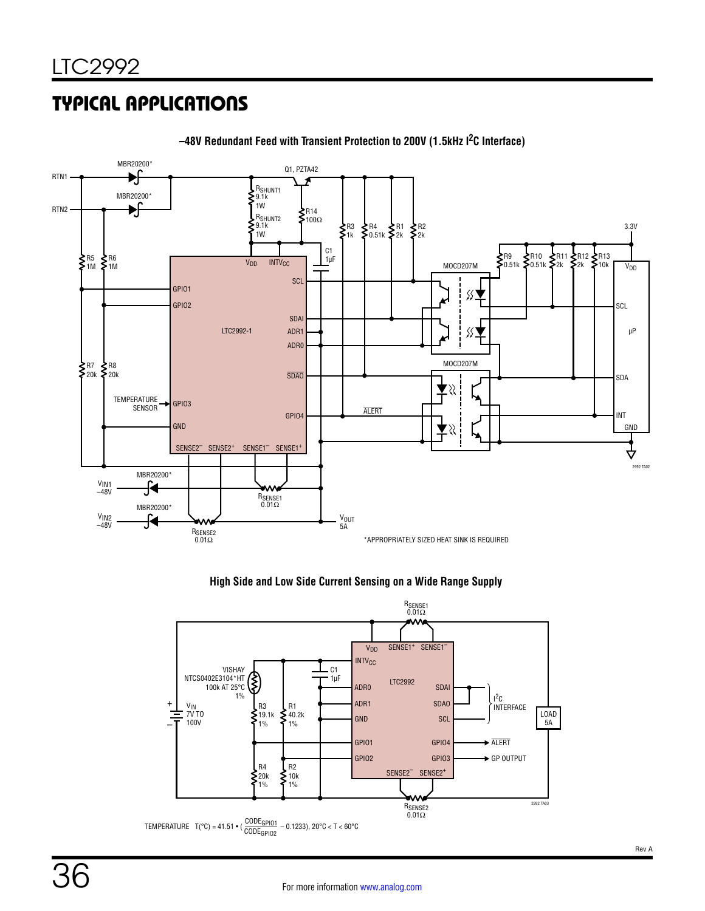## TYPICAL APPLICATIONS

**–48V Redundant Feed with Transient Protection to 200V (1.5kHz $I^2C$ Interface)**

*APPROPRIATELY SIZED HEAT SINK IS REQUIRED

**High Side and Low Side Current Sensing on a Wide Range Supply**

$$\text{TEMPERATURE}\quad T(°C) = 41.51 \cdot \left(\frac{CODE_{GPIO1}}{CODE_{GPIO2}} - 0.1233\right), 20°C < T < 60°C$$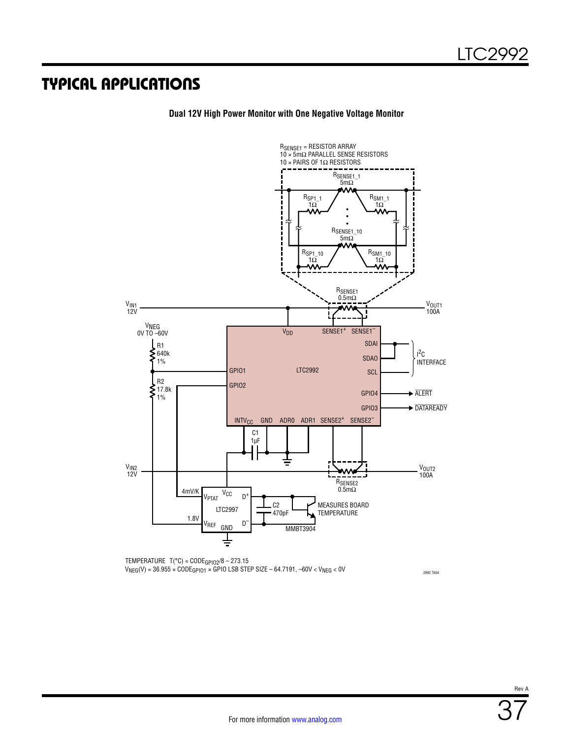## TYPICAL APPLICATIONS

**Dual 12V High Power Monitor with One Negative Voltage Monitor**

$R_{SENSE1}$ = RESISTOR ARRAY
10 × 5mΩ PARALLEL SENSE RESISTORS
10 × PAIRS OF 1Ω RESISTORS

$R_{SENSE1\_1}$ 5mΩ, $R_{SP1\_1}$ 1Ω, $R_{SM1\_1}$ 1Ω, $R_{SENSE1\_10}$ 5mΩ, $R_{SP1\_10}$ 1Ω, $R_{SM1\_10}$ 1Ω

$R_{SENSE1}$ 0.5mΩ

$V_{IN1}$ 12V, $V_{OUT1}$ 100A

$V_{NEG}$ 0V TO –60V

R1 640k 1%, R2 17.8k 1%

LTC2992: $V_{DD}$, $SENSE1^+$, $SENSE1^-$, SDAI, SDAO, SCL, GPIO1, GPIO2, GPIO4, GPIO3, $INTV_{CC}$, GND, ADR0, ADR1, $SENSE2^+$, $SENSE2^-$

$I^2C$ INTERFACE, $\overline{ALERT}$, $\overline{DATAREADY}$

C1 1µF

$V_{IN2}$ 12V, $V_{OUT2}$ 100A, $R_{SENSE2}$ 0.5mΩ

LTC2997: $V_{PTAT}$ (4mV/K), $V_{CC}$, $D^+$, $V_{REF}$ (1.8V), GND, $D^-$

C2 470pF, MMBT3904, MEASURES BOARD TEMPERATURE

TEMPERATURE $T(°C) = CODE_{GPIO2}/8 – 273.15$

$V_{NEG}(V) = 36.955 × CODE_{GPIO1} ×$ GPIO LSB STEP SIZE $– 64.7191$, $–60V < V_{NEG} < 0V$

2992 TA04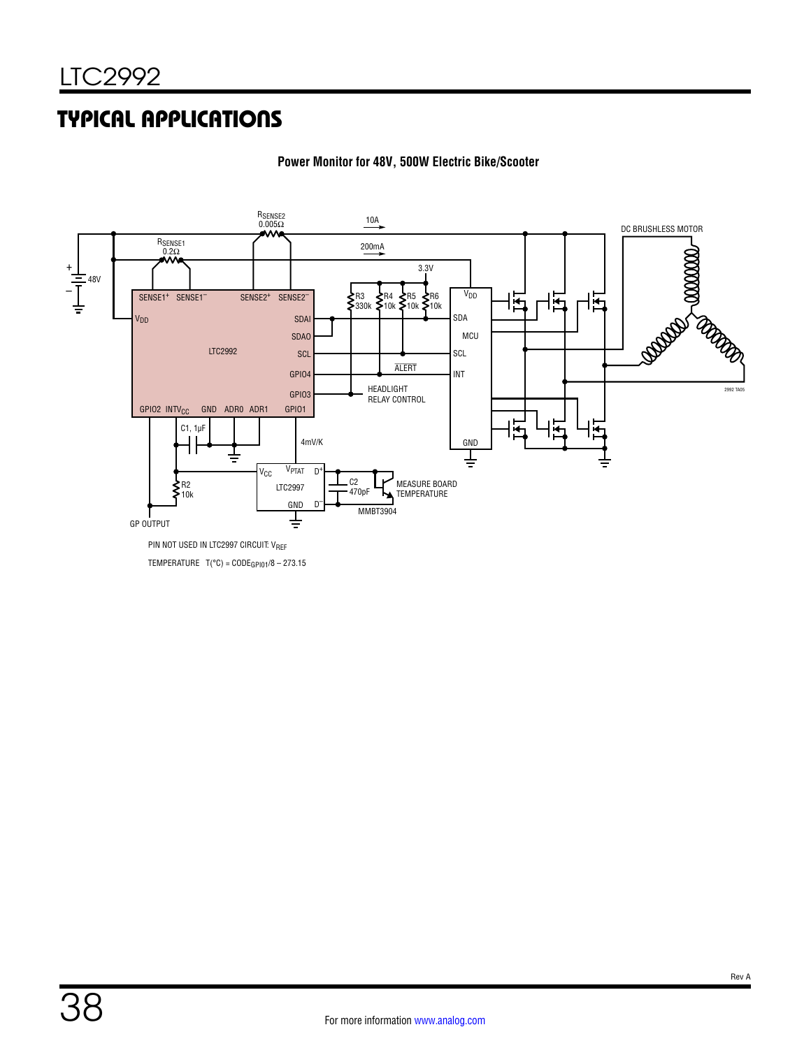## TYPICAL APPLICATIONS

**Power Monitor for 48V, 500W Electric Bike/Scooter**

PIN NOT USED IN LTC2997 CIRCUIT: $V_{REF}$

TEMPERATURE $T(°C) = CODE_{GPIO1}/8 – 273.15$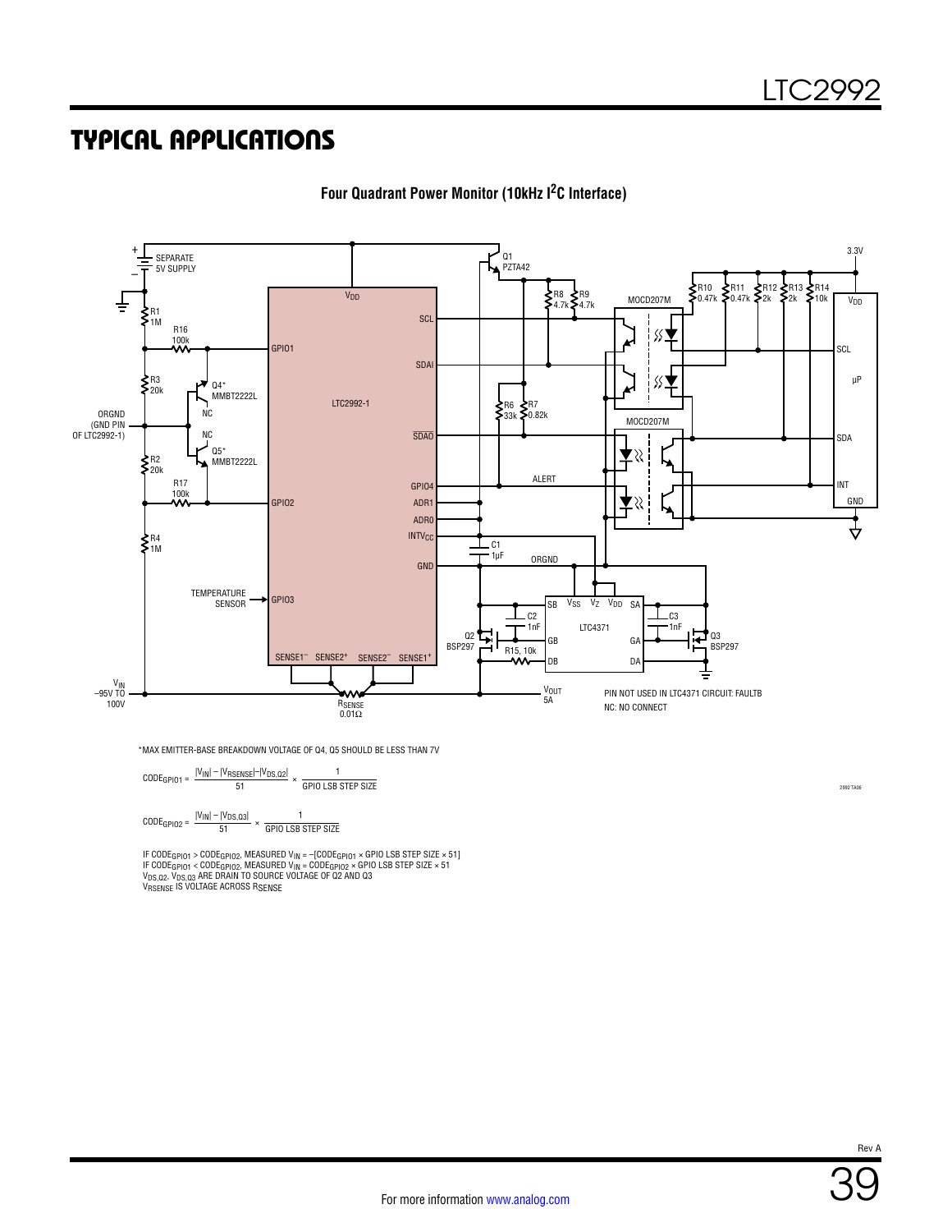## TYPICAL APPLICATIONS

**Four Quadrant Power Monitor (10kHz I²C Interface)**

*MAX EMITTER-BASE BREAKDOWN VOLTAGE OF Q4, Q5 SHOULD BE LESS THAN 7V

$$CODE_{GPIO1} = \frac{|V_{IN}| - |V_{RSENSE}| - |V_{DS,Q2}|}{51} \times \frac{1}{\text{GPIO LSB STEP SIZE}}$$

$$CODE_{GPIO2} = \frac{|V_{IN}| - |V_{DS,Q3}|}{51} \times \frac{1}{\text{GPIO LSB STEP SIZE}}$$

IF $CODE_{GPIO1} > CODE_{GPIO2}$, MEASURED $V_{IN} = -[CODE_{GPIO1} \times \text{GPIO LSB STEP SIZE} \times 51]$

IF $CODE_{GPIO1} < CODE_{GPIO2}$, MEASURED $V_{IN} = CODE_{GPIO2} \times \text{GPIO LSB STEP SIZE} \times 51$

$V_{DS,Q2}$, $V_{DS,Q3}$ ARE DRAIN TO SOURCE VOLTAGE OF Q2 AND Q3

$V_{RSENSE}$ IS VOLTAGE ACROSS $R_{SENSE}$

PIN NOT USED IN LTC4371 CIRCUIT: FAULTB

NC: NO CONNECT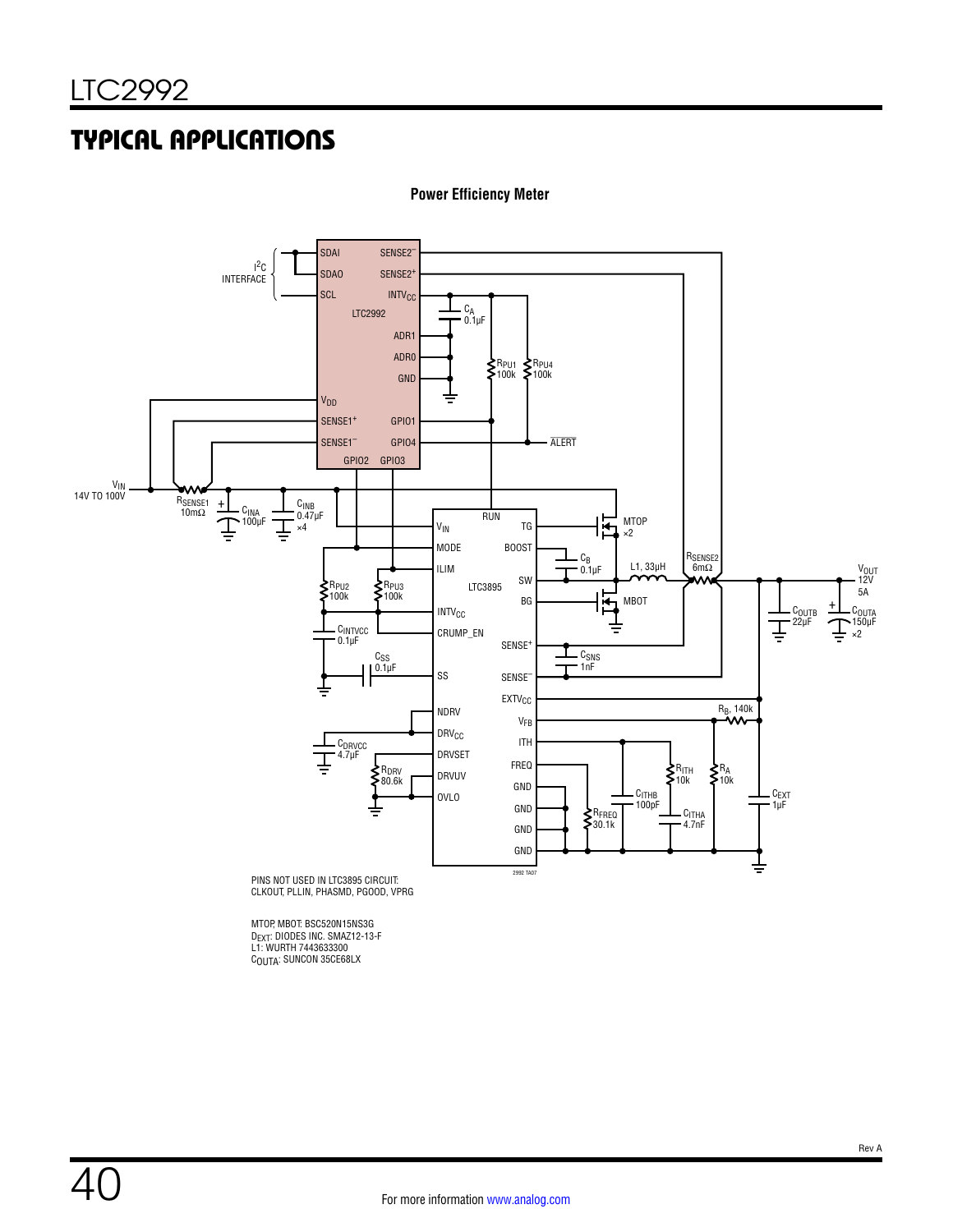## TYPICAL APPLICATIONS

**Power Efficiency Meter**

PINS NOT USED IN LTC3895 CIRCUIT:
CLKOUT, PLLIN, PHASMD, PGOOD, VPRG

MTOP, MBOT: BSC520N15NS3G
$D_{EXT}$: DIODES INC. SMAZ12-13-F
L1: WURTH 7443633300
$C_{OUTA}$: SUNCON 35CE68LX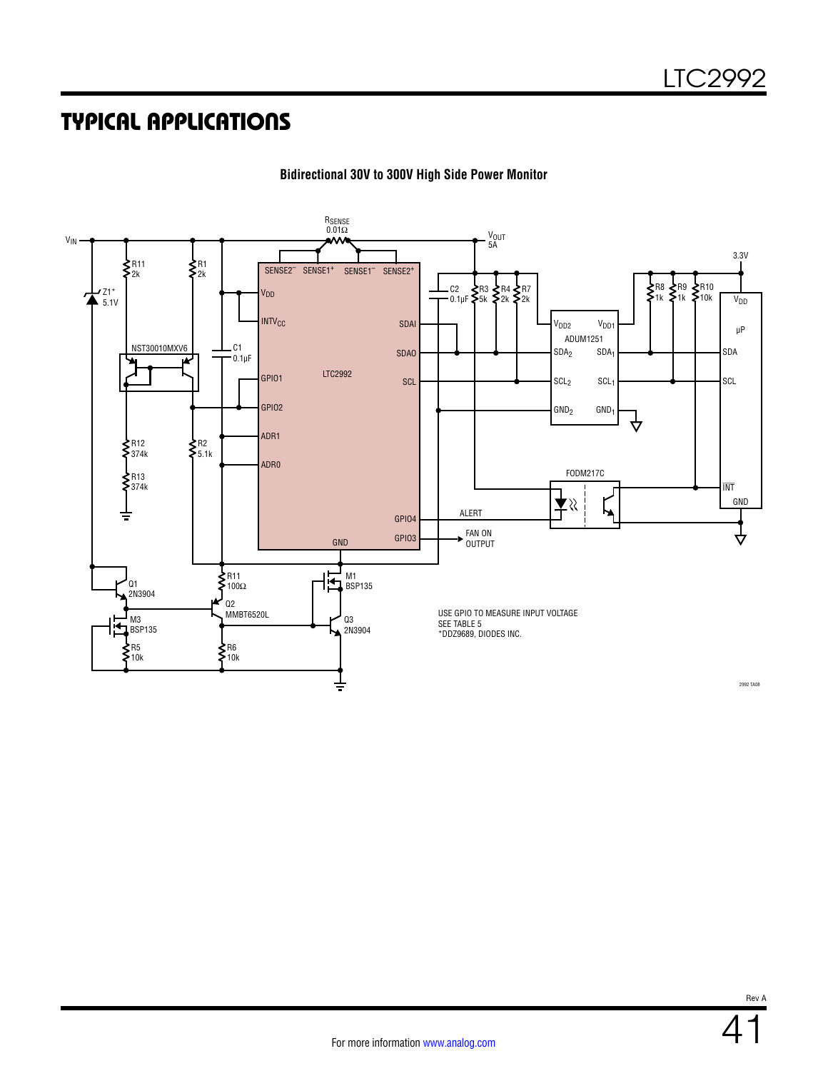## TYPICAL APPLICATIONS

**Bidirectional 30V to 300V High Side Power Monitor**

USE GPIO TO MEASURE INPUT VOLTAGE
SEE TABLE 5
*DDZ9689, DIODES INC.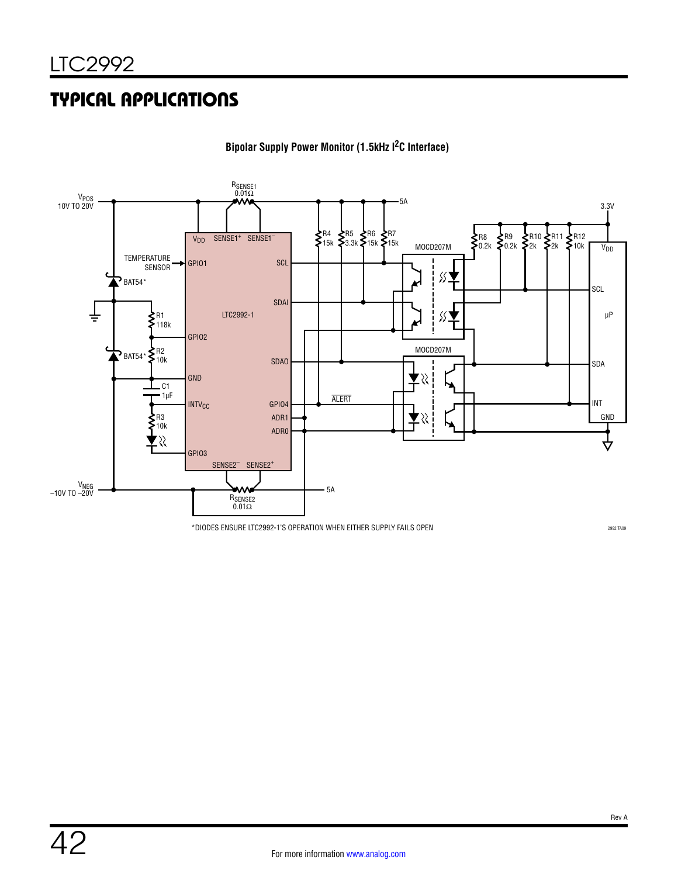## TYPICAL APPLICATIONS

**Bipolar Supply Power Monitor (1.5kHz I²C Interface)**

*DIODES ENSURE LTC2992-1'S OPERATION WHEN EITHER SUPPLY FAILS OPEN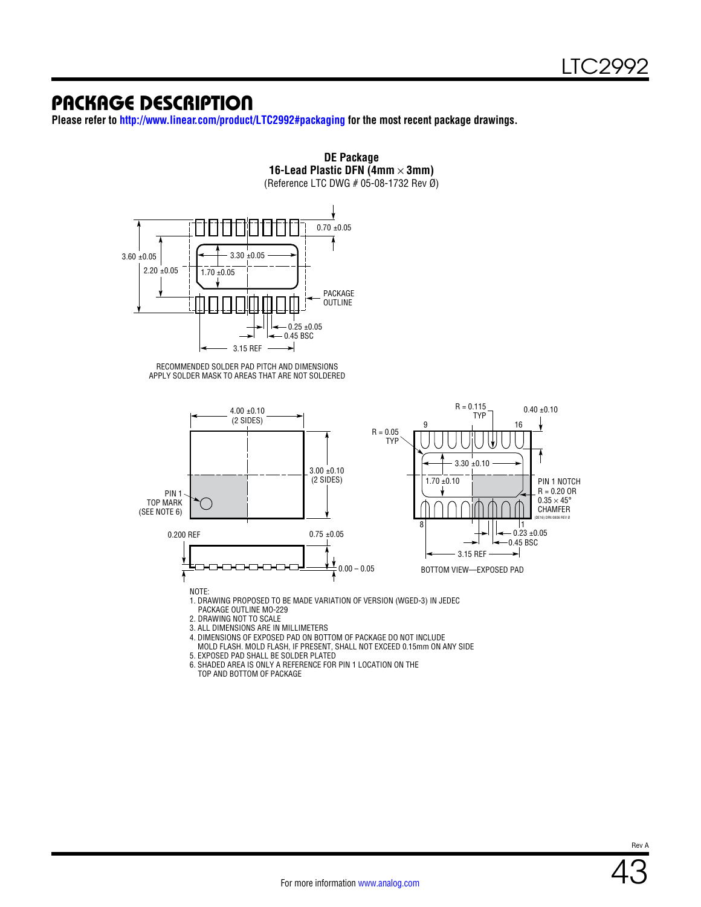# PACKAGE DESCRIPTION

**Please refer to http://www.linear.com/product/LTC2992#packaging for the most recent package drawings.**

**DE Package**
**16-Lead Plastic DFN (4mm × 3mm)**
(Reference LTC DWG # 05-08-1732 Rev Ø)

0.70 ±0.05

3.60 ±0.05

2.20 ±0.05

3.30 ±0.05

1.70 ±0.05

PACKAGE OUTLINE

0.25 ±0.05

0.45 BSC

3.15 REF

RECOMMENDED SOLDER PAD PITCH AND DIMENSIONS
APPLY SOLDER MASK TO AREAS THAT ARE NOT SOLDERED

4.00 ±0.10 (2 SIDES)

3.00 ±0.10 (2 SIDES)

PIN 1 TOP MARK (SEE NOTE 6)

0.200 REF

0.75 ±0.05

0.00 – 0.05

R = 0.115 TYP

0.40 ±0.10

R = 0.05 TYP

9

16

3.30 ±0.10

1.70 ±0.10

PIN 1 NOTCH R = 0.20 OR 0.35 × 45° CHAMFER

(DE16) DFN 0806 REV Ø

8

1

0.23 ±0.05

0.45 BSC

3.15 REF

BOTTOM VIEW—EXPOSED PAD

NOTE:
1. DRAWING PROPOSED TO BE MADE VARIATION OF VERSION (WGED-3) IN JEDEC PACKAGE OUTLINE MO-229
2. DRAWING NOT TO SCALE
3. ALL DIMENSIONS ARE IN MILLIMETERS
4. DIMENSIONS OF EXPOSED PAD ON BOTTOM OF PACKAGE DO NOT INCLUDE MOLD FLASH. MOLD FLASH, IF PRESENT, SHALL NOT EXCEED 0.15mm ON ANY SIDE
5. EXPOSED PAD SHALL BE SOLDER PLATED
6. SHADED AREA IS ONLY A REFERENCE FOR PIN 1 LOCATION ON THE TOP AND BOTTOM OF PACKAGE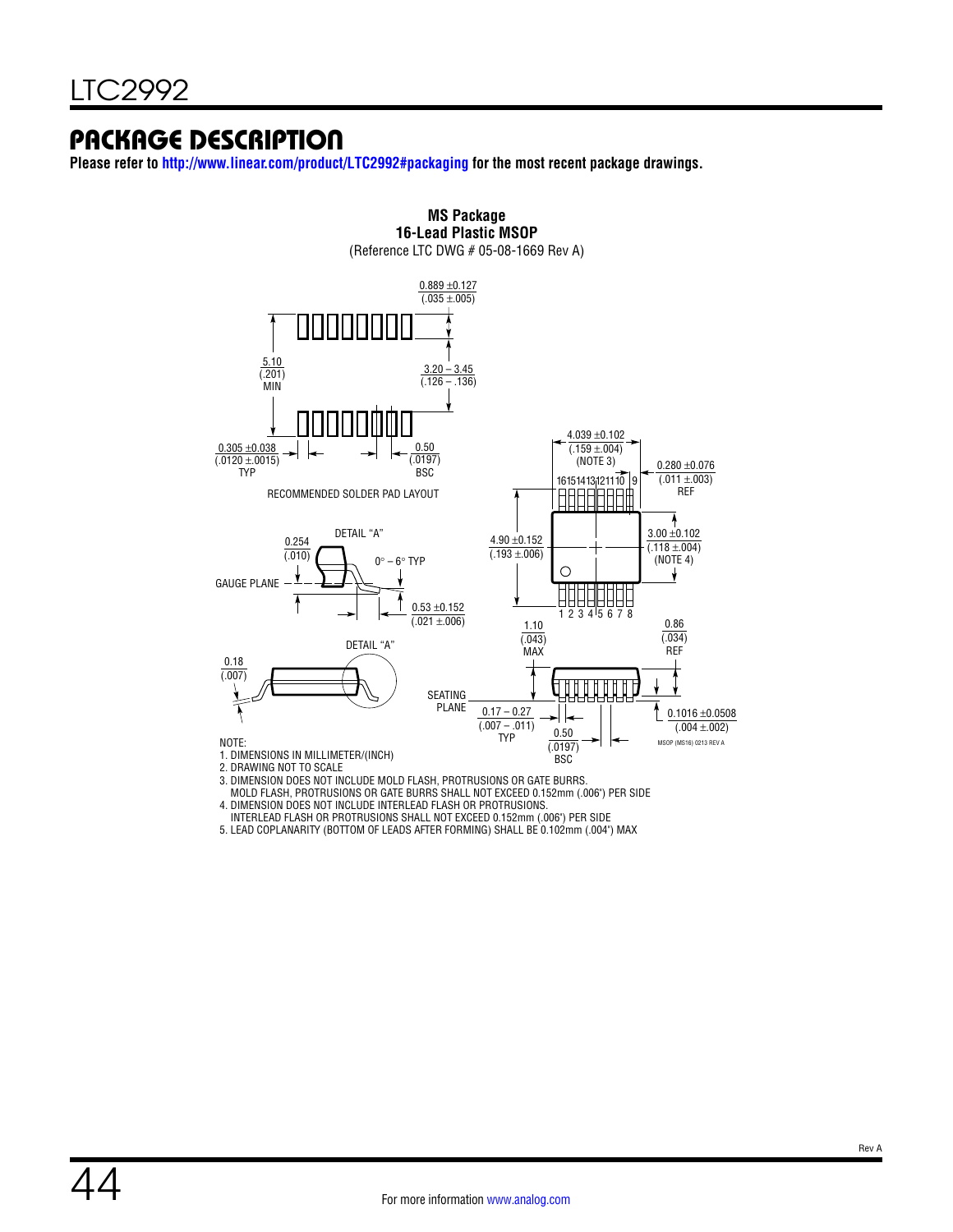## PACKAGE DESCRIPTION

**Please refer to http://www.linear.com/product/LTC2992#packaging for the most recent package drawings.**

**MS Package**
**16-Lead Plastic MSOP**
(Reference LTC DWG # 05-08-1669 Rev A)

0.889 ±0.127 (.035 ±.005)

5.10 (.201) MIN

3.20 – 3.45 (.126 – .136)

0.305 ±0.038 (.0120 ±.0015) TYP

0.50 (.0197) BSC

RECOMMENDED SOLDER PAD LAYOUT

4.039 ±0.102 (.159 ±.004) (NOTE 3)

0.280 ±0.076 (.011 ±.003) REF

16 15 14 13 12 11 10 9

4.90 ±0.152 (.193 ±.006)

3.00 ±0.102 (.118 ±.004) (NOTE 4)

1 2 3 4 5 6 7 8

DETAIL "A"

0.254 (.010)

0° – 6° TYP

GAUGE PLANE

0.53 ±0.152 (.021 ±.006)

DETAIL "A"

0.18 (.007)

1.10 (.043) MAX

0.86 (.034) REF

SEATING PLANE

0.17 – 0.27 (.007 – .011) TYP

0.50 (.0197) BSC

0.1016 ±0.0508 (.004 ±.002)

MSOP (MS16) 0213 REV A

NOTE:
1. DIMENSIONS IN MILLIMETER/(INCH)
2. DRAWING NOT TO SCALE
3. DIMENSION DOES NOT INCLUDE MOLD FLASH, PROTRUSIONS OR GATE BURRS. MOLD FLASH, PROTRUSIONS OR GATE BURRS SHALL NOT EXCEED 0.152mm (.006") PER SIDE
4. DIMENSION DOES NOT INCLUDE INTERLEAD FLASH OR PROTRUSIONS. INTERLEAD FLASH OR PROTRUSIONS SHALL NOT EXCEED 0.152mm (.006") PER SIDE
5. LEAD COPLANARITY (BOTTOM OF LEADS AFTER FORMING) SHALL BE 0.102mm (.004") MAX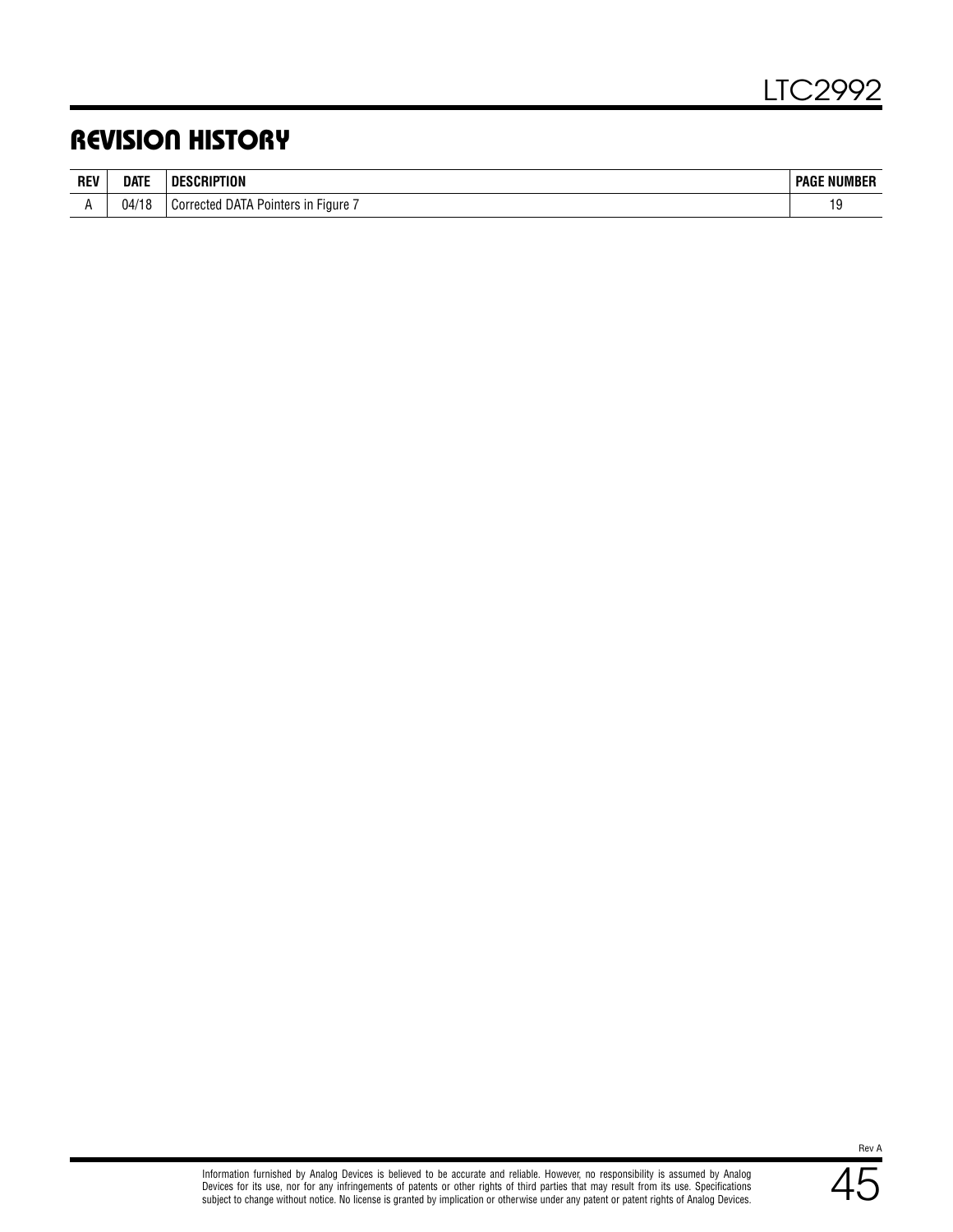## REVISION HISTORY

| REV | DATE | DESCRIPTION | PAGE NUMBER |
|---|---|---|---|
| A | 04/18 | Corrected DATA Pointers in Figure 7 | 19 |

Information furnished by Analog Devices is believed to be accurate and reliable. However, no responsibility is assumed by Analog Devices for its use, nor for any infringements of patents or other rights of third parties that may result from its use. Specifications subject to change without notice. No license is granted by implication or otherwise under any patent or patent rights of Analog Devices.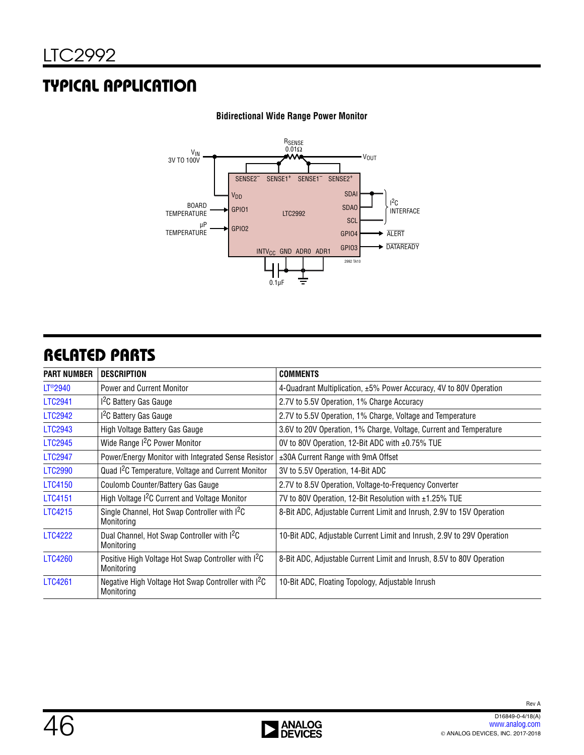## TYPICAL APPLICATION

**Bidirectional Wide Range Power Monitor**

$R_{SENSE}$
0.01Ω
$V_{IN}$
3V TO 100V
$V_{OUT}$
SENSE2⁻ SENSE1⁺ SENSE1⁻ SENSE2⁺
$V_{DD}$
BOARD TEMPERATURE
GPIO1
μP TEMPERATURE
GPIO2
LTC2992
SDAI
SDAO
SCL
$I^2C$ INTERFACE
GPIO4
ALERT
GPIO3
DATAREADY
$INTV_{CC}$ GND ADR0 ADR1
0.1μF
2992 TA10

## RELATED PARTS

| PART NUMBER | DESCRIPTION | COMMENTS |
|---|---|---|
| LT®2940 | Power and Current Monitor | 4-Quadrant Multiplication, ±5% Power Accuracy, 4V to 80V Operation |
| LTC2941 | $I^2C$ Battery Gas Gauge | 2.7V to 5.5V Operation, 1% Charge Accuracy |
| LTC2942 | $I^2C$ Battery Gas Gauge | 2.7V to 5.5V Operation, 1% Charge, Voltage and Temperature |
| LTC2943 | High Voltage Battery Gas Gauge | 3.6V to 20V Operation, 1% Charge, Voltage, Current and Temperature |
| LTC2945 | Wide Range $I^2C$ Power Monitor | 0V to 80V Operation, 12-Bit ADC with ±0.75% TUE |
| LTC2947 | Power/Energy Monitor with Integrated Sense Resistor | ±30A Current Range with 9mA Offset |
| LTC2990 | Quad $I^2C$ Temperature, Voltage and Current Monitor | 3V to 5.5V Operation, 14-Bit ADC |
| LTC4150 | Coulomb Counter/Battery Gas Gauge | 2.7V to 8.5V Operation, Voltage-to-Frequency Converter |
| LTC4151 | High Voltage $I^2C$ Current and Voltage Monitor | 7V to 80V Operation, 12-Bit Resolution with ±1.25% TUE |
| LTC4215 | Single Channel, Hot Swap Controller with $I^2C$ Monitoring | 8-Bit ADC, Adjustable Current Limit and Inrush, 2.9V to 15V Operation |
| LTC4222 | Dual Channel, Hot Swap Controller with $I^2C$ Monitoring | 10-Bit ADC, Adjustable Current Limit and Inrush, 2.9V to 29V Operation |
| LTC4260 | Positive High Voltage Hot Swap Controller with $I^2C$ Monitoring | 8-Bit ADC, Adjustable Current Limit and Inrush, 8.5V to 80V Operation |
| LTC4261 | Negative High Voltage Hot Swap Controller with $I^2C$ Monitoring | 10-Bit ADC, Floating Topology, Adjustable Inrush |

Rev A

D16849-0-4/18(A)
www.analog.com
© ANALOG DEVICES, INC. 2017-2018